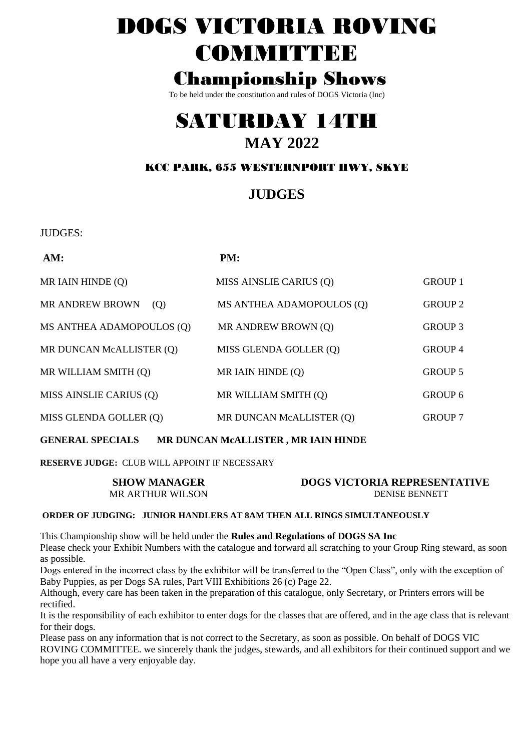# DOGS VICTORIA ROVING COMMITTEE

## Championship Shows

To be held under the constitution and rules of DOGS Victoria (Inc)

# SATURDAY 14TH

## MAY 2022

### KCC PARK, 655 WESTERNPORT HWY, SKYE

## JUDGES

JUDGES:

| AM: | PM: | |
|---|---|---|
| MR IAIN HINDE (Q) | MISS AINSLIE CARIUS (Q) | GROUP 1 |
| MR ANDREW BROWN (Q) | MS ANTHEA ADAMOPOULOS (Q) | GROUP 2 |
| MS ANTHEA ADAMOPOULOS (Q) | MR ANDREW BROWN (Q) | GROUP 3 |
| MR DUNCAN McALLISTER (Q) | MISS GLENDA GOLLER (Q) | GROUP 4 |
| MR WILLIAM SMITH (Q) | MR IAIN HINDE (Q) | GROUP 5 |
| MISS AINSLIE CARIUS (Q) | MR WILLIAM SMITH (Q) | GROUP 6 |
| MISS GLENDA GOLLER (Q) | MR DUNCAN McALLISTER (Q) | GROUP 7 |

**GENERAL SPECIALS MR DUNCAN McALLISTER , MR IAIN HINDE**

**RESERVE JUDGE:** CLUB WILL APPOINT IF NECESSARY

**SHOW MANAGER**
MR ARTHUR WILSON

**DOGS VICTORIA REPRESENTATIVE**
DENISE BENNETT

**ORDER OF JUDGING: JUNIOR HANDLERS AT 8AM THEN ALL RINGS SIMULTANEOUSLY**

This Championship show will be held under the **Rules and Regulations of DOGS SA Inc**

Please check your Exhibit Numbers with the catalogue and forward all scratching to your Group Ring steward, as soon as possible.

Dogs entered in the incorrect class by the exhibitor will be transferred to the "Open Class", only with the exception of Baby Puppies, as per Dogs SA rules, Part VIII Exhibitions 26 (c) Page 22.

Although, every care has been taken in the preparation of this catalogue, only Secretary, or Printers errors will be rectified.

It is the responsibility of each exhibitor to enter dogs for the classes that are offered, and in the age class that is relevant for their dogs.

Please pass on any information that is not correct to the Secretary, as soon as possible. On behalf of DOGS VIC ROVING COMMITTEE. we sincerely thank the judges, stewards, and all exhibitors for their continued support and we hope you all have a very enjoyable day.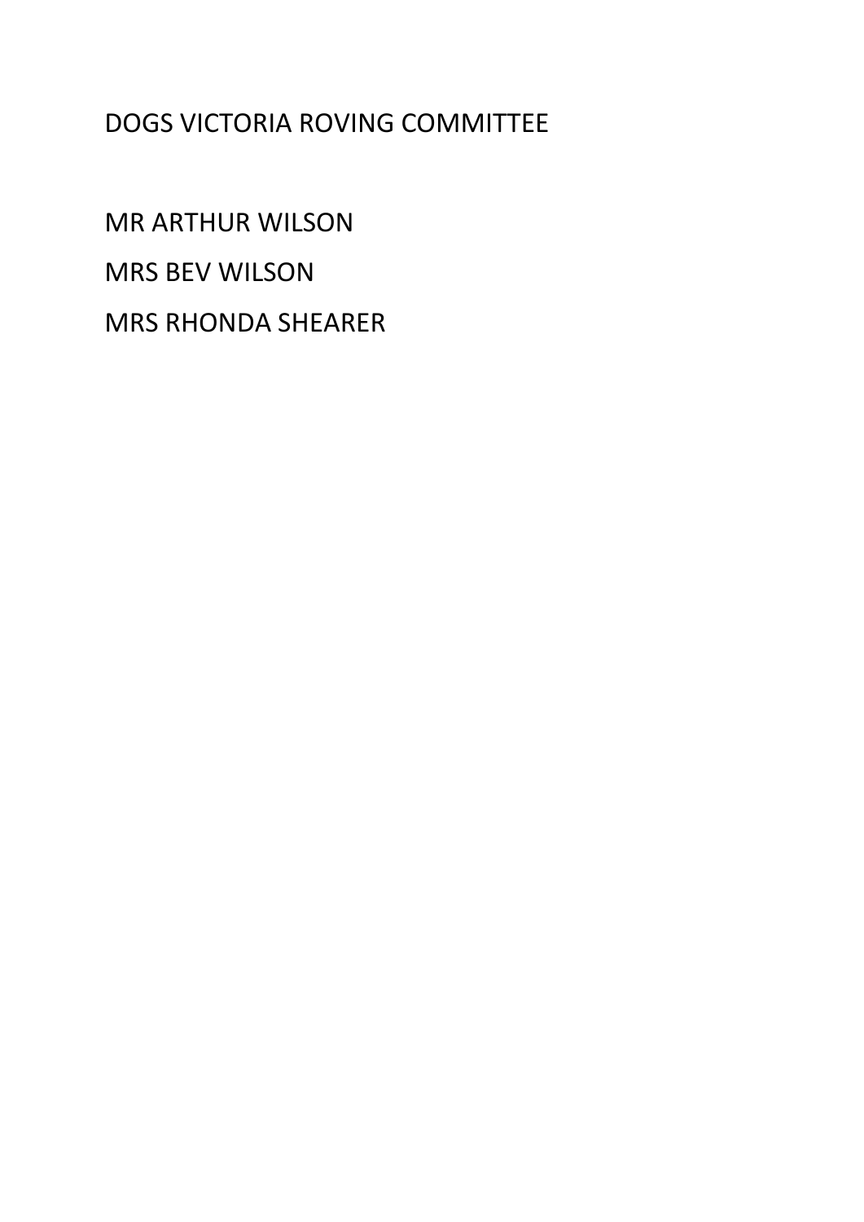DOGS VICTORIA ROVING COMMITTEE

MR ARTHUR WILSON

MRS BEV WILSON

MRS RHONDA SHEARER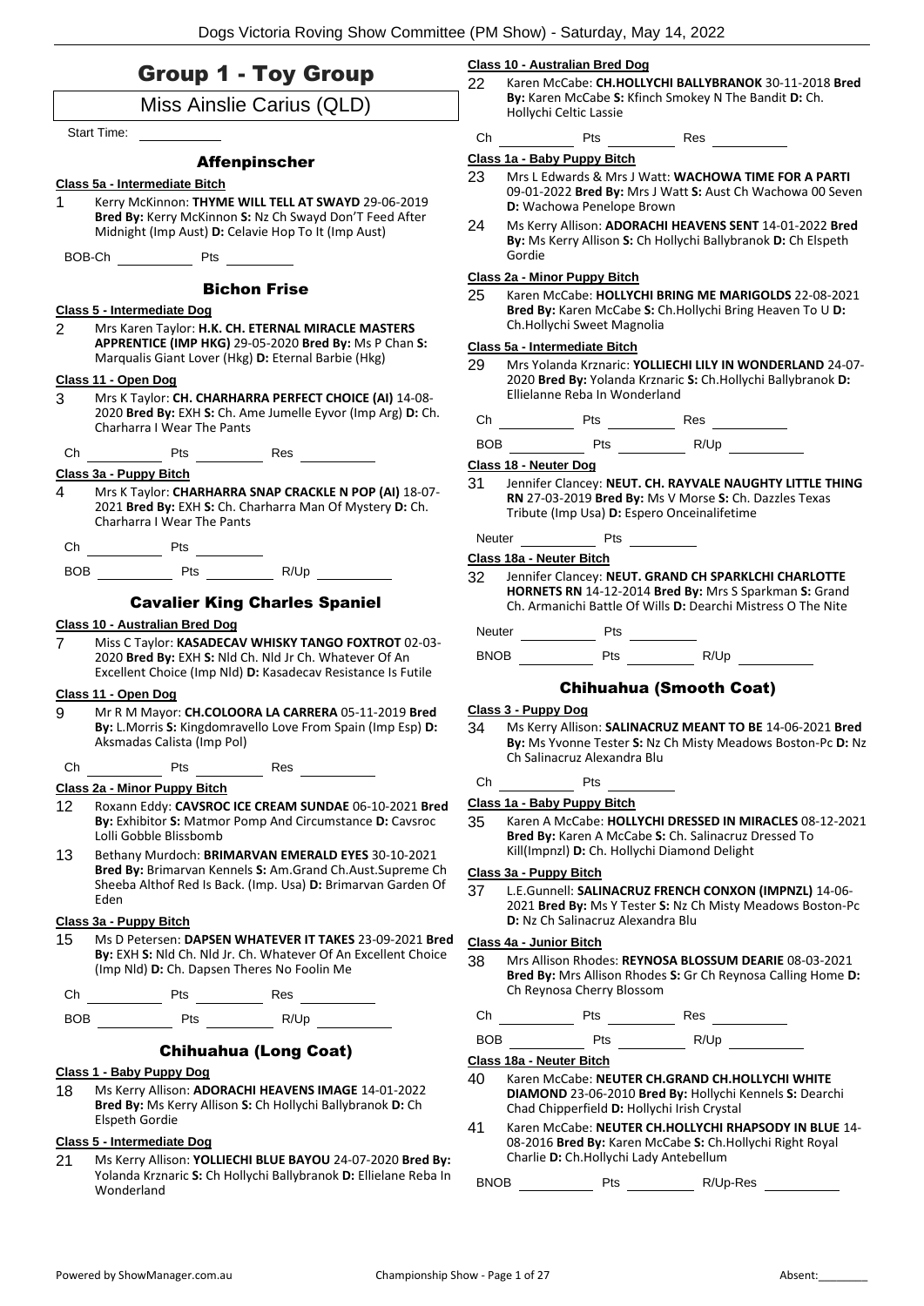# Group 1 - Toy Group

Miss Ainslie Carius (QLD)

Start Time: ___________

### Affenpinscher

**Class 5a - Intermediate Bitch**

1 Kerry McKinnon: **THYME WILL TELL AT SWAYD** 29-06-2019 **Bred By:** Kerry McKinnon **S:** Nz Ch Swayd Don'T Feed After Midnight (Imp Aust) **D:** Celavie Hop To It (Imp Aust)

BOB-Ch ___________ Pts ___________

### Bichon Frise

**Class 5 - Intermediate Dog**

2 Mrs Karen Taylor: **H.K. CH. ETERNAL MIRACLE MASTERS APPRENTICE (IMP HKG)** 29-05-2020 **Bred By:** Ms P Chan **S:** Marqualis Giant Lover (Hkg) **D:** Eternal Barbie (Hkg)

**Class 11 - Open Dog**

3 Mrs K Taylor: **CH. CHARHARRA PERFECT CHOICE (AI)** 14-08-2020 **Bred By:** EXH **S:** Ch. Ame Jumelle Eyvor (Imp Arg) **D:** Ch. Charharra I Wear The Pants

Ch ___________ Pts ___________ Res ___________

**Class 3a - Puppy Bitch**

4 Mrs K Taylor: **CHARHARRA SNAP CRACKLE N POP (AI)** 18-07-2021 **Bred By:** EXH **S:** Ch. Charharra Man Of Mystery **D:** Ch. Charharra I Wear The Pants

Ch ___________ Pts ___________

BOB ___________ Pts ___________ R/Up ___________

### Cavalier King Charles Spaniel

**Class 10 - Australian Bred Dog**

7 Miss C Taylor: **KASADECAV WHISKY TANGO FOXTROT** 02-03-2020 **Bred By:** EXH **S:** Nld Ch. Nld Jr Ch. Whatever Of An Excellent Choice (Imp Nld) **D:** Kasadecav Resistance Is Futile

**Class 11 - Open Dog**

9 Mr R M Mayor: **CH.COLOORA LA CARRERA** 05-11-2019 **Bred By:** L.Morris **S:** Kingdomravello Love From Spain (Imp Esp) **D:** Aksmadas Calista (Imp Pol)

Ch ___________ Pts ___________ Res ___________

**Class 2a - Minor Puppy Bitch**

12 Roxann Eddy: **CAVSROC ICE CREAM SUNDAE** 06-10-2021 **Bred By:** Exhibitor **S:** Matmor Pomp And Circumstance **D:** Cavsroc Lolli Gobble Blissbomb

13 Bethany Murdoch: **BRIMARVAN EMERALD EYES** 30-10-2021 **Bred By:** Brimarvan Kennels **S:** Am.Grand Ch.Aust.Supreme Ch Sheeba Althof Red Is Back. (Imp. Usa) **D:** Brimarvan Garden Of Eden

**Class 3a - Puppy Bitch**

15 Ms D Petersen: **DAPSEN WHATEVER IT TAKES** 23-09-2021 **Bred By:** EXH **S:** Nld Ch. Nld Jr Ch. Whatever Of An Excellent Choice (Imp Nld) **D:** Ch. Dapsen Theres No Foolin Me

Ch ___________ Pts ___________ Res ___________

BOB ___________ Pts ___________ R/Up ___________

### Chihuahua (Long Coat)

**Class 1 - Baby Puppy Dog**

18 Ms Kerry Allison: **ADORACHI HEAVENS IMAGE** 14-01-2022 **Bred By:** Ms Kerry Allison **S:** Ch Hollychi Ballybranok **D:** Ch Elspeth Gordie

**Class 5 - Intermediate Dog**

21 Ms Kerry Allison: **YOLLIECHI BLUE BAYOU** 24-07-2020 **Bred By:** Yolanda Krznaric **S:** Ch Hollychi Ballybranok **D:** Ellielane Reba In Wonderland

**Class 10 - Australian Bred Dog**

22 Karen McCabe: **CH.HOLLYCHI BALLYBRANOK** 30-11-2018 **Bred By:** Karen McCabe **S:** Kfinch Smokey N The Bandit **D:** Ch. Hollychi Celtic Lassie

Ch ___________ Pts ___________ Res ___________

**Class 1a - Baby Puppy Bitch**

23 Mrs L Edwards & Mrs J Watt: **WACHOWA TIME FOR A PARTI** 09-01-2022 **Bred By:** Mrs J Watt **S:** Aust Ch Wachowa 00 Seven **D:** Wachowa Penelope Brown

24 Ms Kerry Allison: **ADORACHI HEAVENS SENT** 14-01-2022 **Bred By:** Ms Kerry Allison **S:** Ch Hollychi Ballybranok **D:** Ch Elspeth Gordie

**Class 2a - Minor Puppy Bitch**

25 Karen McCabe: **HOLLYCHI BRING ME MARIGOLDS** 22-08-2021 **Bred By:** Karen McCabe **S:** Ch.Hollychi Bring Heaven To U **D:** Ch.Hollychi Sweet Magnolia

**Class 5a - Intermediate Bitch**

29 Mrs Yolanda Krznaric: **YOLLIECHI LILY IN WONDERLAND** 24-07-2020 **Bred By:** Yolanda Krznaric **S:** Ch.Hollychi Ballybranok **D:** Ellielanne Reba In Wonderland

Ch ___________ Pts ___________ Res ___________

BOB ___________ Pts ___________ R/Up ___________

**Class 18 - Neuter Dog**

31 Jennifer Clancey: **NEUT. CH. RAYVALE NAUGHTY LITTLE THING RN** 27-03-2019 **Bred By:** Ms V Morse **S:** Ch. Dazzles Texas Tribute (Imp Usa) **D:** Espero Onceinalifetime

Neuter ___________ Pts ___________

**Class 18a - Neuter Bitch**

32 Jennifer Clancey: **NEUT. GRAND CH SPARKLCHI CHARLOTTE HORNETS RN** 14-12-2014 **Bred By:** Mrs S Sparkman **S:** Grand Ch. Armanichi Battle Of Wills **D:** Dearchi Mistress O The Nite

Neuter ___________ Pts ___________

BNOB ___________ Pts ___________ R/Up ___________

### Chihuahua (Smooth Coat)

**Class 3 - Puppy Dog**

34 Ms Kerry Allison: **SALINACRUZ MEANT TO BE** 14-06-2021 **Bred By:** Ms Yvonne Tester **S:** Nz Ch Misty Meadows Boston-Pc **D:** Nz Ch Salinacruz Alexandra Blu

Ch ___________ Pts ___________

**Class 1a - Baby Puppy Bitch**

35 Karen A McCabe: **HOLLYCHI DRESSED IN MIRACLES** 08-12-2021 **Bred By:** Karen A McCabe **S:** Ch. Salinacruz Dressed To Kill(Impnzl) **D:** Ch. Hollychi Diamond Delight

**Class 3a - Puppy Bitch**

37 L.E.Gunnell: **SALINACRUZ FRENCH CONXON (IMPNZL)** 14-06-2021 **Bred By:** Ms Y Tester **S:** Nz Ch Misty Meadows Boston-Pc **D:** Nz Ch Salinacruz Alexandra Blu

**Class 4a - Junior Bitch**

38 Mrs Allison Rhodes: **REYNOSA BLOSSUM DEARIE** 08-03-2021 **Bred By:** Mrs Allison Rhodes **S:** Gr Ch Reynosa Calling Home **D:** Ch Reynosa Cherry Blossom

Ch ___________ Pts ___________ Res ___________

BOB ___________ Pts ___________ R/Up ___________

**Class 18a - Neuter Bitch**

40 Karen McCabe: **NEUTER CH.GRAND CH.HOLLYCHI WHITE DIAMOND** 23-06-2010 **Bred By:** Hollychi Kennels **S:** Dearchi Chad Chipperfield **D:** Hollychi Irish Crystal

41 Karen McCabe: **NEUTER CH.HOLLYCHI RHAPSODY IN BLUE** 14-08-2016 **Bred By:** Karen McCabe **S:** Ch.Hollychi Right Royal Charlie **D:** Ch.Hollychi Lady Antebellum

BNOB ___________ Pts ___________ R/Up-Res ___________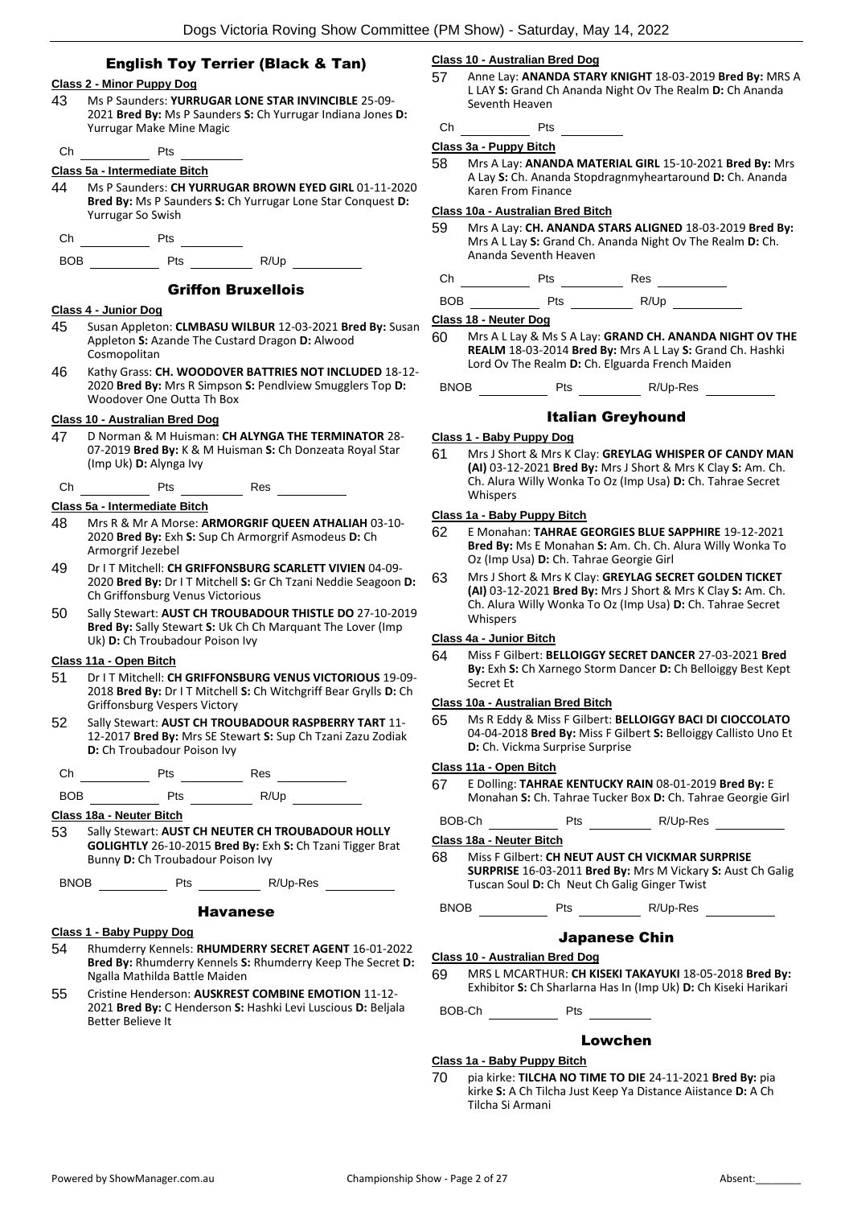## English Toy Terrier (Black & Tan)

**Class 2 - Minor Puppy Dog**

43 Ms P Saunders: **YURRUGAR LONE STAR INVINCIBLE** 25-09-2021 **Bred By:** Ms P Saunders **S:** Ch Yurrugar Indiana Jones **D:** Yurrugar Make Mine Magic

Ch \_\_\_\_\_\_\_\_ Pts \_\_\_\_\_\_\_\_

**Class 5a - Intermediate Bitch**

44 Ms P Saunders: **CH YURRUGAR BROWN EYED GIRL** 01-11-2020 **Bred By:** Ms P Saunders **S:** Ch Yurrugar Lone Star Conquest **D:** Yurrugar So Swish

Ch \_\_\_\_\_\_\_\_ Pts \_\_\_\_\_\_\_\_

BOB \_\_\_\_\_\_\_\_ Pts \_\_\_\_\_\_\_\_ R/Up \_\_\_\_\_\_\_\_

## Griffon Bruxellois

**Class 4 - Junior Dog**

45 Susan Appleton: **CLMBASU WILBUR** 12-03-2021 **Bred By:** Susan Appleton **S:** Azande The Custard Dragon **D:** Alwood Cosmopolitan

46 Kathy Grass: **CH. WOODOVER BATTRIES NOT INCLUDED** 18-12-2020 **Bred By:** Mrs R Simpson **S:** Pendlview Smugglers Top **D:** Woodover One Outta Th Box

**Class 10 - Australian Bred Dog**

47 D Norman & M Huisman: **CH ALYNGA THE TERMINATOR** 28-07-2019 **Bred By:** K & M Huisman **S:** Ch Donzeata Royal Star (Imp Uk) **D:** Alynga Ivy

Ch \_\_\_\_\_\_\_\_ Pts \_\_\_\_\_\_\_\_ Res \_\_\_\_\_\_\_\_

**Class 5a - Intermediate Bitch**

48 Mrs R & Mr A Morse: **ARMORGRIF QUEEN ATHALIAH** 03-10-2020 **Bred By:** Exh **S:** Sup Ch Armorgrif Asmodeus **D:** Ch Armorgrif Jezebel

49 Dr I T Mitchell: **CH GRIFFONSBURG SCARLETT VIVIEN** 04-09-2020 **Bred By:** Dr I T Mitchell **S:** Gr Ch Tzani Neddie Seagoon **D:** Ch Griffonsburg Venus Victorious

50 Sally Stewart: **AUST CH TROUBADOUR THISTLE DO** 27-10-2019 **Bred By:** Sally Stewart **S:** Uk Ch Ch Marquant The Lover (Imp Uk) **D:** Ch Troubadour Poison Ivy

**Class 11a - Open Bitch**

51 Dr I T Mitchell: **CH GRIFFONSBURG VENUS VICTORIOUS** 19-09-2018 **Bred By:** Dr I T Mitchell **S:** Ch Witchgriff Bear Grylls **D:** Ch Griffonsburg Vespers Victory

52 Sally Stewart: **AUST CH TROUBADOUR RASPBERRY TART** 11-12-2017 **Bred By:** Mrs SE Stewart **S:** Sup Ch Tzani Zazu Zodiak **D:** Ch Troubadour Poison Ivy

Ch \_\_\_\_\_\_\_\_ Pts \_\_\_\_\_\_\_\_ Res \_\_\_\_\_\_\_\_

BOB \_\_\_\_\_\_\_\_ Pts \_\_\_\_\_\_\_\_ R/Up \_\_\_\_\_\_\_\_

**Class 18a - Neuter Bitch**

53 Sally Stewart: **AUST CH NEUTER CH TROUBADOUR HOLLY GOLIGHTLY** 26-10-2015 **Bred By:** Exh **S:** Ch Tzani Tigger Brat Bunny **D:** Ch Troubadour Poison Ivy

BNOB \_\_\_\_\_\_\_\_ Pts \_\_\_\_\_\_\_\_ R/Up-Res \_\_\_\_\_\_\_\_

## Havanese

**Class 1 - Baby Puppy Dog**

54 Rhumderry Kennels: **RHUMDERRY SECRET AGENT** 16-01-2022 **Bred By:** Rhumderry Kennels **S:** Rhumderry Keep The Secret **D:** Ngalla Mathilda Battle Maiden

55 Cristine Henderson: **AUSKREST COMBINE EMOTION** 11-12-2021 **Bred By:** C Henderson **S:** Hashki Levi Luscious **D:** Beljala Better Believe It

**Class 10 - Australian Bred Dog**

57 Anne Lay: **ANANDA STARY KNIGHT** 18-03-2019 **Bred By:** MRS A L LAY **S:** Grand Ch Ananda Night Ov The Realm **D:** Ch Ananda Seventh Heaven

Ch \_\_\_\_\_\_\_\_ Pts \_\_\_\_\_\_\_\_

**Class 3a - Puppy Bitch**

58 Mrs A Lay: **ANANDA MATERIAL GIRL** 15-10-2021 **Bred By:** Mrs A Lay **S:** Ch. Ananda Stopdragnmyheartaround **D:** Ch. Ananda Karen From Finance

**Class 10a - Australian Bred Bitch**

59 Mrs A Lay: **CH. ANANDA STARS ALIGNED** 18-03-2019 **Bred By:** Mrs A L Lay **S:** Grand Ch. Ananda Night Ov The Realm **D:** Ch. Ananda Seventh Heaven

Ch \_\_\_\_\_\_\_\_ Pts \_\_\_\_\_\_\_\_ Res \_\_\_\_\_\_\_\_

BOB \_\_\_\_\_\_\_\_ Pts \_\_\_\_\_\_\_\_ R/Up \_\_\_\_\_\_\_\_

**Class 18 - Neuter Dog**

60 Mrs A L Lay & Ms S A Lay: **GRAND CH. ANANDA NIGHT OV THE REALM** 18-03-2014 **Bred By:** Mrs A L Lay **S:** Grand Ch. Hashki Lord Ov The Realm **D:** Ch. Elguarda French Maiden

BNOB \_\_\_\_\_\_\_\_ Pts \_\_\_\_\_\_\_\_ R/Up-Res \_\_\_\_\_\_\_\_

## Italian Greyhound

**Class 1 - Baby Puppy Dog**

61 Mrs J Short & Mrs K Clay: **GREYLAG WHISPER OF CANDY MAN (AI)** 03-12-2021 **Bred By:** Mrs J Short & Mrs K Clay **S:** Am. Ch. Ch. Alura Willy Wonka To Oz (Imp Usa) **D:** Ch. Tahrae Secret Whispers

**Class 1a - Baby Puppy Bitch**

62 E Monahan: **TAHRAE GEORGIES BLUE SAPPHIRE** 19-12-2021 **Bred By:** Ms E Monahan **S:** Am. Ch. Ch. Alura Willy Wonka To Oz (Imp Usa) **D:** Ch. Tahrae Georgie Girl

63 Mrs J Short & Mrs K Clay: **GREYLAG SECRET GOLDEN TICKET (AI)** 03-12-2021 **Bred By:** Mrs J Short & Mrs K Clay **S:** Am. Ch. Ch. Alura Willy Wonka To Oz (Imp Usa) **D:** Ch. Tahrae Secret Whispers

**Class 4a - Junior Bitch**

64 Miss F Gilbert: **BELLOIGGY SECRET DANCER** 27-03-2021 **Bred By:** Exh **S:** Ch Xarnego Storm Dancer **D:** Ch Belloiggy Best Kept Secret Et

**Class 10a - Australian Bred Bitch**

65 Ms R Eddy & Miss F Gilbert: **BELLOIGGY BACI DI CIOCCOLATO** 04-04-2018 **Bred By:** Miss F Gilbert **S:** Belloiggy Callisto Uno Et **D:** Ch. Vickma Surprise Surprise

**Class 11a - Open Bitch**

67 E Dolling: **TAHRAE KENTUCKY RAIN** 08-01-2019 **Bred By:** E Monahan **S:** Ch. Tahrae Tucker Box **D:** Ch. Tahrae Georgie Girl

BOB-Ch \_\_\_\_\_\_\_\_ Pts \_\_\_\_\_\_\_\_ R/Up-Res \_\_\_\_\_\_\_\_

**Class 18a - Neuter Bitch**

68 Miss F Gilbert: **CH NEUT AUST CH VICKMAR SURPRISE SURPRISE** 16-03-2011 **Bred By:** Mrs M Vickary **S:** Aust Ch Galig Tuscan Soul **D:** Ch Neut Ch Galig Ginger Twist

BNOB \_\_\_\_\_\_\_\_ Pts \_\_\_\_\_\_\_\_ R/Up-Res \_\_\_\_\_\_\_\_

## Japanese Chin

**Class 10 - Australian Bred Dog**

69 MRS L MCARTHUR: **CH KISEKI TAKAYUKI** 18-05-2018 **Bred By:** Exhibitor **S:** Ch Sharlarna Has In (Imp Uk) **D:** Ch Kiseki Harikari

BOB-Ch \_\_\_\_\_\_\_\_ Pts \_\_\_\_\_\_\_\_

## Lowchen

**Class 1a - Baby Puppy Bitch**

70 pia kirke: **TILCHA NO TIME TO DIE** 24-11-2021 **Bred By:** pia kirke **S:** A Ch Tilcha Just Keep Ya Distance Aiistance **D:** A Ch Tilcha Si Armani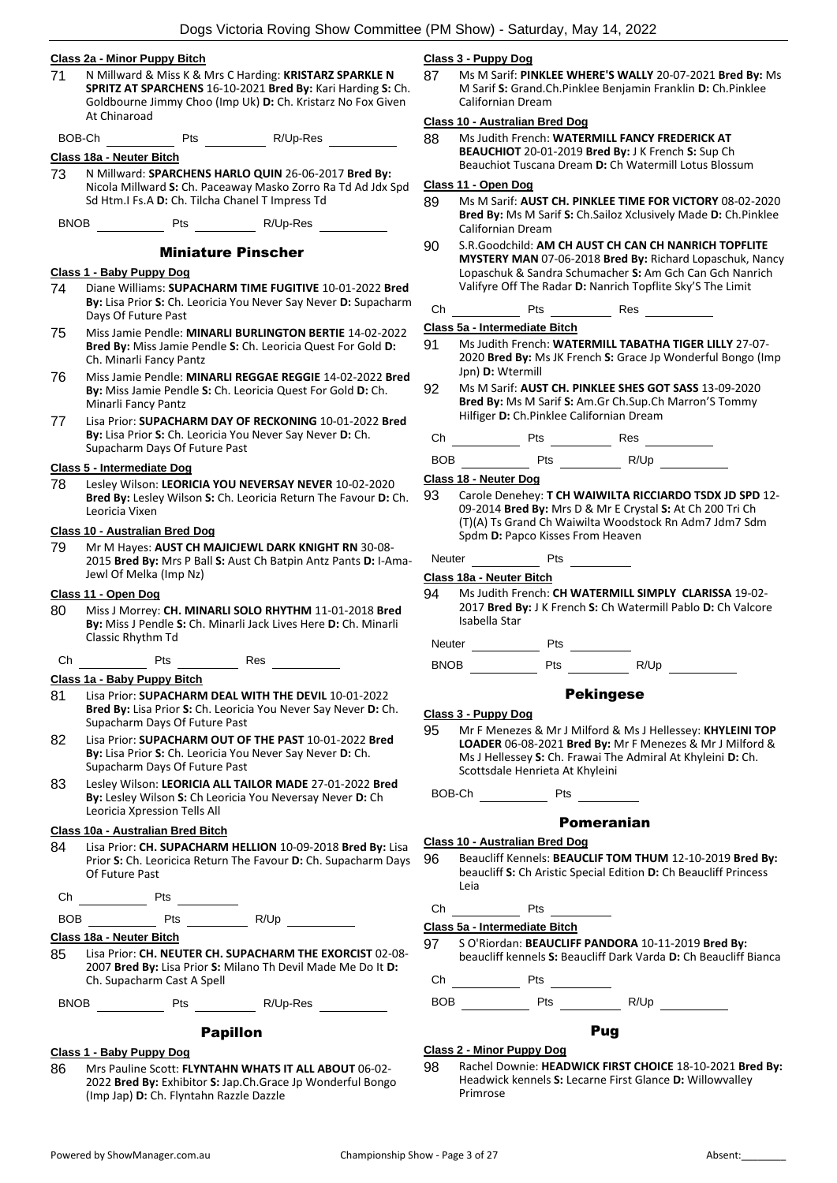**Class 2a - Minor Puppy Bitch**

71 N Millward & Miss K & Mrs C Harding: **KRISTARZ SPARKLE N SPRITZ AT SPARCHENS** 16-10-2021 **Bred By:** Kari Harding **S:** Ch. Goldbourne Jimmy Choo (Imp Uk) **D:** Ch. Kristarz No Fox Given At Chinaroad

BOB-Ch __________ Pts __________ R/Up-Res __________

**Class 18a - Neuter Bitch**

73 N Millward: **SPARCHENS HARLO QUIN** 26-06-2017 **Bred By:** Nicola Millward **S:** Ch. Paceaway Masko Zorro Ra Td Ad Jdx Spd Sd Htm.I Fs.A **D:** Ch. Tilcha Chanel T Impress Td

BNOB __________ Pts __________ R/Up-Res __________

## Miniature Pinscher

**Class 1 - Baby Puppy Dog**

74 Diane Williams: **SUPACHARM TIME FUGITIVE** 10-01-2022 **Bred By:** Lisa Prior **S:** Ch. Leoricia You Never Say Never **D:** Supacharm Days Of Future Past

75 Miss Jamie Pendle: **MINARLI BURLINGTON BERTIE** 14-02-2022 **Bred By:** Miss Jamie Pendle **S:** Ch. Leoricia Quest For Gold **D:** Ch. Minarli Fancy Pantz

76 Miss Jamie Pendle: **MINARLI REGGAE REGGIE** 14-02-2022 **Bred By:** Miss Jamie Pendle **S:** Ch. Leoricia Quest For Gold **D:** Ch. Minarli Fancy Pantz

77 Lisa Prior: **SUPACHARM DAY OF RECKONING** 10-01-2022 **Bred By:** Lisa Prior **S:** Ch. Leoricia You Never Say Never **D:** Ch. Supacharm Days Of Future Past

**Class 5 - Intermediate Dog**

78 Lesley Wilson: **LEORICIA YOU NEVERSAY NEVER** 10-02-2020 **Bred By:** Lesley Wilson **S:** Ch. Leoricia Return The Favour **D:** Ch. Leoricia Vixen

**Class 10 - Australian Bred Dog**

79 Mr M Hayes: **AUST CH MAJICJEWL DARK KNIGHT RN** 30-08-2015 **Bred By:** Mrs P Ball **S:** Aust Ch Batpin Antz Pants **D:** I-Ama-Jewl Of Melka (Imp Nz)

**Class 11 - Open Dog**

80 Miss J Morrey: **CH. MINARLI SOLO RHYTHM** 11-01-2018 **Bred By:** Miss J Pendle **S:** Ch. Minarli Jack Lives Here **D:** Ch. Minarli Classic Rhythm Td

Ch __________ Pts __________ Res __________

**Class 1a - Baby Puppy Bitch**

81 Lisa Prior: **SUPACHARM DEAL WITH THE DEVIL** 10-01-2022 **Bred By:** Lisa Prior **S:** Ch. Leoricia You Never Say Never **D:** Ch. Supacharm Days Of Future Past

82 Lisa Prior: **SUPACHARM OUT OF THE PAST** 10-01-2022 **Bred By:** Lisa Prior **S:** Ch. Leoricia You Never Say Never **D:** Ch. Supacharm Days Of Future Past

83 Lesley Wilson: **LEORICIA ALL TAILOR MADE** 27-01-2022 **Bred By:** Lesley Wilson **S:** Ch Leoricia You Neversay Never **D:** Ch Leoricia Xpression Tells All

**Class 10a - Australian Bred Bitch**

84 Lisa Prior: **CH. SUPACHARM HELLION** 10-09-2018 **Bred By:** Lisa Prior **S:** Ch. Leoricica Return The Favour **D:** Ch. Supacharm Days Of Future Past

Ch __________ Pts __________

BOB __________ Pts __________ R/Up __________

**Class 18a - Neuter Bitch**

85 Lisa Prior: **CH. NEUTER CH. SUPACHARM THE EXORCIST** 02-08-2007 **Bred By:** Lisa Prior **S:** Milano Th Devil Made Me Do It **D:** Ch. Supacharm Cast A Spell

BNOB __________ Pts __________ R/Up-Res __________

## Papillon

**Class 1 - Baby Puppy Dog**

86 Mrs Pauline Scott: **FLYNTAHN WHATS IT ALL ABOUT** 06-02-2022 **Bred By:** Exhibitor **S:** Jap.Ch.Grace Jp Wonderful Bongo (Imp Jap) **D:** Ch. Flyntahn Razzle Dazzle

**Class 3 - Puppy Dog**

87 Ms M Sarif: **PINKLEE WHERE'S WALLY** 20-07-2021 **Bred By:** Ms M Sarif **S:** Grand.Ch.Pinklee Benjamin Franklin **D:** Ch.Pinklee Californian Dream

**Class 10 - Australian Bred Dog**

88 Ms Judith French: **WATERMILL FANCY FREDERICK AT BEAUCHIOT** 20-01-2019 **Bred By:** J K French **S:** Sup Ch Beauchiot Tuscana Dream **D:** Ch Watermill Lotus Blossum

**Class 11 - Open Dog**

89 Ms M Sarif: **AUST CH. PINKLEE TIME FOR VICTORY** 08-02-2020 **Bred By:** Ms M Sarif **S:** Ch.Sailoz Xclusively Made **D:** Ch.Pinklee Californian Dream

90 S.R.Goodchild: **AM CH AUST CH CAN CH NANRICH TOPFLITE MYSTERY MAN** 07-06-2018 **Bred By:** Richard Lopaschuk, Nancy Lopaschuk & Sandra Schumacher **S:** Am Gch Can Gch Nanrich Valifyre Off The Radar **D:** Nanrich Topflite Sky'S The Limit

Ch __________ Pts __________ Res __________

**Class 5a - Intermediate Bitch**

91 Ms Judith French: **WATERMILL TABATHA TIGER LILLY** 27-07-2020 **Bred By:** Ms JK French **S:** Grace Jp Wonderful Bongo (Imp Jpn) **D:** Wtermill

92 Ms M Sarif: **AUST CH. PINKLEE SHES GOT SASS** 13-09-2020 **Bred By:** Ms M Sarif **S:** Am.Gr Ch.Sup.Ch Marron'S Tommy Hilfiger **D:** Ch.Pinklee Californian Dream

Ch __________ Pts __________ Res __________

BOB __________ Pts __________ R/Up __________

**Class 18 - Neuter Dog**

93 Carole Denehey: **T CH WAIWILTA RICCIARDO TSDX JD SPD** 12-09-2014 **Bred By:** Mrs D & Mr E Crystal **S:** At Ch 200 Tri Ch (T)(A) Ts Grand Ch Waiwilta Woodstock Rn Adm7 Jdm7 Sdm Spdm **D:** Papco Kisses From Heaven

Neuter __________ Pts __________

**Class 18a - Neuter Bitch**

94 Ms Judith French: **CH WATERMILL SIMPLY CLARISSA** 19-02-2017 **Bred By:** J K French **S:** Ch Watermill Pablo **D:** Ch Valcore Isabella Star

Neuter __________ Pts __________

BNOB __________ Pts __________ R/Up __________

## Pekingese

**Class 3 - Puppy Dog**

95 Mr F Menezes & Mr J Milford & Ms J Hellessey: **KHYLEINI TOP LOADER** 06-08-2021 **Bred By:** Mr F Menezes & Mr J Milford & Ms J Hellessey **S:** Ch. Frawai The Admiral At Khyleini **D:** Ch. Scottsdale Henrieta At Khyleini

BOB-Ch __________ Pts __________

## Pomeranian

**Class 10 - Australian Bred Dog**

96 Beaucliff Kennels: **BEAUCLIF TOM THUM** 12-10-2019 **Bred By:** beaucliff **S:** Ch Aristic Special Edition **D:** Ch Beaucliff Princess Leia

Ch __________ Pts __________

**Class 5a - Intermediate Bitch**

97 S O'Riordan: **BEAUCLIFF PANDORA** 10-11-2019 **Bred By:** beaucliff kennels **S:** Beaucliff Dark Varda **D:** Ch Beaucliff Bianca

Ch __________ Pts __________

BOB __________ Pts __________ R/Up __________

## Pug

**Class 2 - Minor Puppy Dog**

98 Rachel Downie: **HEADWICK FIRST CHOICE** 18-10-2021 **Bred By:** Headwick kennels **S:** Lecarne First Glance **D:** Willowvalley Primrose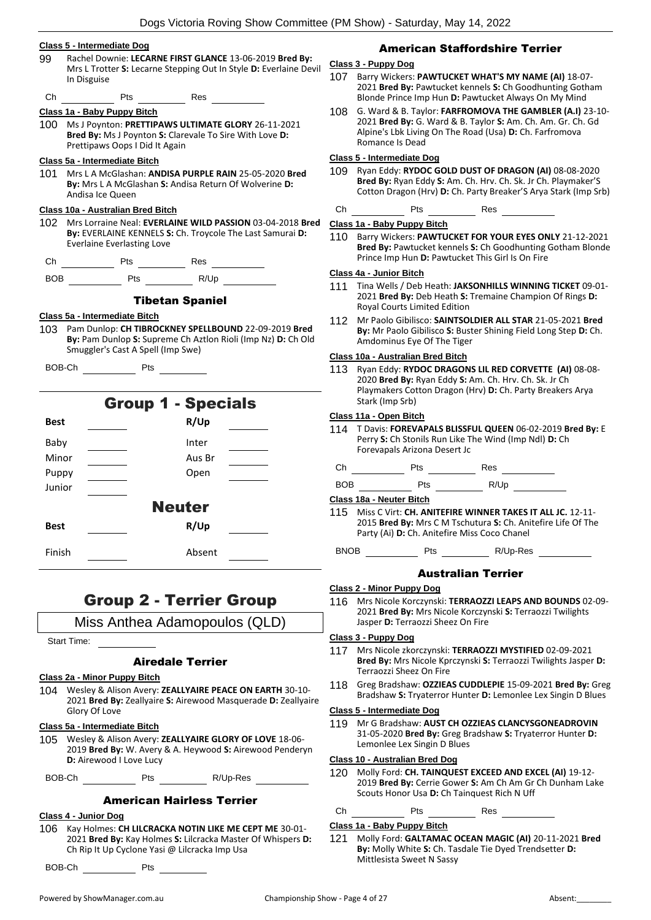### Class 5 - Intermediate Dog

99 Rachel Downie: **LECARNE FIRST GLANCE** 13-06-2019 **Bred By:** Mrs L Trotter **S:** Lecarne Stepping Out In Style **D:** Everlaine Devil In Disguise

Ch ________ Pts ________ Res ________

### Class 1a - Baby Puppy Bitch

100 Ms J Poynton: **PRETTIPAWS ULTIMATE GLORY** 26-11-2021 **Bred By:** Ms J Poynton **S:** Clarevale To Sire With Love **D:** Prettipaws Oops I Did It Again

### Class 5a - Intermediate Bitch

101 Mrs L A McGlashan: **ANDISA PURPLE RAIN** 25-05-2020 **Bred By:** Mrs L A McGlashan **S:** Andisa Return Of Wolverine **D:** Andisa Ice Queen

### Class 10a - Australian Bred Bitch

102 Mrs Lorraine Neal: **EVERLAINE WILD PASSION** 03-04-2018 **Bred By:** EVERLAINE KENNELS **S:** Ch. Troycole The Last Samurai **D:** Everlaine Everlasting Love

Ch ________ Pts ________ Res ________

BOB ________ Pts ________ R/Up ________

## Tibetan Spaniel

### Class 5a - Intermediate Bitch

103 Pam Dunlop: **CH TIBROCKNEY SPELLBOUND** 22-09-2019 **Bred By:** Pam Dunlop **S:** Supreme Ch Aztlon Rioli (Imp Nz) **D:** Ch Old Smuggler's Cast A Spell (Imp Swe)

BOB-Ch ________ Pts ________

# Group 1 - Specials

| Best | | R/Up | |
|---|---|---|---|
| Baby | | Inter | |
| Minor | | Aus Br | |
| Puppy | | Open | |
| Junior | | | |

## Neuter

| Best | | R/Up | |
|---|---|---|---|
| Finish | | Absent | |

# Group 2 - Terrier Group

Miss Anthea Adamopoulos (QLD)

Start Time: ________

## Airedale Terrier

### Class 2a - Minor Puppy Bitch

104 Wesley & Alison Avery: **ZEALLYAIRE PEACE ON EARTH** 30-10-2021 **Bred By:** Zeallyaire **S:** Airewood Masquerade **D:** Zeallyaire Glory Of Love

### Class 5a - Intermediate Bitch

105 Wesley & Alison Avery: **ZEALLYAIRE GLORY OF LOVE** 18-06-2019 **Bred By:** W. Avery & A. Heywood **S:** Airewood Penderyn **D:** Airewood I Love Lucy

BOB-Ch ________ Pts ________ R/Up-Res ________

## American Hairless Terrier

### Class 4 - Junior Dog

106 Kay Holmes: **CH LILCRACKA NOTIN LIKE ME CEPT ME** 30-01-2021 **Bred By:** Kay Holmes **S:** Lilcracka Master Of Whispers **D:** Ch Rip It Up Cyclone Yasi @ Lilcracka Imp Usa

BOB-Ch ________ Pts ________

## American Staffordshire Terrier

### Class 3 - Puppy Dog

107 Barry Wickers: **PAWTUCKET WHAT'S MY NAME (AI)** 18-07-2021 **Bred By:** Pawtucket kennels **S:** Ch Goodhunting Gotham Blonde Prince Imp Hun **D:** Pawtucket Always On My Mind

108 G. Ward & B. Taylor: **FARFROMOVA THE GAMBLER (A.I)** 23-10-2021 **Bred By:** G. Ward & B. Taylor **S:** Am. Ch. Am. Gr. Ch. Gd Alpine's Lbk Living On The Road (Usa) **D:** Ch. Farfromova Romance Is Dead

### Class 5 - Intermediate Dog

109 Ryan Eddy: **RYDOC GOLD DUST OF DRAGON (AI)** 08-08-2020 **Bred By:** Ryan Eddy **S:** Am. Ch. Hrv. Ch. Sk. Jr Ch. Playmaker'S Cotton Dragon (Hrv) **D:** Ch. Party Breaker'S Arya Stark (Imp Srb)

Ch ________ Pts ________ Res ________

### Class 1a - Baby Puppy Bitch

110 Barry Wickers: **PAWTUCKET FOR YOUR EYES ONLY** 21-12-2021 **Bred By:** Pawtucket kennels **S:** Ch Goodhunting Gotham Blonde Prince Imp Hun **D:** Pawtucket This Girl Is On Fire

### Class 4a - Junior Bitch

111 Tina Wells / Deb Heath: **JAKSONHILLS WINNING TICKET** 09-01-2021 **Bred By:** Deb Heath **S:** Tremaine Champion Of Rings **D:** Royal Courts Limited Edition

112 Mr Paolo Gibilisco: **SAINTSOLDIER ALL STAR** 21-05-2021 **Bred By:** Mr Paolo Gibilisco **S:** Buster Shining Field Long Step **D:** Ch. Amdominus Eye Of The Tiger

### Class 10a - Australian Bred Bitch

113 Ryan Eddy: **RYDOC DRAGONS LIL RED CORVETTE (AI)** 08-08-2020 **Bred By:** Ryan Eddy **S:** Am. Ch. Hrv. Ch. Sk. Jr Ch Playmakers Cotton Dragon (Hrv) **D:** Ch. Party Breakers Arya Stark (Imp Srb)

### Class 11a - Open Bitch

114 T Davis: **FOREVAPALS BLISSFUL QUEEN** 06-02-2019 **Bred By:** E Perry **S:** Ch Stonils Run Like The Wind (Imp Ndl) **D:** Ch Forevapals Arizona Desert Jc

Ch ________ Pts ________ Res ________

BOB ________ Pts ________ R/Up ________

### Class 18a - Neuter Bitch

115 Miss C Virt: **CH. ANITEFIRE WINNER TAKES IT ALL JC.** 12-11-2015 **Bred By:** Mrs C M Tschutura **S:** Ch. Anitefire Life Of The Party (Ai) **D:** Ch. Anitefire Miss Coco Chanel

BNOB ________ Pts ________ R/Up-Res ________

## Australian Terrier

### Class 2 - Minor Puppy Dog

116 Mrs Nicole Korczynski: **TERRAOZZI LEAPS AND BOUNDS** 02-09-2021 **Bred By:** Mrs Nicole Korczynski **S:** Terraozzi Twilights Jasper **D:** Terraozzi Sheez On Fire

### Class 3 - Puppy Dog

117 Mrs Nicole zkorczynski: **TERRAOZZI MYSTIFIED** 02-09-2021 **Bred By:** Mrs Nicole Kprczynski **S:** Terraozzi Twilights Jasper **D:** Terraozzi Sheez On Fire

118 Greg Bradshaw: **OZZIEAS CUDDLEPIE** 15-09-2021 **Bred By:** Greg Bradshaw **S:** Tryaterror Hunter **D:** Lemonlee Lex Singin D Blues

### Class 5 - Intermediate Dog

119 Mr G Bradshaw: **AUST CH OZZIEAS CLANCYSGONEADROVIN** 31-05-2020 **Bred By:** Greg Bradshaw **S:** Tryaterror Hunter **D:** Lemonlee Lex Singin D Blues

### Class 10 - Australian Bred Dog

120 Molly Ford: **CH. TAINQUEST EXCEED AND EXCEL (AI)** 19-12-2019 **Bred By:** Cerrie Gower **S:** Am Ch Am Gr Ch Dunham Lake Scouts Honor Usa **D:** Ch Tainquest Rich N Uff

Ch ________ Pts ________ Res ________

### Class 1a - Baby Puppy Bitch

121 Molly Ford: **GALTAMAC OCEAN MAGIC (AI)** 20-11-2021 **Bred By:** Molly White **S:** Ch. Tasdale Tie Dyed Trendsetter **D:** Mittlesista Sweet N Sassy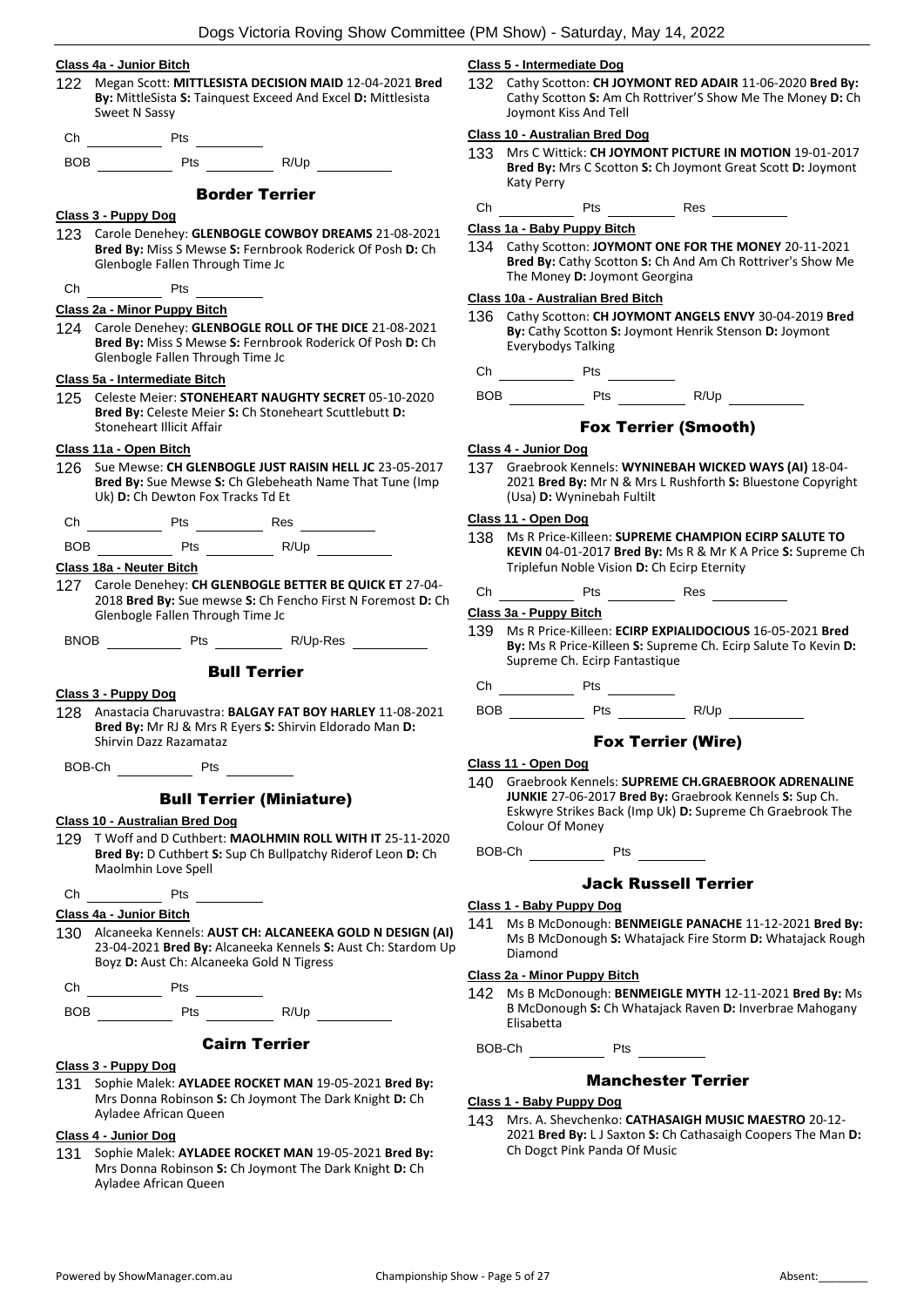#### Class 4a - Junior Bitch

122 Megan Scott: **MITTLESISTA DECISION MAID** 12-04-2021 **Bred By:** MittleSista **S:** Tainquest Exceed And Excel **D:** Mittlesista Sweet N Sassy

Ch ________ Pts ________

BOB ________ Pts ________ R/Up ________

### Border Terrier

#### Class 3 - Puppy Dog

123 Carole Denehey: **GLENBOGLE COWBOY DREAMS** 21-08-2021 **Bred By:** Miss S Mewse **S:** Fernbrook Roderick Of Posh **D:** Ch Glenbogle Fallen Through Time Jc

Ch ________ Pts ________

#### Class 2a - Minor Puppy Bitch

124 Carole Denehey: **GLENBOGLE ROLL OF THE DICE** 21-08-2021 **Bred By:** Miss S Mewse **S:** Fernbrook Roderick Of Posh **D:** Ch Glenbogle Fallen Through Time Jc

#### Class 5a - Intermediate Bitch

125 Celeste Meier: **STONEHEART NAUGHTY SECRET** 05-10-2020 **Bred By:** Celeste Meier **S:** Ch Stoneheart Scuttlebutt **D:** Stoneheart Illicit Affair

#### Class 11a - Open Bitch

126 Sue Mewse: **CH GLENBOGLE JUST RAISIN HELL JC** 23-05-2017 **Bred By:** Sue Mewse **S:** Ch Glebeheath Name That Tune (Imp Uk) **D:** Ch Dewton Fox Tracks Td Et

Ch ________ Pts ________ Res ________

BOB ________ Pts ________ R/Up ________

#### Class 18a - Neuter Bitch

127 Carole Denehey: **CH GLENBOGLE BETTER BE QUICK ET** 27-04-2018 **Bred By:** Sue mewse **S:** Ch Fencho First N Foremost **D:** Ch Glenbogle Fallen Through Time Jc

BNOB ________ Pts ________ R/Up-Res ________

### Bull Terrier

#### Class 3 - Puppy Dog

128 Anastacia Charuvastra: **BALGAY FAT BOY HARLEY** 11-08-2021 **Bred By:** Mr RJ & Mrs R Eyers **S:** Shirvin Eldorado Man **D:** Shirvin Dazz Razamataz

BOB-Ch ________ Pts ________

### Bull Terrier (Miniature)

#### Class 10 - Australian Bred Dog

129 T Woff and D Cuthbert: **MAOLHMIN ROLL WITH IT** 25-11-2020 **Bred By:** D Cuthbert **S:** Sup Ch Bullpatchy Riderof Leon **D:** Ch Maolmhin Love Spell

Ch ________ Pts ________

#### Class 4a - Junior Bitch

130 Alcaneeka Kennels: **AUST CH: ALCANEEKA GOLD N DESIGN (AI)** 23-04-2021 **Bred By:** Alcaneeka Kennels **S:** Aust Ch: Stardom Up Boyz **D:** Aust Ch: Alcaneeka Gold N Tigress

Ch ________ Pts ________

BOB ________ Pts ________ R/Up ________

### Cairn Terrier

#### Class 3 - Puppy Dog

131 Sophie Malek: **AYLADEE ROCKET MAN** 19-05-2021 **Bred By:** Mrs Donna Robinson **S:** Ch Joymont The Dark Knight **D:** Ch Ayladee African Queen

#### Class 4 - Junior Dog

131 Sophie Malek: **AYLADEE ROCKET MAN** 19-05-2021 **Bred By:** Mrs Donna Robinson **S:** Ch Joymont The Dark Knight **D:** Ch Ayladee African Queen

#### Class 5 - Intermediate Dog

132 Cathy Scotton: **CH JOYMONT RED ADAIR** 11-06-2020 **Bred By:** Cathy Scotton **S:** Am Ch Rottriver'S Show Me The Money **D:** Ch Joymont Kiss And Tell

#### Class 10 - Australian Bred Dog

133 Mrs C Wittick: **CH JOYMONT PICTURE IN MOTION** 19-01-2017 **Bred By:** Mrs C Scotton **S:** Ch Joymont Great Scott **D:** Joymont Katy Perry

Ch ________ Pts ________ Res ________

#### Class 1a - Baby Puppy Bitch

134 Cathy Scotton: **JOYMONT ONE FOR THE MONEY** 20-11-2021 **Bred By:** Cathy Scotton **S:** Ch And Am Ch Rottriver's Show Me The Money **D:** Joymont Georgina

#### Class 10a - Australian Bred Bitch

136 Cathy Scotton: **CH JOYMONT ANGELS ENVY** 30-04-2019 **Bred By:** Cathy Scotton **S:** Joymont Henrik Stenson **D:** Joymont Everybodys Talking

Ch ________ Pts ________

BOB ________ Pts ________ R/Up ________

### Fox Terrier (Smooth)

#### Class 4 - Junior Dog

137 Graebrook Kennels: **WYNINEBAH WICKED WAYS (AI)** 18-04-2021 **Bred By:** Mr N & Mrs L Rushforth **S:** Bluestone Copyright (Usa) **D:** Wyninebah Fultilt

#### Class 11 - Open Dog

138 Ms R Price-Killeen: **SUPREME CHAMPION ECIRP SALUTE TO KEVIN** 04-01-2017 **Bred By:** Ms R & Mr K A Price **S:** Supreme Ch Triplefun Noble Vision **D:** Ch Ecirp Eternity

Ch ________ Pts ________ Res ________

#### Class 3a - Puppy Bitch

139 Ms R Price-Killeen: **ECIRP EXPIALIDOCIOUS** 16-05-2021 **Bred By:** Ms R Price-Killeen **S:** Supreme Ch. Ecirp Salute To Kevin **D:** Supreme Ch. Ecirp Fantastique

Ch ________ Pts ________

BOB ________ Pts ________ R/Up ________

### Fox Terrier (Wire)

#### Class 11 - Open Dog

140 Graebrook Kennels: **SUPREME CH.GRAEBROOK ADRENALINE JUNKIE** 27-06-2017 **Bred By:** Graebrook Kennels **S:** Sup Ch. Eskwyre Strikes Back (Imp Uk) **D:** Supreme Ch Graebrook The Colour Of Money

BOB-Ch ________ Pts ________

### Jack Russell Terrier

#### Class 1 - Baby Puppy Dog

141 Ms B McDonough: **BENMEIGLE PANACHE** 11-12-2021 **Bred By:** Ms B McDonough **S:** Whatajack Fire Storm **D:** Whatajack Rough Diamond

#### Class 2a - Minor Puppy Bitch

142 Ms B McDonough: **BENMEIGLE MYTH** 12-11-2021 **Bred By:** Ms B McDonough **S:** Ch Whatajack Raven **D:** Inverbrae Mahogany Elisabetta

BOB-Ch ________ Pts ________

### Manchester Terrier

#### Class 1 - Baby Puppy Dog

143 Mrs. A. Shevchenko: **CATHASAIGH MUSIC MAESTRO** 20-12-2021 **Bred By:** L J Saxton **S:** Ch Cathasaigh Coopers The Man **D:** Ch Dogct Pink Panda Of Music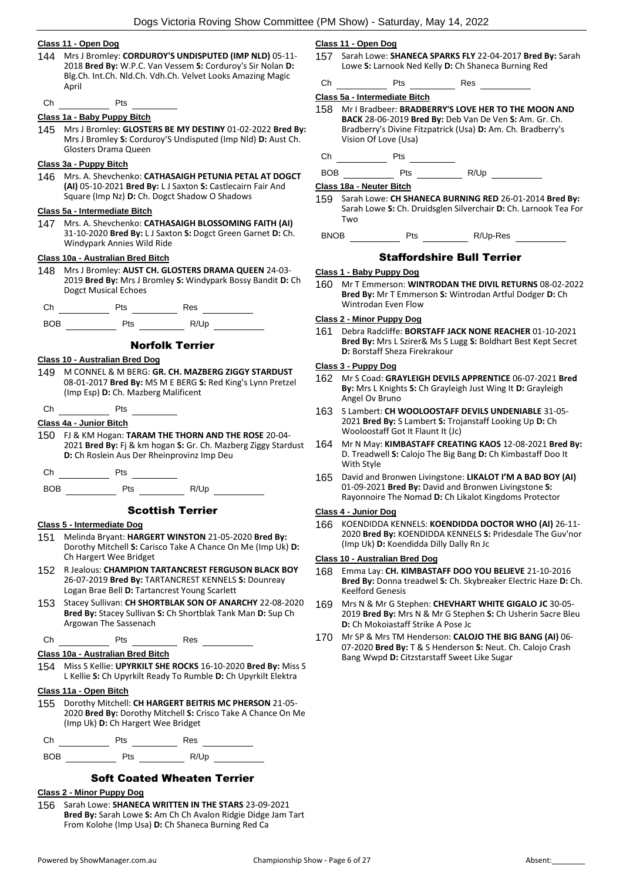**Class 11 - Open Dog**

144 Mrs J Bromley: **CORDUROY'S UNDISPUTED (IMP NLD)** 05-11-2018 **Bred By:** W.P.C. Van Vessem **S:** Corduroy's Sir Nolan **D:** Blg.Ch. Int.Ch. Nld.Ch. Vdh.Ch. Velvet Looks Amazing Magic April

Ch ________ Pts ________

**Class 1a - Baby Puppy Bitch**

145 Mrs J Bromley: **GLOSTERS BE MY DESTINY** 01-02-2022 **Bred By:** Mrs J Bromley **S:** Corduroy'S Undisputed (Imp Nld) **D:** Aust Ch. Glosters Drama Queen

**Class 3a - Puppy Bitch**

146 Mrs. A. Shevchenko: **CATHASAIGH PETUNIA PETAL AT DOGCT (AI)** 05-10-2021 **Bred By:** L J Saxton **S:** Castlecairn Fair And Square (Imp Nz) **D:** Ch. Dogct Shadow O Shadows

**Class 5a - Intermediate Bitch**

147 Mrs. A. Shevchenko: **CATHASAIGH BLOSSOMING FAITH (AI)** 31-10-2020 **Bred By:** L J Saxton **S:** Dogct Green Garnet **D:** Ch. Windypark Annies Wild Ride

**Class 10a - Australian Bred Bitch**

148 Mrs J Bromley: **AUST CH. GLOSTERS DRAMA QUEEN** 24-03-2019 **Bred By:** Mrs J Bromley **S:** Windypark Bossy Bandit **D:** Ch Dogct Musical Echoes

Ch ________ Pts ________ Res ________

BOB ________ Pts ________ R/Up ________

## Norfolk Terrier

**Class 10 - Australian Bred Dog**

149 M CONNEL & M BERG: **GR. CH. MAZBERG ZIGGY STARDUST** 08-01-2017 **Bred By:** MS M E BERG **S:** Red King's Lynn Pretzel (Imp Esp) **D:** Ch. Mazberg Malificent

Ch ________ Pts ________

**Class 4a - Junior Bitch**

150 FJ & KM Hogan: **TARAM THE THORN AND THE ROSE** 20-04-2021 **Bred By:** Fj & km hogan **S:** Gr. Ch. Mazberg Ziggy Stardust **D:** Ch Roslein Aus Der Rheinprovinz Imp Deu

Ch ________ Pts ________

BOB ________ Pts ________ R/Up ________

## Scottish Terrier

**Class 5 - Intermediate Dog**

151 Melinda Bryant: **HARGERT WINSTON** 21-05-2020 **Bred By:** Dorothy Mitchell **S:** Carisco Take A Chance On Me (Imp Uk) **D:** Ch Hargert Wee Bridget

152 R Jealous: **CHAMPION TARTANCREST FERGUSON BLACK BOY** 26-07-2019 **Bred By:** TARTANCREST KENNELS **S:** Dounreay Logan Brae Bell **D:** Tartancrest Young Scarlett

153 Stacey Sullivan: **CH SHORTBLAK SON OF ANARCHY** 22-08-2020 **Bred By:** Stacey Sullivan **S:** Ch Shortblak Tank Man **D:** Sup Ch Argowan The Sassenach

Ch ________ Pts ________ Res ________

**Class 10a - Australian Bred Bitch**

154 Miss S Kellie: **UPYRKILT SHE ROCKS** 16-10-2020 **Bred By:** Miss S L Kellie **S:** Ch Upyrkilt Ready To Rumble **D:** Ch Upyrkilt Elektra

**Class 11a - Open Bitch**

155 Dorothy Mitchell: **CH HARGERT BEITRIS MC PHERSON** 21-05-2020 **Bred By:** Dorothy Mitchell **S:** Crisco Take A Chance On Me (Imp Uk) **D:** Ch Hargert Wee Bridget

Ch ________ Pts ________ Res ________

BOB ________ Pts ________ R/Up ________

## Soft Coated Wheaten Terrier

**Class 2 - Minor Puppy Dog**

156 Sarah Lowe: **SHANECA WRITTEN IN THE STARS** 23-09-2021 **Bred By:** Sarah Lowe **S:** Am Ch Ch Avalon Ridgie Didge Jam Tart From Kolohe (Imp Usa) **D:** Ch Shaneca Burning Red Ca

**Class 11 - Open Dog**

157 Sarah Lowe: **SHANECA SPARKS FLY** 22-04-2017 **Bred By:** Sarah Lowe **S:** Larnook Ned Kelly **D:** Ch Shaneca Burning Red

Ch ________ Pts ________ Res ________

**Class 5a - Intermediate Bitch**

158 Mr I Bradbeer: **BRADBERRY'S LOVE HER TO THE MOON AND BACK** 28-06-2019 **Bred By:** Deb Van De Ven **S:** Am. Gr. Ch. Bradberry's Divine Fitzpatrick (Usa) **D:** Am. Ch. Bradberry's Vision Of Love (Usa)

Ch ________ Pts ________

BOB ________ Pts ________ R/Up ________

**Class 18a - Neuter Bitch**

159 Sarah Lowe: **CH SHANECA BURNING RED** 26-01-2014 **Bred By:** Sarah Lowe **S:** Ch. Druidsglen Silverchair **D:** Ch. Larnook Tea For Two

BNOB ________ Pts ________ R/Up-Res ________

## Staffordshire Bull Terrier

**Class 1 - Baby Puppy Dog**

160 Mr T Emmerson: **WINTRODAN THE DIVIL RETURNS** 08-02-2022 **Bred By:** Mr T Emmerson **S:** Wintrodan Artful Dodger **D:** Ch Wintrodan Even Flow

**Class 2 - Minor Puppy Dog**

161 Debra Radcliffe: **BORSTAFF JACK NONE REACHER** 01-10-2021 **Bred By:** Mrs L Szirer& Ms S Lugg **S:** Boldhart Best Kept Secret **D:** Borstaff Sheza Firekrakour

**Class 3 - Puppy Dog**

162 Mr S Coad: **GRAYLEIGH DEVILS APPRENTICE** 06-07-2021 **Bred By:** Mrs L Knights **S:** Ch Grayleigh Just Wing It **D:** Grayleigh Angel Ov Bruno

163 S Lambert: **CH WOOLOOSTAFF DEVILS UNDENIABLE** 31-05-2021 **Bred By:** S Lambert **S:** Trojanstaff Looking Up **D:** Ch Wooloostaff Got It Flaunt It (Jc)

164 Mr N May: **KIMBASTAFF CREATING KAOS** 12-08-2021 **Bred By:** D. Treadwell **S:** Calojo The Big Bang **D:** Ch Kimbastaff Doo It With Style

165 David and Bronwen Livingstone: **LIKALOT I'M A BAD BOY (AI)** 01-09-2021 **Bred By:** David and Bronwen Livingstone **S:** Rayonnoire The Nomad **D:** Ch Likalot Kingdoms Protector

**Class 4 - Junior Dog**

166 KOENDIDDA KENNELS: **KOENDIDDA DOCTOR WHO (AI)** 26-11-2020 **Bred By:** KOENDIDDA KENNELS **S:** Pridesdale The Guv'nor (Imp Uk) **D:** Koendidda Dilly Dally Rn Jc

**Class 10 - Australian Bred Dog**

168 Emma Lay: **CH. KIMBASTAFF DOO YOU BELIEVE** 21-10-2016 **Bred By:** Donna treadwel **S:** Ch. Skybreaker Electric Haze **D:** Ch. Keelford Genesis

169 Mrs N & Mr G Stephen: **CHEVHART WHITE GIGALO JC** 30-05-2019 **Bred By:** Mrs N & Mr G Stephen **S:** Ch Usherin Sacre Bleu **D:** Ch Mokoiastaff Strike A Pose Jc

170 Mr SP & Mrs TM Henderson: **CALOJO THE BIG BANG (AI)** 06-07-2020 **Bred By:** T & S Henderson **S:** Neut. Ch. Calojo Crash Bang Wwpd **D:** Citzstarstaff Sweet Like Sugar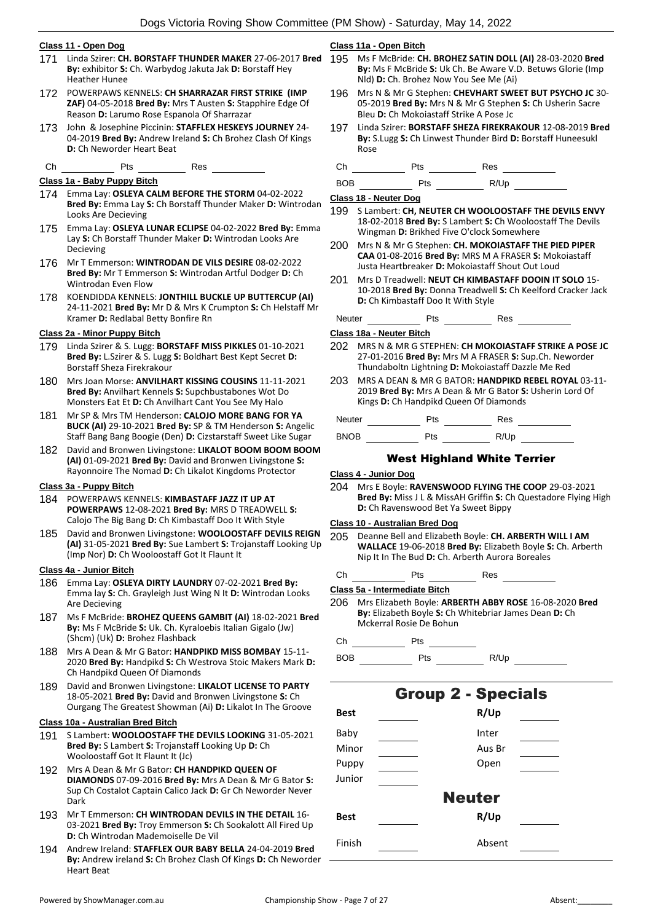### Class 11 - Open Dog

171 Linda Szirer: **CH. BORSTAFF THUNDER MAKER** 27-06-2017 **Bred By:** exhibitor **S:** Ch. Warbydog Jakuta Jak **D:** Borstaff Hey Heather Hunee

172 POWERPAWS KENNELS: **CH SHARRAZAR FIRST STRIKE (IMP ZAF)** 04-05-2018 **Bred By:** Mrs T Austen **S:** Stapphire Edge Of Reason **D:** Larumo Rose Espanola Of Sharrazar

173 John & Josephine Piccinin: **STAFFLEX HESKEYS JOURNEY** 24-04-2019 **Bred By:** Andrew Ireland **S:** Ch Brohez Clash Of Kings **D:** Ch Neworder Heart Beat

Ch ______ Pts ______ Res ______

### Class 1a - Baby Puppy Bitch

174 Emma Lay: **OSLEYA CALM BEFORE THE STORM** 04-02-2022 **Bred By:** Emma Lay **S:** Ch Borstaff Thunder Maker **D:** Wintrodan Looks Are Decieving

175 Emma Lay: **OSLEYA LUNAR ECLIPSE** 04-02-2022 **Bred By:** Emma Lay **S:** Ch Borstaff Thunder Maker **D:** Wintrodan Looks Are Decieving

176 Mr T Emmerson: **WINTRODAN DE VILS DESIRE** 08-02-2022 **Bred By:** Mr T Emmerson **S:** Wintrodan Artful Dodger **D:** Ch Wintrodan Even Flow

178 KOENDIDDA KENNELS: **JONTHILL BUCKLE UP BUTTERCUP (AI)** 24-11-2021 **Bred By:** Mr D & Mrs K Crumpton **S:** Ch Helstaff Mr Kramer **D:** Redlabal Betty Bonfire Rn

### Class 2a - Minor Puppy Bitch

179 Linda Szirer & S. Lugg: **BORSTAFF MISS PIKKLES** 01-10-2021 **Bred By:** L.Szirer & S. Lugg **S:** Boldhart Best Kept Secret **D:** Borstaff Sheza Firekrakour

180 Mrs Joan Morse: **ANVILHART KISSING COUSINS** 11-11-2021 **Bred By:** Anvilhart Kennels **S:** Supchbustabones Wot Do Monsters Eat Et **D:** Ch Anvilhart Cant You See My Halo

181 Mr SP & Mrs TM Henderson: **CALOJO MORE BANG FOR YA BUCK (AI)** 29-10-2021 **Bred By:** SP & TM Henderson **S:** Angelic Staff Bang Bang Boogie (Den) **D:** Cizstarstaff Sweet Like Sugar

182 David and Bronwen Livingstone: **LIKALOT BOOM BOOM BOOM (AI)** 01-09-2021 **Bred By:** David and Bronwen Livingstone **S:** Rayonnoire The Nomad **D:** Ch Likalot Kingdoms Protector

### Class 3a - Puppy Bitch

184 POWERPAWS KENNELS: **KIMBASTAFF JAZZ IT UP AT POWERPAWS** 12-08-2021 **Bred By:** MRS D TREADWELL **S:** Calojo The Big Bang **D:** Ch Kimbastaff Doo It With Style

185 David and Bronwen Livingstone: **WOOLOOSTAFF DEVILS REIGN (AI)** 31-05-2021 **Bred By:** Sue Lambert **S:** Trojanstaff Looking Up (Imp Nor) **D:** Ch Wooloostaff Got It Flaunt It

### Class 4a - Junior Bitch

186 Emma Lay: **OSLEYA DIRTY LAUNDRY** 07-02-2021 **Bred By:** Emma lay **S:** Ch. Grayleigh Just Wing N It **D:** Wintrodan Looks Are Decieving

187 Ms F McBride: **BROHEZ QUEENS GAMBIT (AI)** 18-02-2021 **Bred By:** Ms F McBride **S:** Uk. Ch. Kyraloebis Italian Gigalo (Jw) (Shcm) (Uk) **D:** Brohez Flashback

188 Mrs A Dean & Mr G Bator: **HANDPIKD MISS BOMBAY** 15-11-2020 **Bred By:** Handpikd **S:** Ch Westrova Stoic Makers Mark **D:** Ch Handpikd Queen Of Diamonds

189 David and Bronwen Livingstone: **LIKALOT LICENSE TO PARTY** 18-05-2021 **Bred By:** David and Bronwen Livingstone **S:** Ch Ourgang The Greatest Showman (Ai) **D:** Likalot In The Groove

### Class 10a - Australian Bred Bitch

191 S Lambert: **WOOLOOSTAFF THE DEVILS LOOKING** 31-05-2021 **Bred By:** S Lambert **S:** Trojanstaff Looking Up **D:** Ch Wooloostaff Got It Flaunt It (Jc)

192 Mrs A Dean & Mr G Bator: **CH HANDPIKD QUEEN OF DIAMONDS** 07-09-2016 **Bred By:** Mrs A Dean & Mr G Bator **S:** Sup Ch Costalot Captain Calico Jack **D:** Gr Ch Neworder Never Dark

193 Mr T Emmerson: **CH WINTRODAN DEVILS IN THE DETAIL** 16-03-2021 **Bred By:** Troy Emmerson **S:** Ch Sookalott All Fired Up **D:** Ch Wintrodan Mademoiselle De Vil

194 Andrew Ireland: **STAFFLEX OUR BABY BELLA** 24-04-2019 **Bred By:** Andrew ireland **S:** Ch Brohez Clash Of Kings **D:** Ch Neworder Heart Beat

### Class 11a - Open Bitch

195 Ms F McBride: **CH. BROHEZ SATIN DOLL (AI)** 28-03-2020 **Bred By:** Ms F McBride **S:** Uk Ch. Be Aware V.D. Betuws Glorie (Imp Nld) **D:** Ch. Brohez Now You See Me (Ai)

196 Mrs N & Mr G Stephen: **CHEVHART SWEET BUT PSYCHO JC** 30-05-2019 **Bred By:** Mrs N & Mr G Stephen **S:** Ch Usherin Sacre Bleu **D:** Ch Mokoiastaff Strike A Pose Jc

197 Linda Szirer: **BORSTAFF SHEZA FIREKRAKOUR** 12-08-2019 **Bred By:** S.Lugg **S:** Ch Linwest Thunder Bird **D:** Borstaff Huneesukl Rose

Ch ______ Pts ______ Res ______

BOB ______ Pts ______ R/Up ______

### Class 18 - Neuter Dog

199 S Lambert: **CH, NEUTER CH WOOLOOSTAFF THE DEVILS ENVY** 18-02-2018 **Bred By:** S Lambert **S:** Ch Wooloostaff The Devils Wingman **D:** Brikhed Five O'clock Somewhere

200 Mrs N & Mr G Stephen: **CH. MOKOIASTAFF THE PIED PIPER CAA** 01-08-2016 **Bred By:** MRS M A FRASER **S:** Mokoiastaff Justa Heartbreaker **D:** Mokoiastaff Shout Out Loud

201 Mrs D Treadwell: **NEUT CH KIMBASTAFF DOOIN IT SOLO** 15-10-2018 **Bred By:** Donna Treadwell **S:** Ch Keelford Cracker Jack **D:** Ch Kimbastaff Doo It With Style

Neuter ______ Pts ______ Res ______

### Class 18a - Neuter Bitch

202 MRS N & MR G STEPHEN: **CH MOKOIASTAFF STRIKE A POSE JC** 27-01-2016 **Bred By:** Mrs M A FRASER **S:** Sup.Ch. Neworder Thundaboltn Lightning **D:** Mokoiastaff Dazzle Me Red

203 MRS A DEAN & MR G BATOR: **HANDPIKD REBEL ROYAL** 03-11-2019 **Bred By:** Mrs A Dean & Mr G Bator **S:** Usherin Lord Of Kings **D:** Ch Handpikd Queen Of Diamonds

Neuter ______ Pts ______ Res ______

BNOB ______ Pts ______ R/Up ______

## West Highland White Terrier

### Class 4 - Junior Dog

204 Mrs E Boyle: **RAVENSWOOD FLYING THE COOP** 29-03-2021 **Bred By:** Miss J L & MissAH Griffin **S:** Ch Questadore Flying High **D:** Ch Ravenswood Bet Ya Sweet Bippy

### Class 10 - Australian Bred Dog

205 Deanne Bell and Elizabeth Boyle: **CH. ARBERTH WILL I AM WALLACE** 19-06-2018 **Bred By:** Elizabeth Boyle **S:** Ch. Arberth Nip It In The Bud **D:** Ch. Arberth Aurora Boreales

Ch ______ Pts ______ Res ______

### Class 5a - Intermediate Bitch

206 Mrs Elizabeth Boyle: **ARBERTH ABBY ROSE** 16-08-2020 **Bred By:** Elizabeth Boyle **S:** Ch Whitebriar James Dean **D:** Ch Mckerral Rosie De Bohun

Ch ______ Pts ______

BOB ______ Pts ______ R/Up ______

## Group 2 - Specials

| | | | |
|---|---|---|---|
| **Best** | ______ | **R/Up** | ______ |
| Baby | ______ | Inter | ______ |
| Minor | ______ | Aus Br | ______ |
| Puppy | ______ | Open | ______ |
| Junior | ______ | | |

### Neuter

| | | | |
|---|---|---|---|
| **Best** | ______ | **R/Up** | ______ |
| Finish | ______ | Absent | ______ |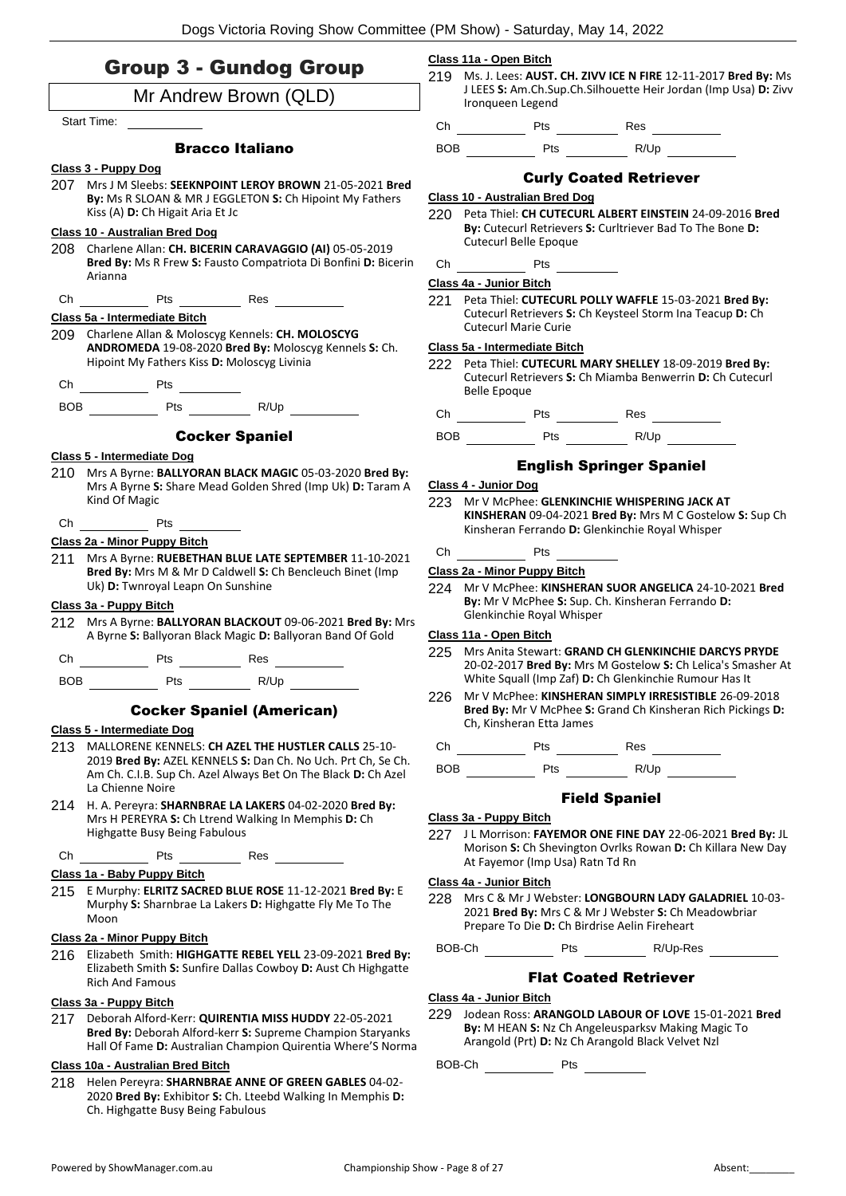# Group 3 - Gundog Group

Mr Andrew Brown (QLD)

Start Time: ____________

### Bracco Italiano

**Class 3 - Puppy Dog**

207 Mrs J M Sleebs: **SEEKNPOINT LEROY BROWN** 21-05-2021 **Bred By:** Ms R SLOAN & MR J EGGLETON **S:** Ch Hipoint My Fathers Kiss (A) **D:** Ch Higait Aria Et Jc

**Class 10 - Australian Bred Dog**

208 Charlene Allan: **CH. BICERIN CARAVAGGIO (AI)** 05-05-2019 **Bred By:** Ms R Frew **S:** Fausto Compatriota Di Bonfini **D:** Bicerin Arianna

Ch ________ Pts ________ Res ________

**Class 5a - Intermediate Bitch**

209 Charlene Allan & Moloscyg Kennels: **CH. MOLOSCYG ANDROMEDA** 19-08-2020 **Bred By:** Moloscyg Kennels **S:** Ch. Hipoint My Fathers Kiss **D:** Moloscyg Livinia

Ch ________ Pts ________

BOB ________ Pts ________ R/Up ________

### Cocker Spaniel

**Class 5 - Intermediate Dog**

210 Mrs A Byrne: **BALLYORAN BLACK MAGIC** 05-03-2020 **Bred By:** Mrs A Byrne **S:** Share Mead Golden Shred (Imp Uk) **D:** Taram A Kind Of Magic

Ch ________ Pts ________

**Class 2a - Minor Puppy Bitch**

211 Mrs A Byrne: **RUEBETHAN BLUE LATE SEPTEMBER** 11-10-2021 **Bred By:** Mrs M & Mr D Caldwell **S:** Ch Bencleuch Binet (Imp Uk) **D:** Twnroyal Leapn On Sunshine

**Class 3a - Puppy Bitch**

212 Mrs A Byrne: **BALLYORAN BLACKOUT** 09-06-2021 **Bred By:** Mrs A Byrne **S:** Ballyoran Black Magic **D:** Ballyoran Band Of Gold

Ch ________ Pts ________ Res ________

BOB ________ Pts ________ R/Up ________

### Cocker Spaniel (American)

**Class 5 - Intermediate Dog**

213 MALLORENE KENNELS: **CH AZEL THE HUSTLER CALLS** 25-10-2019 **Bred By:** AZEL KENNELS **S:** Dan Ch. No Uch. Prt Ch, Se Ch. Am Ch. C.I.B. Sup Ch. Azel Always Bet On The Black **D:** Ch Azel La Chienne Noire

214 H. A. Pereyra: **SHARNBRAE LA LAKERS** 04-02-2020 **Bred By:** Mrs H PEREYRA **S:** Ch Ltrend Walking In Memphis **D:** Ch Highgatte Busy Being Fabulous

Ch ________ Pts ________ Res ________

**Class 1a - Baby Puppy Bitch**

215 E Murphy: **ELRITZ SACRED BLUE ROSE** 11-12-2021 **Bred By:** E Murphy **S:** Sharnbrae La Lakers **D:** Highgatte Fly Me To The Moon

**Class 2a - Minor Puppy Bitch**

216 Elizabeth Smith: **HIGHGATTE REBEL YELL** 23-09-2021 **Bred By:** Elizabeth Smith **S:** Sunfire Dallas Cowboy **D:** Aust Ch Highgatte Rich And Famous

**Class 3a - Puppy Bitch**

217 Deborah Alford-Kerr: **QUIRENTIA MISS HUDDY** 22-05-2021 **Bred By:** Deborah Alford-kerr **S:** Supreme Champion Staryanks Hall Of Fame **D:** Australian Champion Quirentia Where'S Norma

**Class 10a - Australian Bred Bitch**

218 Helen Pereyra: **SHARNBRAE ANNE OF GREEN GABLES** 04-02-2020 **Bred By:** Exhibitor **S:** Ch. Lteebd Walking In Memphis **D:** Ch. Highgatte Busy Being Fabulous

**Class 11a - Open Bitch**

219 Ms. J. Lees: **AUST. CH. ZIVV ICE N FIRE** 12-11-2017 **Bred By:** Ms J LEES **S:** Am.Ch.Sup.Ch.Silhouette Heir Jordan (Imp Usa) **D:** Zivv Ironqueen Legend

Ch ________ Pts ________ Res ________

BOB ________ Pts ________ R/Up ________

### Curly Coated Retriever

**Class 10 - Australian Bred Dog**

220 Peta Thiel: **CH CUTECURL ALBERT EINSTEIN** 24-09-2016 **Bred By:** Cutecurl Retrievers **S:** Curltriever Bad To The Bone **D:** Cutecurl Belle Epoque

Ch ________ Pts ________

**Class 4a - Junior Bitch**

221 Peta Thiel: **CUTECURL POLLY WAFFLE** 15-03-2021 **Bred By:** Cutecurl Retrievers **S:** Ch Keysteel Storm Ina Teacup **D:** Ch Cutecurl Marie Curie

**Class 5a - Intermediate Bitch**

222 Peta Thiel: **CUTECURL MARY SHELLEY** 18-09-2019 **Bred By:** Cutecurl Retrievers **S:** Ch Miamba Benwerrin **D:** Ch Cutecurl Belle Epoque

Ch ________ Pts ________ Res ________

BOB ________ Pts ________ R/Up ________

### English Springer Spaniel

**Class 4 - Junior Dog**

223 Mr V McPhee: **GLENKINCHIE WHISPERING JACK AT KINSHERAN** 09-04-2021 **Bred By:** Mrs M C Gostelow **S:** Sup Ch Kinsheran Ferrando **D:** Glenkinchie Royal Whisper

Ch ________ Pts ________

**Class 2a - Minor Puppy Bitch**

224 Mr V McPhee: **KINSHERAN SUOR ANGELICA** 24-10-2021 **Bred By:** Mr V McPhee **S:** Sup. Ch. Kinsheran Ferrando **D:** Glenkinchie Royal Whisper

**Class 11a - Open Bitch**

225 Mrs Anita Stewart: **GRAND CH GLENKINCHIE DARCYS PRYDE** 20-02-2017 **Bred By:** Mrs M Gostelow **S:** Ch Lelica's Smasher At White Squall (Imp Zaf) **D:** Ch Glenkinchie Rumour Has It

226 Mr V McPhee: **KINSHERAN SIMPLY IRRESISTIBLE** 26-09-2018 **Bred By:** Mr V McPhee **S:** Grand Ch Kinsheran Rich Pickings **D:** Ch, Kinsheran Etta James

Ch ________ Pts ________ Res ________

BOB ________ Pts ________ R/Up ________

### Field Spaniel

**Class 3a - Puppy Bitch**

227 J L Morrison: **FAYEMOR ONE FINE DAY** 22-06-2021 **Bred By:** JL Morison **S:** Ch Shevington Ovrlks Rowan **D:** Ch Killara New Day At Fayemor (Imp Usa) Ratn Td Rn

**Class 4a - Junior Bitch**

228 Mrs C & Mr J Webster: **LONGBOURN LADY GALADRIEL** 10-03-2021 **Bred By:** Mrs C & Mr J Webster **S:** Ch Meadowbriar Prepare To Die **D:** Ch Birdrise Aelin Fireheart

BOB-Ch ________ Pts ________ R/Up-Res ________

### Flat Coated Retriever

**Class 4a - Junior Bitch**

229 Jodean Ross: **ARANGOLD LABOUR OF LOVE** 15-01-2021 **Bred By:** M HEAN **S:** Nz Ch Angeleusparksv Making Magic To Arangold (Prt) **D:** Nz Ch Arangold Black Velvet Nzl

BOB-Ch ________ Pts ________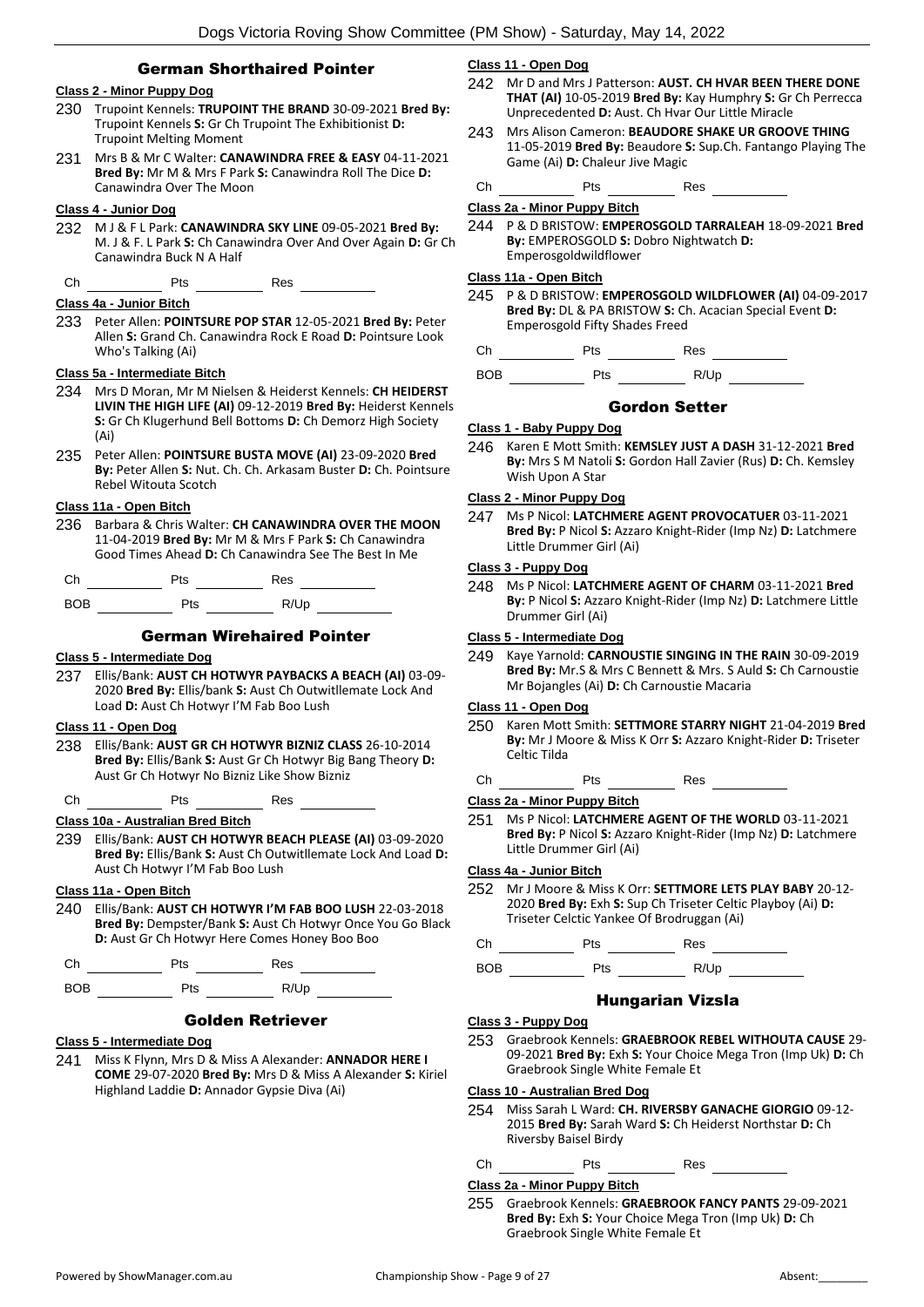## German Shorthaired Pointer

### Class 2 - Minor Puppy Dog

230 Trupoint Kennels: **TRUPOINT THE BRAND** 30-09-2021 **Bred By:** Trupoint Kennels **S:** Gr Ch Trupoint The Exhibitionist **D:** Trupoint Melting Moment

231 Mrs B & Mr C Walter: **CANAWINDRA FREE & EASY** 04-11-2021 **Bred By:** Mr M & Mrs F Park **S:** Canawindra Roll The Dice **D:** Canawindra Over The Moon

### Class 4 - Junior Dog

232 M J & F L Park: **CANAWINDRA SKY LINE** 09-05-2021 **Bred By:** M. J & F. L Park **S:** Ch Canawindra Over And Over Again **D:** Gr Ch Canawindra Buck N A Half

Ch ______ Pts ______ Res ______

### Class 4a - Junior Bitch

233 Peter Allen: **POINTSURE POP STAR** 12-05-2021 **Bred By:** Peter Allen **S:** Grand Ch. Canawindra Rock E Road **D:** Pointsure Look Who's Talking (Ai)

### Class 5a - Intermediate Bitch

234 Mrs D Moran, Mr M Nielsen & Heiderst Kennels: **CH HEIDERST LIVIN THE HIGH LIFE (AI)** 09-12-2019 **Bred By:** Heiderst Kennels **S:** Gr Ch Klugerhund Bell Bottoms **D:** Ch Demorz High Society (Ai)

235 Peter Allen: **POINTSURE BUSTA MOVE (AI)** 23-09-2020 **Bred By:** Peter Allen **S:** Nut. Ch. Ch. Arkasam Buster **D:** Ch. Pointsure Rebel Witouta Scotch

### Class 11a - Open Bitch

236 Barbara & Chris Walter: **CH CANAWINDRA OVER THE MOON** 11-04-2019 **Bred By:** Mr M & Mrs F Park **S:** Ch Canawindra Good Times Ahead **D:** Ch Canawindra See The Best In Me

Ch ______ Pts ______ Res ______

BOB ______ Pts ______ R/Up ______

## German Wirehaired Pointer

### Class 5 - Intermediate Dog

237 Ellis/Bank: **AUST CH HOTWYR PAYBACKS A BEACH (AI)** 03-09-2020 **Bred By:** Ellis/bank **S:** Aust Ch Outwitllemate Lock And Load **D:** Aust Ch Hotwyr I'M Fab Boo Lush

### Class 11 - Open Dog

238 Ellis/Bank: **AUST GR CH HOTWYR BIZNIZ CLASS** 26-10-2014 **Bred By:** Ellis/Bank **S:** Aust Gr Ch Hotwyr Big Bang Theory **D:** Aust Gr Ch Hotwyr No Bizniz Like Show Bizniz

Ch ______ Pts ______ Res ______

### Class 10a - Australian Bred Bitch

239 Ellis/Bank: **AUST CH HOTWYR BEACH PLEASE (AI)** 03-09-2020 **Bred By:** Ellis/Bank **S:** Aust Ch Outwitllemate Lock And Load **D:** Aust Ch Hotwyr I'M Fab Boo Lush

### Class 11a - Open Bitch

240 Ellis/Bank: **AUST CH HOTWYR I'M FAB BOO LUSH** 22-03-2018 **Bred By:** Dempster/Bank **S:** Aust Ch Hotwyr Once You Go Black **D:** Aust Gr Ch Hotwyr Here Comes Honey Boo Boo

Ch ______ Pts ______ Res ______

BOB ______ Pts ______ R/Up ______

## Golden Retriever

### Class 5 - Intermediate Dog

241 Miss K Flynn, Mrs D & Miss A Alexander: **ANNADOR HERE I COME** 29-07-2020 **Bred By:** Mrs D & Miss A Alexander **S:** Kiriel Highland Laddie **D:** Annador Gypsie Diva (Ai)

### Class 11 - Open Dog

242 Mr D and Mrs J Patterson: **AUST. CH HVAR BEEN THERE DONE THAT (AI)** 10-05-2019 **Bred By:** Kay Humphry **S:** Gr Ch Perrecca Unprecedented **D:** Aust. Ch Hvar Our Little Miracle

243 Mrs Alison Cameron: **BEAUDORE SHAKE UR GROOVE THING** 11-05-2019 **Bred By:** Beaudore **S:** Sup.Ch. Fantango Playing The Game (Ai) **D:** Chaleur Jive Magic

Ch ______ Pts ______ Res ______

### Class 2a - Minor Puppy Bitch

244 P & D BRISTOW: **EMPEROSGOLD TARRALEAH** 18-09-2021 **Bred By:** EMPEROSGOLD **S:** Dobro Nightwatch **D:** Emperosgoldwildflower

### Class 11a - Open Bitch

245 P & D BRISTOW: **EMPEROSGOLD WILDFLOWER (AI)** 04-09-2017 **Bred By:** DL & PA BRISTOW **S:** Ch. Acacian Special Event **D:** Emperosgold Fifty Shades Freed

Ch ______ Pts ______ Res ______

BOB ______ Pts ______ R/Up ______

## Gordon Setter

### Class 1 - Baby Puppy Dog

246 Karen E Mott Smith: **KEMSLEY JUST A DASH** 31-12-2021 **Bred By:** Mrs S M Natoli **S:** Gordon Hall Zavier (Rus) **D:** Ch. Kemsley Wish Upon A Star

### Class 2 - Minor Puppy Dog

247 Ms P Nicol: **LATCHMERE AGENT PROVOCATUER** 03-11-2021 **Bred By:** P Nicol **S:** Azzaro Knight-Rider (Imp Nz) **D:** Latchmere Little Drummer Girl (Ai)

### Class 3 - Puppy Dog

248 Ms P Nicol: **LATCHMERE AGENT OF CHARM** 03-11-2021 **Bred By:** P Nicol **S:** Azzaro Knight-Rider (Imp Nz) **D:** Latchmere Little Drummer Girl (Ai)

### Class 5 - Intermediate Dog

249 Kaye Yarnold: **CARNOUSTIE SINGING IN THE RAIN** 30-09-2019 **Bred By:** Mr.S & Mrs C Bennett & Mrs. S Auld **S:** Ch Carnoustie Mr Bojangles (Ai) **D:** Ch Carnoustie Macaria

### Class 11 - Open Dog

250 Karen Mott Smith: **SETTMORE STARRY NIGHT** 21-04-2019 **Bred By:** Mr J Moore & Miss K Orr **S:** Azzaro Knight-Rider **D:** Triseter Celtic Tilda

Ch ______ Pts ______ Res ______

### Class 2a - Minor Puppy Bitch

251 Ms P Nicol: **LATCHMERE AGENT OF THE WORLD** 03-11-2021 **Bred By:** P Nicol **S:** Azzaro Knight-Rider (Imp Nz) **D:** Latchmere Little Drummer Girl (Ai)

### Class 4a - Junior Bitch

252 Mr J Moore & Miss K Orr: **SETTMORE LETS PLAY BABY** 20-12-2020 **Bred By:** Exh **S:** Sup Ch Triseter Celtic Playboy (Ai) **D:** Triseter Celctic Yankee Of Brodruggan (Ai)

Ch ______ Pts ______ Res ______

BOB ______ Pts ______ R/Up ______

## Hungarian Vizsla

### Class 3 - Puppy Dog

253 Graebrook Kennels: **GRAEBROOK REBEL WITHOUTA CAUSE** 29-09-2021 **Bred By:** Exh **S:** Your Choice Mega Tron (Imp Uk) **D:** Ch Graebrook Single White Female Et

### Class 10 - Australian Bred Dog

254 Miss Sarah L Ward: **CH. RIVERSBY GANACHE GIORGIO** 09-12-2015 **Bred By:** Sarah Ward **S:** Ch Heiderst Northstar **D:** Ch Riversby Baisel Birdy

Ch ______ Pts ______ Res ______

### Class 2a - Minor Puppy Bitch

255 Graebrook Kennels: **GRAEBROOK FANCY PANTS** 29-09-2021 **Bred By:** Exh **S:** Your Choice Mega Tron (Imp Uk) **D:** Ch Graebrook Single White Female Et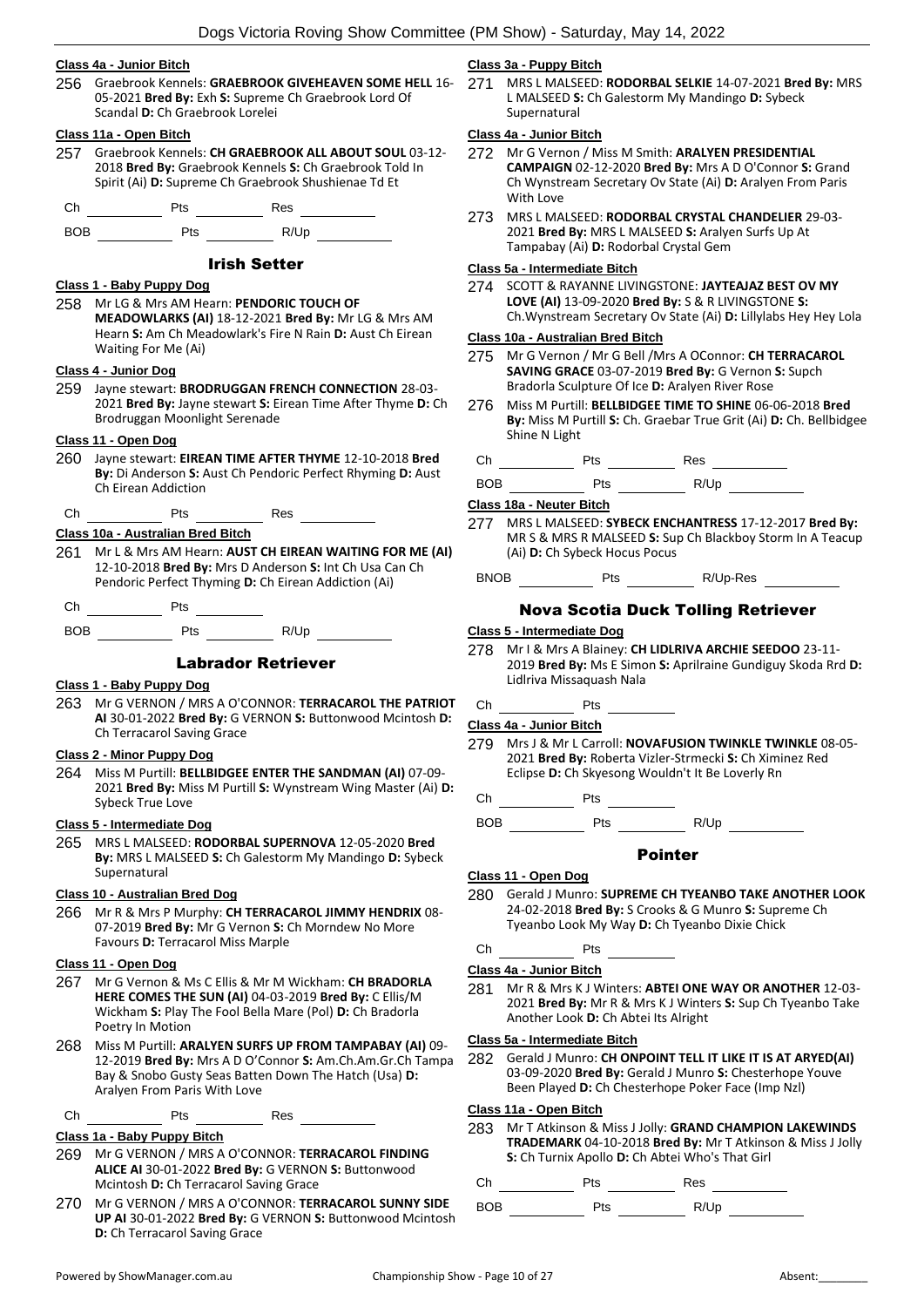#### Class 4a - Junior Bitch

256 Graebrook Kennels: **GRAEBROOK GIVEHEAVEN SOME HELL** 16-05-2021 **Bred By:** Exh **S:** Supreme Ch Graebrook Lord Of Scandal **D:** Ch Graebrook Lorelei

#### Class 11a - Open Bitch

257 Graebrook Kennels: **CH GRAEBROOK ALL ABOUT SOUL** 03-12-2018 **Bred By:** Graebrook Kennels **S:** Ch Graebrook Told In Spirit (Ai) **D:** Supreme Ch Graebrook Shushienae Td Et

Ch ________ Pts ________ Res ________

BOB ________ Pts ________ R/Up ________

## Irish Setter

#### Class 1 - Baby Puppy Dog

258 Mr LG & Mrs AM Hearn: **PENDORIC TOUCH OF MEADOWLARKS (AI)** 18-12-2021 **Bred By:** Mr LG & Mrs AM Hearn **S:** Am Ch Meadowlark's Fire N Rain **D:** Aust Ch Eirean Waiting For Me (Ai)

#### Class 4 - Junior Dog

259 Jayne stewart: **BRODRUGGAN FRENCH CONNECTION** 28-03-2021 **Bred By:** Jayne stewart **S:** Eirean Time After Thyme **D:** Ch Brodruggan Moonlight Serenade

#### Class 11 - Open Dog

260 Jayne stewart: **EIREAN TIME AFTER THYME** 12-10-2018 **Bred By:** Di Anderson **S:** Aust Ch Pendoric Perfect Rhyming **D:** Aust Ch Eirean Addiction

Ch ________ Pts ________ Res ________

#### Class 10a - Australian Bred Bitch

261 Mr L & Mrs AM Hearn: **AUST CH EIREAN WAITING FOR ME (AI)** 12-10-2018 **Bred By:** Mrs D Anderson **S:** Int Ch Usa Can Ch Pendoric Perfect Thyming **D:** Ch Eirean Addiction (Ai)

Ch ________ Pts ________

BOB ________ Pts ________ R/Up ________

## Labrador Retriever

#### Class 1 - Baby Puppy Dog

263 Mr G VERNON / MRS A O'CONNOR: **TERRACAROL THE PATRIOT AI** 30-01-2022 **Bred By:** G VERNON **S:** Buttonwood Mcintosh **D:** Ch Terracarol Saving Grace

#### Class 2 - Minor Puppy Dog

264 Miss M Purtill: **BELLBIDGEE ENTER THE SANDMAN (AI)** 07-09-2021 **Bred By:** Miss M Purtill **S:** Wynstream Wing Master (Ai) **D:** Sybeck True Love

#### Class 5 - Intermediate Dog

265 MRS L MALSEED: **RODORBAL SUPERNOVA** 12-05-2020 **Bred By:** MRS L MALSEED **S:** Ch Galestorm My Mandingo **D:** Sybeck Supernatural

#### Class 10 - Australian Bred Dog

266 Mr R & Mrs P Murphy: **CH TERRACAROL JIMMY HENDRIX** 08-07-2019 **Bred By:** Mr G Vernon **S:** Ch Morndew No More Favours **D:** Terracarol Miss Marple

#### Class 11 - Open Dog

267 Mr G Vernon & Ms C Ellis & Mr M Wickham: **CH BRADORLA HERE COMES THE SUN (AI)** 04-03-2019 **Bred By:** C Ellis/M Wickham **S:** Play The Fool Bella Mare (Pol) **D:** Ch Bradorla Poetry In Motion

268 Miss M Purtill: **ARALYEN SURFS UP FROM TAMPABAY (AI)** 09-12-2019 **Bred By:** Mrs A D O'Connor **S:** Am.Ch.Am.Gr.Ch Tampa Bay & Snobo Gusty Seas Batten Down The Hatch (Usa) **D:** Aralyen From Paris With Love

Ch ________ Pts ________ Res ________

#### Class 1a - Baby Puppy Bitch

269 Mr G VERNON / MRS A O'CONNOR: **TERRACAROL FINDING ALICE AI** 30-01-2022 **Bred By:** G VERNON **S:** Buttonwood Mcintosh **D:** Ch Terracarol Saving Grace

270 Mr G VERNON / MRS A O'CONNOR: **TERRACAROL SUNNY SIDE UP AI** 30-01-2022 **Bred By:** G VERNON **S:** Buttonwood Mcintosh **D:** Ch Terracarol Saving Grace

#### Class 3a - Puppy Bitch

271 MRS L MALSEED: **RODORBAL SELKIE** 14-07-2021 **Bred By:** MRS L MALSEED **S:** Ch Galestorm My Mandingo **D:** Sybeck Supernatural

#### Class 4a - Junior Bitch

272 Mr G Vernon / Miss M Smith: **ARALYEN PRESIDENTIAL CAMPAIGN** 02-12-2020 **Bred By:** Mrs A D O'Connor **S:** Grand Ch Wynstream Secretary Ov State (Ai) **D:** Aralyen From Paris With Love

273 MRS L MALSEED: **RODORBAL CRYSTAL CHANDELIER** 29-03-2021 **Bred By:** MRS L MALSEED **S:** Aralyen Surfs Up At Tampabay (Ai) **D:** Rodorbal Crystal Gem

#### Class 5a - Intermediate Bitch

274 SCOTT & RAYANNE LIVINGSTONE: **JAYTEAJAZ BEST OV MY LOVE (AI)** 13-09-2020 **Bred By:** S & R LIVINGSTONE **S:** Ch.Wynstream Secretary Ov State (Ai) **D:** Lillylabs Hey Hey Lola

#### Class 10a - Australian Bred Bitch

275 Mr G Vernon / Mr G Bell /Mrs A OConnor: **CH TERRACAROL SAVING GRACE** 03-07-2019 **Bred By:** G Vernon **S:** Supch Bradorla Sculpture Of Ice **D:** Aralyen River Rose

276 Miss M Purtill: **BELLBIDGEE TIME TO SHINE** 06-06-2018 **Bred By:** Miss M Purtill **S:** Ch. Graebar True Grit (Ai) **D:** Ch. Bellbidgee Shine N Light

Ch ________ Pts ________ Res ________

BOB ________ Pts ________ R/Up ________

#### Class 18a - Neuter Bitch

277 MRS L MALSEED: **SYBECK ENCHANTRESS** 17-12-2017 **Bred By:** MR S & MRS R MALSEED **S:** Sup Ch Blackboy Storm In A Teacup (Ai) **D:** Ch Sybeck Hocus Pocus

BNOB ________ Pts ________ R/Up-Res ________

## Nova Scotia Duck Tolling Retriever

#### Class 5 - Intermediate Dog

278 Mr I & Mrs A Blainey: **CH LIDLRIVA ARCHIE SEEDOO** 23-11-2019 **Bred By:** Ms E Simon **S:** Aprilraine Gundiguy Skoda Rrd **D:** Lidlriva Missaquash Nala

Ch ________ Pts ________

#### Class 4a - Junior Bitch

279 Mrs J & Mr L Carroll: **NOVAFUSION TWINKLE TWINKLE** 08-05-2021 **Bred By:** Roberta Vizler-Strmecki **S:** Ch Ximinez Red Eclipse **D:** Ch Skyesong Wouldn't It Be Loverly Rn

Ch ________ Pts ________

BOB ________ Pts ________ R/Up ________

## Pointer

#### Class 11 - Open Dog

280 Gerald J Munro: **SUPREME CH TYEANBO TAKE ANOTHER LOOK** 24-02-2018 **Bred By:** S Crooks & G Munro **S:** Supreme Ch Tyeanbo Look My Way **D:** Ch Tyeanbo Dixie Chick

Ch ________ Pts ________

#### Class 4a - Junior Bitch

281 Mr R & Mrs K J Winters: **ABTEI ONE WAY OR ANOTHER** 12-03-2021 **Bred By:** Mr R & Mrs K J Winters **S:** Sup Ch Tyeanbo Take Another Look **D:** Ch Abtei Its Alright

#### Class 5a - Intermediate Bitch

282 Gerald J Munro: **CH ONPOINT TELL IT LIKE IT IS AT ARYED(AI)** 03-09-2020 **Bred By:** Gerald J Munro **S:** Chesterhope Youve Been Played **D:** Ch Chesterhope Poker Face (Imp Nzl)

#### Class 11a - Open Bitch

283 Mr T Atkinson & Miss J Jolly: **GRAND CHAMPION LAKEWINDS TRADEMARK** 04-10-2018 **Bred By:** Mr T Atkinson & Miss J Jolly **S:** Ch Turnix Apollo **D:** Ch Abtei Who's That Girl

Ch ________ Pts ________ Res ________

BOB ________ Pts ________ R/Up ________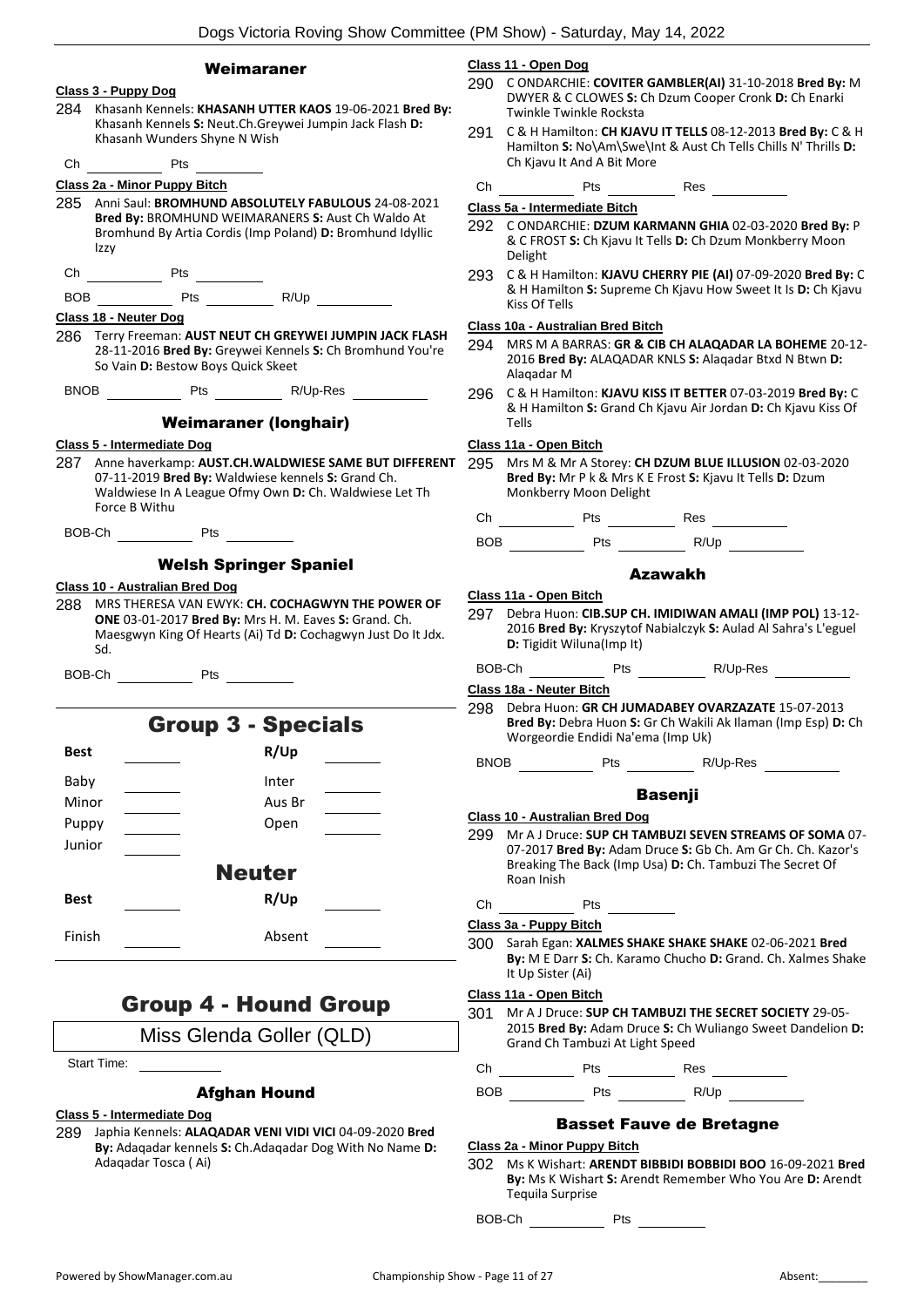## Weimaraner

### Class 3 - Puppy Dog

284 Khasanh Kennels: **KHASANH UTTER KAOS** 19-06-2021 **Bred By:** Khasanh Kennels **S:** Neut.Ch.Greywei Jumpin Jack Flash **D:** Khasanh Wunders Shyne N Wish

Ch ________ Pts ________

### Class 2a - Minor Puppy Bitch

285 Anni Saul: **BROMHUND ABSOLUTELY FABULOUS** 24-08-2021 **Bred By:** BROMHUND WEIMARANERS **S:** Aust Ch Waldo At Bromhund By Artia Cordis (Imp Poland) **D:** Bromhund Idyllic Izzy

Ch ________ Pts ________

BOB ________ Pts ________ R/Up ________

### Class 18 - Neuter Dog

286 Terry Freeman: **AUST NEUT CH GREYWEI JUMPIN JACK FLASH** 28-11-2016 **Bred By:** Greywei Kennels **S:** Ch Bromhund You're So Vain **D:** Bestow Boys Quick Skeet

BNOB ________ Pts ________ R/Up-Res ________

## Weimaraner (longhair)

### Class 5 - Intermediate Dog

287 Anne haverkamp: **AUST.CH.WALDWIESE SAME BUT DIFFERENT** 07-11-2019 **Bred By:** Waldwiese kennels **S:** Grand Ch. Waldwiese In A League Ofmy Own **D:** Ch. Waldwiese Let Th Force B Withu

BOB-Ch ________ Pts ________

## Welsh Springer Spaniel

### Class 10 - Australian Bred Dog

288 MRS THERESA VAN EWYK: **CH. COCHAGWYN THE POWER OF ONE** 03-01-2017 **Bred By:** Mrs H. M. Eaves **S:** Grand. Ch. Maesgwyn King Of Hearts (Ai) Td **D:** Cochagwyn Just Do It Jdx. Sd.

BOB-Ch ________ Pts ________

# Group 3 - Specials

| Best | | R/Up | |
|---|---|---|---|
| Baby | | Inter | |
| Minor | | Aus Br | |
| Puppy | | Open | |
| Junior | | | |

## Neuter

| Best | | R/Up | |
|---|---|---|---|
| Finish | | Absent | |

# Group 4 - Hound Group

Miss Glenda Goller (QLD)

Start Time: ________

## Afghan Hound

### Class 5 - Intermediate Dog

289 Japhia Kennels: **ALAQADAR VENI VIDI VICI** 04-09-2020 **Bred By:** Adaqadar kennels **S:** Ch.Adaqadar Dog With No Name **D:** Adaqadar Tosca ( Ai)

### Class 11 - Open Dog

290 C ONDARCHIE: **COVITER GAMBLER(AI)** 31-10-2018 **Bred By:** M DWYER & C CLOWES **S:** Ch Dzum Cooper Cronk **D:** Ch Enarki Twinkle Twinkle Rocksta

291 C & H Hamilton: **CH KJAVU IT TELLS** 08-12-2013 **Bred By:** C & H Hamilton **S:** No\Am\Swe\Int & Aust Ch Tells Chills N' Thrills **D:** Ch Kjavu It And A Bit More

Ch ________ Pts ________ Res ________

### Class 5a - Intermediate Bitch

292 C ONDARCHIE: **DZUM KARMANN GHIA** 02-03-2020 **Bred By:** P & C FROST **S:** Ch Kjavu It Tells **D:** Ch Dzum Monkberry Moon Delight

293 C & H Hamilton: **KJAVU CHERRY PIE (AI)** 07-09-2020 **Bred By:** C & H Hamilton **S:** Supreme Ch Kjavu How Sweet It Is **D:** Ch Kjavu Kiss Of Tells

### Class 10a - Australian Bred Bitch

294 MRS M A BARRAS: **GR & CIB CH ALAQADAR LA BOHEME** 20-12-2016 **Bred By:** ALAQADAR KNLS **S:** Alaqadar Btxd N Btwn **D:** Alaqadar M

296 C & H Hamilton: **KJAVU KISS IT BETTER** 07-03-2019 **Bred By:** C & H Hamilton **S:** Grand Ch Kjavu Air Jordan **D:** Ch Kjavu Kiss Of Tells

### Class 11a - Open Bitch

295 Mrs M & Mr A Storey: **CH DZUM BLUE ILLUSION** 02-03-2020 **Bred By:** Mr P k & Mrs K E Frost **S:** Kjavu It Tells **D:** Dzum Monkberry Moon Delight

Ch ________ Pts ________ Res ________

BOB ________ Pts ________ R/Up ________

## Azawakh

### Class 11a - Open Bitch

297 Debra Huon: **CIB.SUP CH. IMIDIWAN AMALI (IMP POL)** 13-12-2016 **Bred By:** Kryszytof Nabialczyk **S:** Aulad Al Sahra's L'eguel **D:** Tigidit Wiluna(Imp It)

BOB-Ch ________ Pts ________ R/Up-Res ________

### Class 18a - Neuter Bitch

298 Debra Huon: **GR CH JUMADABEY OVARZAZATE** 15-07-2013 **Bred By:** Debra Huon **S:** Gr Ch Wakili Ak Ilaman (Imp Esp) **D:** Ch Worgeordie Endidi Na'ema (Imp Uk)

BNOB ________ Pts ________ R/Up-Res ________

## Basenji

### Class 10 - Australian Bred Dog

299 Mr A J Druce: **SUP CH TAMBUZI SEVEN STREAMS OF SOMA** 07-07-2017 **Bred By:** Adam Druce **S:** Gb Ch. Am Gr Ch. Ch. Kazor's Breaking The Back (Imp Usa) **D:** Ch. Tambuzi The Secret Of Roan Inish

Ch ________ Pts ________

### Class 3a - Puppy Bitch

300 Sarah Egan: **XALMES SHAKE SHAKE SHAKE** 02-06-2021 **Bred By:** M E Darr **S:** Ch. Karamo Chucho **D:** Grand. Ch. Xalmes Shake It Up Sister (Ai)

### Class 11a - Open Bitch

301 Mr A J Druce: **SUP CH TAMBUZI THE SECRET SOCIETY** 29-05-2015 **Bred By:** Adam Druce **S:** Ch Wuliango Sweet Dandelion **D:** Grand Ch Tambuzi At Light Speed

Ch ________ Pts ________ Res ________

BOB ________ Pts ________ R/Up ________

## Basset Fauve de Bretagne

### Class 2a - Minor Puppy Bitch

302 Ms K Wishart: **ARENDT BIBBIDI BOBBIDI BOO** 16-09-2021 **Bred By:** Ms K Wishart **S:** Arendt Remember Who You Are **D:** Arendt Tequila Surprise

BOB-Ch ________ Pts ________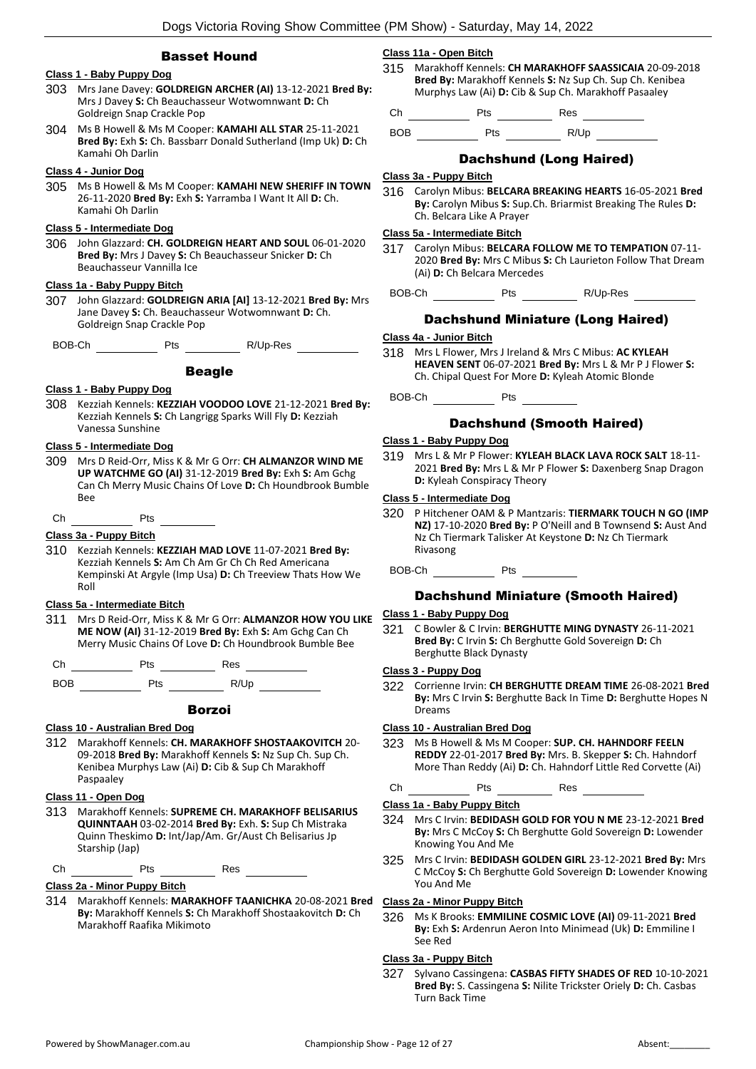## Basset Hound

### Class 1 - Baby Puppy Dog

303 Mrs Jane Davey: **GOLDREIGN ARCHER (AI)** 13-12-2021 **Bred By:** Mrs J Davey **S:** Ch Beauchasseur Wotwomnwant **D:** Ch Goldreign Snap Crackle Pop

304 Ms B Howell & Ms M Cooper: **KAMAHI ALL STAR** 25-11-2021 **Bred By:** Exh **S:** Ch. Bassbarr Donald Sutherland (Imp Uk) **D:** Ch Kamahi Oh Darlin

### Class 4 - Junior Dog

305 Ms B Howell & Ms M Cooper: **KAMAHI NEW SHERIFF IN TOWN** 26-11-2020 **Bred By:** Exh **S:** Yarramba I Want It All **D:** Ch. Kamahi Oh Darlin

### Class 5 - Intermediate Dog

306 John Glazzard: **CH. GOLDREIGN HEART AND SOUL** 06-01-2020 **Bred By:** Mrs J Davey **S:** Ch Beauchasseur Snicker **D:** Ch Beauchasseur Vannilla Ice

### Class 1a - Baby Puppy Bitch

307 John Glazzard: **GOLDREIGN ARIA [AI]** 13-12-2021 **Bred By:** Mrs Jane Davey **S:** Ch. Beauchasseur Wotwomnwant **D:** Ch. Goldreign Snap Crackle Pop

BOB-Ch ________ Pts ________ R/Up-Res ________

## Beagle

### Class 1 - Baby Puppy Dog

308 Kezziah Kennels: **KEZZIAH VOODOO LOVE** 21-12-2021 **Bred By:** Kezziah Kennels **S:** Ch Langrigg Sparks Will Fly **D:** Kezziah Vanessa Sunshine

### Class 5 - Intermediate Dog

309 Mrs D Reid-Orr, Miss K & Mr G Orr: **CH ALMANZOR WIND ME UP WATCHME GO (AI)** 31-12-2019 **Bred By:** Exh **S:** Am Gchg Can Ch Merry Music Chains Of Love **D:** Ch Houndbrook Bumble Bee

Ch ________ Pts ________

### Class 3a - Puppy Bitch

310 Kezziah Kennels: **KEZZIAH MAD LOVE** 11-07-2021 **Bred By:** Kezziah Kennels **S:** Am Ch Am Gr Ch Ch Red Americana Kempinski At Argyle (Imp Usa) **D:** Ch Treeview Thats How We Roll

### Class 5a - Intermediate Bitch

311 Mrs D Reid-Orr, Miss K & Mr G Orr: **ALMANZOR HOW YOU LIKE ME NOW (AI)** 31-12-2019 **Bred By:** Exh **S:** Am Gchg Can Ch Merry Music Chains Of Love **D:** Ch Houndbrook Bumble Bee

Ch ________ Pts ________ Res ________

BOB ________ Pts ________ R/Up ________

## Borzoi

### Class 10 - Australian Bred Dog

312 Marakhoff Kennels: **CH. MARAKHOFF SHOSTAAKOVITCH** 20-09-2018 **Bred By:** Marakhoff Kennels **S:** Nz Sup Ch. Sup Ch. Kenibea Murphys Law (Ai) **D:** Cib & Sup Ch Marakhoff Paspaaley

### Class 11 - Open Dog

313 Marakhoff Kennels: **SUPREME CH. MARAKHOFF BELISARIUS QUINNTAAH** 03-02-2014 **Bred By:** Exh. **S:** Sup Ch Mistraka Quinn Theskimo **D:** Int/Jap/Am. Gr/Aust Ch Belisarius Jp Starship (Jap)

Ch ________ Pts ________ Res ________

### Class 2a - Minor Puppy Bitch

314 Marakhoff Kennels: **MARAKHOFF TAANICHKA** 20-08-2021 **Bred By:** Marakhoff Kennels **S:** Ch Marakhoff Shostaakovitch **D:** Ch Marakhoff Raafika Mikimoto

### Class 11a - Open Bitch

315 Marakhoff Kennels: **CH MARAKHOFF SAASSICAIA** 20-09-2018 **Bred By:** Marakhoff Kennels **S:** Nz Sup Ch. Sup Ch. Kenibea Murphys Law (Ai) **D:** Cib & Sup Ch. Marakhoff Pasaaley

Ch ________ Pts ________ Res ________

BOB ________ Pts ________ R/Up ________

## Dachshund (Long Haired)

### Class 3a - Puppy Bitch

316 Carolyn Mibus: **BELCARA BREAKING HEARTS** 16-05-2021 **Bred By:** Carolyn Mibus **S:** Sup.Ch. Briarmist Breaking The Rules **D:** Ch. Belcara Like A Prayer

### Class 5a - Intermediate Bitch

317 Carolyn Mibus: **BELCARA FOLLOW ME TO TEMPATION** 07-11-2020 **Bred By:** Mrs C Mibus **S:** Ch Laurieton Follow That Dream (Ai) **D:** Ch Belcara Mercedes

BOB-Ch ________ Pts ________ R/Up-Res ________

## Dachshund Miniature (Long Haired)

### Class 4a - Junior Bitch

318 Mrs L Flower, Mrs J Ireland & Mrs C Mibus: **AC KYLEAH HEAVEN SENT** 06-07-2021 **Bred By:** Mrs L & Mr P J Flower **S:** Ch. Chipal Quest For More **D:** Kyleah Atomic Blonde

BOB-Ch ________ Pts ________

## Dachshund (Smooth Haired)

### Class 1 - Baby Puppy Dog

319 Mrs L & Mr P Flower: **KYLEAH BLACK LAVA ROCK SALT** 18-11-2021 **Bred By:** Mrs L & Mr P Flower **S:** Daxenberg Snap Dragon **D:** Kyleah Conspiracy Theory

### Class 5 - Intermediate Dog

320 P Hitchener OAM & P Mantzaris: **TIERMARK TOUCH N GO (IMP NZ)** 17-10-2020 **Bred By:** P O'Neill and B Townsend **S:** Aust And Nz Ch Tiermark Talisker At Keystone **D:** Nz Ch Tiermark Rivasong

BOB-Ch ________ Pts ________

## Dachshund Miniature (Smooth Haired)

### Class 1 - Baby Puppy Dog

321 C Bowler & C Irvin: **BERGHUTTE MING DYNASTY** 26-11-2021 **Bred By:** C Irvin **S:** Ch Berghutte Gold Sovereign **D:** Ch Berghutte Black Dynasty

### Class 3 - Puppy Dog

322 Corrienne Irvin: **CH BERGHUTTE DREAM TIME** 26-08-2021 **Bred By:** Mrs C Irvin **S:** Berghutte Back In Time **D:** Berghutte Hopes N Dreams

### Class 10 - Australian Bred Dog

323 Ms B Howell & Ms M Cooper: **SUP. CH. HAHNDORF FEELN REDDY** 22-01-2017 **Bred By:** Mrs. B. Skepper **S:** Ch. Hahndorf More Than Reddy (Ai) **D:** Ch. Hahndorf Little Red Corvette (Ai)

Ch ________ Pts ________ Res ________

### Class 1a - Baby Puppy Bitch

324 Mrs C Irvin: **BEDIDASH GOLD FOR YOU N ME** 23-12-2021 **Bred By:** Mrs C McCoy **S:** Ch Berghutte Gold Sovereign **D:** Lowender Knowing You And Me

325 Mrs C Irvin: **BEDIDASH GOLDEN GIRL** 23-12-2021 **Bred By:** Mrs C McCoy **S:** Ch Berghutte Gold Sovereign **D:** Lowender Knowing You And Me

### Class 2a - Minor Puppy Bitch

326 Ms K Brooks: **EMMILINE COSMIC LOVE (AI)** 09-11-2021 **Bred By:** Exh **S:** Ardenrun Aeron Into Minimead (Uk) **D:** Emmiline I See Red

### Class 3a - Puppy Bitch

327 Sylvano Cassingena: **CASBAS FIFTY SHADES OF RED** 10-10-2021 **Bred By:** S. Cassingena **S:** Nilite Trickster Oriely **D:** Ch. Casbas Turn Back Time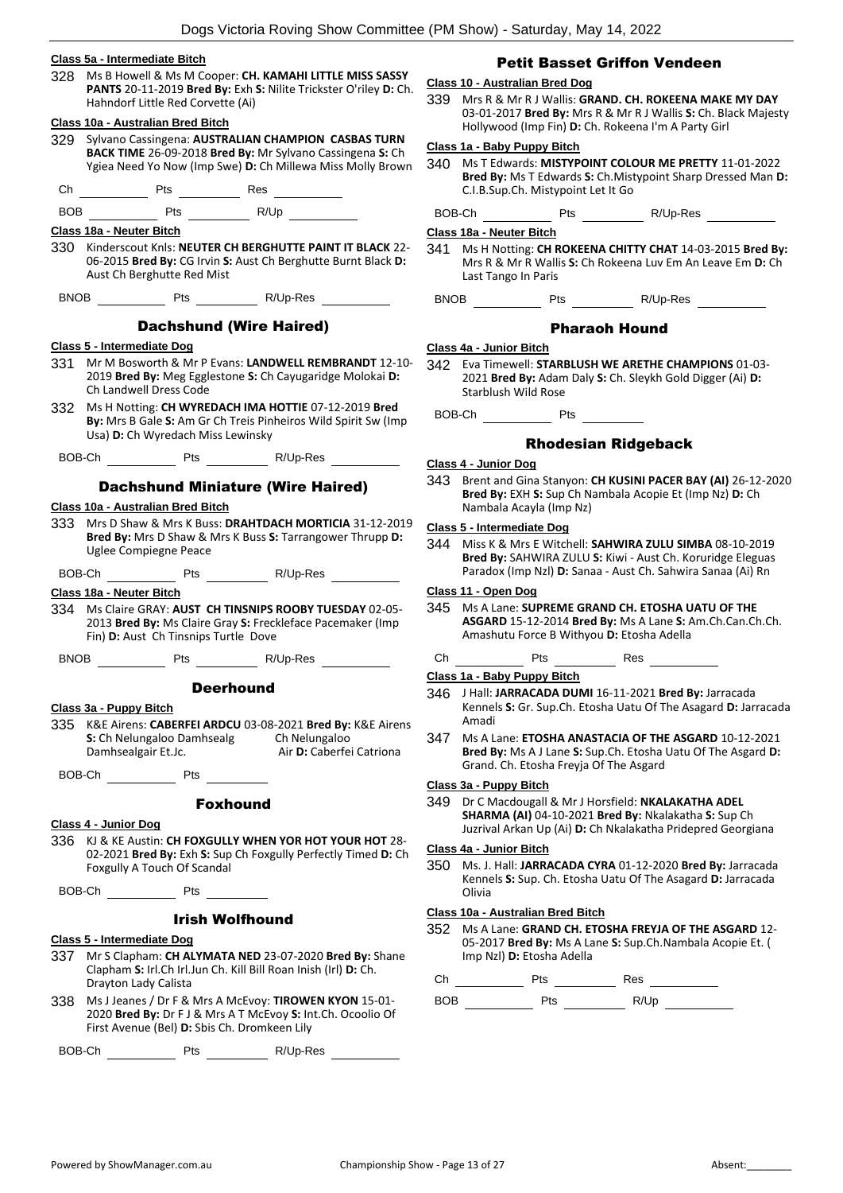#### Class 5a - Intermediate Bitch

328 Ms B Howell & Ms M Cooper: **CH. KAMAHI LITTLE MISS SASSY PANTS** 20-11-2019 **Bred By:** Exh **S:** Nilite Trickster O'riley **D:** Ch. Hahndorf Little Red Corvette (Ai)

#### Class 10a - Australian Bred Bitch

329 Sylvano Cassingena: **AUSTRALIAN CHAMPION CASBAS TURN BACK TIME** 26-09-2018 **Bred By:** Mr Sylvano Cassingena **S:** Ch Ygiea Need Yo Now (Imp Swe) **D:** Ch Millewa Miss Molly Brown

Ch \_\_\_\_\_\_\_\_ Pts \_\_\_\_\_\_\_\_ Res \_\_\_\_\_\_\_\_

BOB \_\_\_\_\_\_\_\_ Pts \_\_\_\_\_\_\_\_ R/Up \_\_\_\_\_\_\_\_

#### Class 18a - Neuter Bitch

330 Kinderscout Knls: **NEUTER CH BERGHUTTE PAINT IT BLACK** 22-06-2015 **Bred By:** CG Irvin **S:** Aust Ch Berghutte Burnt Black **D:** Aust Ch Berghutte Red Mist

BNOB \_\_\_\_\_\_\_\_ Pts \_\_\_\_\_\_\_\_ R/Up-Res \_\_\_\_\_\_\_\_

## Dachshund (Wire Haired)

#### Class 5 - Intermediate Dog

331 Mr M Bosworth & Mr P Evans: **LANDWELL REMBRANDT** 12-10-2019 **Bred By:** Meg Egglestone **S:** Ch Cayugaridge Molokai **D:** Ch Landwell Dress Code

332 Ms H Notting: **CH WYREDACH IMA HOTTIE** 07-12-2019 **Bred By:** Mrs B Gale **S:** Am Gr Ch Treis Pinheiros Wild Spirit Sw (Imp Usa) **D:** Ch Wyredach Miss Lewinsky

BOB-Ch \_\_\_\_\_\_\_\_ Pts \_\_\_\_\_\_\_\_ R/Up-Res \_\_\_\_\_\_\_\_

## Dachshund Miniature (Wire Haired)

#### Class 10a - Australian Bred Bitch

333 Mrs D Shaw & Mrs K Buss: **DRAHTDACH MORTICIA** 31-12-2019 **Bred By:** Mrs D Shaw & Mrs K Buss **S:** Tarrangower Thrupp **D:** Uglee Compiegne Peace

BOB-Ch \_\_\_\_\_\_\_\_ Pts \_\_\_\_\_\_\_\_ R/Up-Res \_\_\_\_\_\_\_\_

#### Class 18a - Neuter Bitch

334 Ms Claire GRAY: **AUST CH TINSNIPS ROOBY TUESDAY** 02-05-2013 **Bred By:** Ms Claire Gray **S:** Freckleface Pacemaker (Imp Fin) **D:** Aust Ch Tinsnips Turtle Dove

BNOB \_\_\_\_\_\_\_\_ Pts \_\_\_\_\_\_\_\_ R/Up-Res \_\_\_\_\_\_\_\_

## Deerhound

#### Class 3a - Puppy Bitch

335 K&E Airens: **CABERFEI ARDCU** 03-08-2021 **Bred By:** K&E Airens **S:** Ch Nelungaloo Damhsealg Ch Nelungaloo Damhsealgair Et.Jc. Air **D:** Caberfei Catriona

BOB-Ch \_\_\_\_\_\_\_\_ Pts \_\_\_\_\_\_\_\_

## Foxhound

#### Class 4 - Junior Dog

336 KJ & KE Austin: **CH FOXGULLY WHEN YOR HOT YOUR HOT** 28-02-2021 **Bred By:** Exh **S:** Sup Ch Foxgully Perfectly Timed **D:** Ch Foxgully A Touch Of Scandal

BOB-Ch \_\_\_\_\_\_\_\_ Pts \_\_\_\_\_\_\_\_

## Irish Wolfhound

#### Class 5 - Intermediate Dog

337 Mr S Clapham: **CH ALYMATA NED** 23-07-2020 **Bred By:** Shane Clapham **S:** Irl.Ch Irl.Jun Ch. Kill Bill Roan Inish (Irl) **D:** Ch. Drayton Lady Calista

338 Ms J Jeanes / Dr F & Mrs A McEvoy: **TIROWEN KYON** 15-01-2020 **Bred By:** Dr F J & Mrs A T McEvoy **S:** Int.Ch. Ocoolio Of First Avenue (Bel) **D:** Sbis Ch. Dromkeen Lily

BOB-Ch \_\_\_\_\_\_\_\_ Pts \_\_\_\_\_\_\_\_ R/Up-Res \_\_\_\_\_\_\_\_

## Petit Basset Griffon Vendeen

#### Class 10 - Australian Bred Dog

339 Mrs R & Mr R J Wallis: **GRAND. CH. ROKEENA MAKE MY DAY** 03-01-2017 **Bred By:** Mrs R & Mr R J Wallis **S:** Ch. Black Majesty Hollywood (Imp Fin) **D:** Ch. Rokeena I'm A Party Girl

#### Class 1a - Baby Puppy Bitch

340 Ms T Edwards: **MISTYPOINT COLOUR ME PRETTY** 11-01-2022 **Bred By:** Ms T Edwards **S:** Ch.Mistypoint Sharp Dressed Man **D:** C.I.B.Sup.Ch. Mistypoint Let It Go

BOB-Ch \_\_\_\_\_\_\_\_ Pts \_\_\_\_\_\_\_\_ R/Up-Res \_\_\_\_\_\_\_\_

#### Class 18a - Neuter Bitch

341 Ms H Notting: **CH ROKEENA CHITTY CHAT** 14-03-2015 **Bred By:** Mrs R & Mr R Wallis **S:** Ch Rokeena Luv Em An Leave Em **D:** Ch Last Tango In Paris

BNOB \_\_\_\_\_\_\_\_ Pts \_\_\_\_\_\_\_\_ R/Up-Res \_\_\_\_\_\_\_\_

## Pharaoh Hound

#### Class 4a - Junior Bitch

342 Eva Timewell: **STARBLUSH WE ARETHE CHAMPIONS** 01-03-2021 **Bred By:** Adam Daly **S:** Ch. Sleykh Gold Digger (Ai) **D:** Starblush Wild Rose

BOB-Ch \_\_\_\_\_\_\_\_ Pts \_\_\_\_\_\_\_\_

## Rhodesian Ridgeback

#### Class 4 - Junior Dog

343 Brent and Gina Stanyon: **CH KUSINI PACER BAY (AI)** 26-12-2020 **Bred By:** EXH **S:** Sup Ch Nambala Acopie Et (Imp Nz) **D:** Ch Nambala Acayla (Imp Nz)

#### Class 5 - Intermediate Dog

344 Miss K & Mrs E Witchell: **SAHWIRA ZULU SIMBA** 08-10-2019 **Bred By:** SAHWIRA ZULU **S:** Kiwi - Aust Ch. Koruridge Eleguas Paradox (Imp Nzl) **D:** Sanaa - Aust Ch. Sahwira Sanaa (Ai) Rn

#### Class 11 - Open Dog

345 Ms A Lane: **SUPREME GRAND CH. ETOSHA UATU OF THE ASGARD** 15-12-2014 **Bred By:** Ms A Lane **S:** Am.Ch.Can.Ch.Ch. Amashutu Force B Withyou **D:** Etosha Adella

Ch \_\_\_\_\_\_\_\_ Pts \_\_\_\_\_\_\_\_ Res \_\_\_\_\_\_\_\_

#### Class 1a - Baby Puppy Bitch

346 J Hall: **JARRACADA DUMI** 16-11-2021 **Bred By:** Jarracada Kennels **S:** Gr. Sup.Ch. Etosha Uatu Of The Asagard **D:** Jarracada Amadi

347 Ms A Lane: **ETOSHA ANASTACIA OF THE ASGARD** 10-12-2021 **Bred By:** Ms A J Lane **S:** Sup.Ch. Etosha Uatu Of The Asgard **D:** Grand. Ch. Etosha Freyja Of The Asgard

#### Class 3a - Puppy Bitch

349 Dr C Macdougall & Mr J Horsfield: **NKALAKATHA ADEL SHARMA (AI)** 04-10-2021 **Bred By:** Nkalakatha **S:** Sup Ch Juzrival Arkan Up (Ai) **D:** Ch Nkalakatha Pridepred Georgiana

#### Class 4a - Junior Bitch

350 Ms. J. Hall: **JARRACADA CYRA** 01-12-2020 **Bred By:** Jarracada Kennels **S:** Sup. Ch. Etosha Uatu Of The Asagard **D:** Jarracada Olivia

#### Class 10a - Australian Bred Bitch

352 Ms A Lane: **GRAND CH. ETOSHA FREYJA OF THE ASGARD** 12-05-2017 **Bred By:** Ms A Lane **S:** Sup.Ch.Nambala Acopie Et. ( Imp Nzl) **D:** Etosha Adella

Ch \_\_\_\_\_\_\_\_ Pts \_\_\_\_\_\_\_\_ Res \_\_\_\_\_\_\_\_

BOB \_\_\_\_\_\_\_\_ Pts \_\_\_\_\_\_\_\_ R/Up \_\_\_\_\_\_\_\_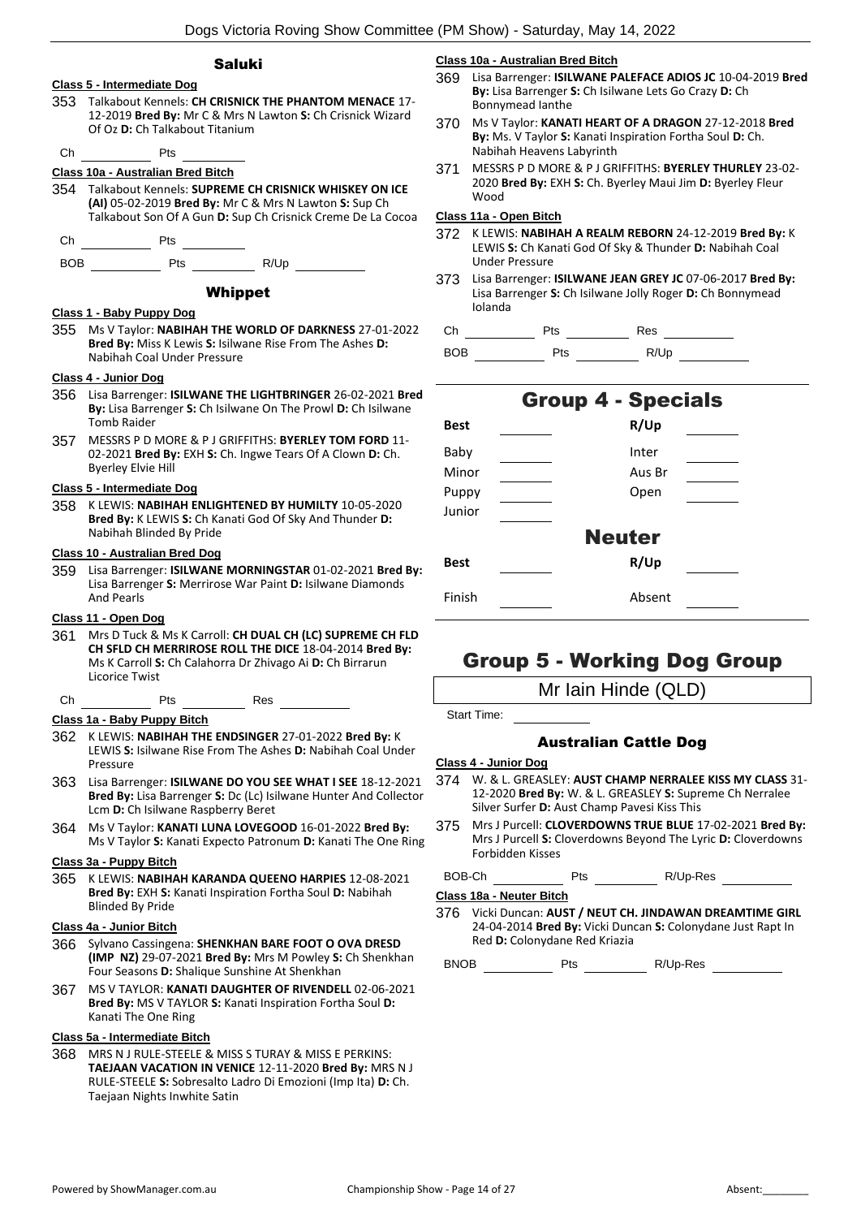## Saluki

**Class 5 - Intermediate Dog**

353 Talkabout Kennels: **CH CRISNICK THE PHANTOM MENACE** 17-12-2019 **Bred By:** Mr C & Mrs N Lawton **S:** Ch Crisnick Wizard Of Oz **D:** Ch Talkabout Titanium

Ch ________ Pts ________

**Class 10a - Australian Bred Bitch**

354 Talkabout Kennels: **SUPREME CH CRISNICK WHISKEY ON ICE (AI)** 05-02-2019 **Bred By:** Mr C & Mrs N Lawton **S:** Sup Ch Talkabout Son Of A Gun **D:** Sup Ch Crisnick Creme De La Cocoa

Ch ________ Pts ________

BOB ________ Pts ________ R/Up ________

## Whippet

**Class 1 - Baby Puppy Dog**

355 Ms V Taylor: **NABIHAH THE WORLD OF DARKNESS** 27-01-2022 **Bred By:** Miss K Lewis **S:** Isilwane Rise From The Ashes **D:** Nabihah Coal Under Pressure

**Class 4 - Junior Dog**

356 Lisa Barrenger: **ISILWANE THE LIGHTBRINGER** 26-02-2021 **Bred By:** Lisa Barrenger **S:** Ch Isilwane On The Prowl **D:** Ch Isilwane Tomb Raider

357 MESSRS P D MORE & P J GRIFFITHS: **BYERLEY TOM FORD** 11-02-2021 **Bred By:** EXH **S:** Ch. Ingwe Tears Of A Clown **D:** Ch. Byerley Elvie Hill

**Class 5 - Intermediate Dog**

358 K LEWIS: **NABIHAH ENLIGHTENED BY HUMILTY** 10-05-2020 **Bred By:** K LEWIS **S:** Ch Kanati God Of Sky And Thunder **D:** Nabihah Blinded By Pride

**Class 10 - Australian Bred Dog**

359 Lisa Barrenger: **ISILWANE MORNINGSTAR** 01-02-2021 **Bred By:** Lisa Barrenger **S:** Merrirose War Paint **D:** Isilwane Diamonds And Pearls

**Class 11 - Open Dog**

361 Mrs D Tuck & Ms K Carroll: **CH DUAL CH (LC) SUPREME CH FLD CH SFLD CH MERRIROSE ROLL THE DICE** 18-04-2014 **Bred By:** Ms K Carroll **S:** Ch Calahorra Dr Zhivago Ai **D:** Ch Birrarun Licorice Twist

Ch ________ Pts ________ Res ________

**Class 1a - Baby Puppy Bitch**

362 K LEWIS: **NABIHAH THE ENDSINGER** 27-01-2022 **Bred By:** K LEWIS **S:** Isilwane Rise From The Ashes **D:** Nabihah Coal Under Pressure

363 Lisa Barrenger: **ISILWANE DO YOU SEE WHAT I SEE** 18-12-2021 **Bred By:** Lisa Barrenger **S:** Dc (Lc) Isilwane Hunter And Collector Lcm **D:** Ch Isilwane Raspberry Beret

364 Ms V Taylor: **KANATI LUNA LOVEGOOD** 16-01-2022 **Bred By:** Ms V Taylor **S:** Kanati Expecto Patronum **D:** Kanati The One Ring

**Class 3a - Puppy Bitch**

365 K LEWIS: **NABIHAH KARANDA QUEENO HARPIES** 12-08-2021 **Bred By:** EXH **S:** Kanati Inspiration Fortha Soul **D:** Nabihah Blinded By Pride

**Class 4a - Junior Bitch**

366 Sylvano Cassingena: **SHENKHAN BARE FOOT O OVA DRESD (IMP NZ)** 29-07-2021 **Bred By:** Mrs M Powley **S:** Ch Shenkhan Four Seasons **D:** Shalique Sunshine At Shenkhan

367 MS V TAYLOR: **KANATI DAUGHTER OF RIVENDELL** 02-06-2021 **Bred By:** MS V TAYLOR **S:** Kanati Inspiration Fortha Soul **D:** Kanati The One Ring

**Class 5a - Intermediate Bitch**

368 MRS N J RULE-STEELE & MISS S TURAY & MISS E PERKINS: **TAEJAAN VACATION IN VENICE** 12-11-2020 **Bred By:** MRS N J RULE-STEELE **S:** Sobresalto Ladro Di Emozioni (Imp Ita) **D:** Ch. Taejaan Nights Inwhite Satin

**Class 10a - Australian Bred Bitch**

369 Lisa Barrenger: **ISILWANE PALEFACE ADIOS JC** 10-04-2019 **Bred By:** Lisa Barrenger **S:** Ch Isilwane Lets Go Crazy **D:** Ch Bonnymead Ianthe

370 Ms V Taylor: **KANATI HEART OF A DRAGON** 27-12-2018 **Bred By:** Ms. V Taylor **S:** Kanati Inspiration Fortha Soul **D:** Ch. Nabihah Heavens Labyrinth

371 MESSRS P D MORE & P J GRIFFITHS: **BYERLEY THURLEY** 23-02-2020 **Bred By:** EXH **S:** Ch. Byerley Maui Jim **D:** Byerley Fleur Wood

**Class 11a - Open Bitch**

372 K LEWIS: **NABIHAH A REALM REBORN** 24-12-2019 **Bred By:** K LEWIS **S:** Ch Kanati God Of Sky & Thunder **D:** Nabihah Coal Under Pressure

373 Lisa Barrenger: **ISILWANE JEAN GREY JC** 07-06-2017 **Bred By:** Lisa Barrenger **S:** Ch Isilwane Jolly Roger **D:** Ch Bonnymead Iolanda

Ch ________ Pts ________ Res ________

BOB ________ Pts ________ R/Up ________

## Group 4 - Specials

| Best | | R/Up | |
|---|---|---|---|
| Baby | | Inter | |
| Minor | | Aus Br | |
| Puppy | | Open | |
| Junior | | | |

## Neuter

| Best | | R/Up | |
|---|---|---|---|
| Finish | | Absent | |

# Group 5 - Working Dog Group

Mr Iain Hinde (QLD)

Start Time: ________

## Australian Cattle Dog

**Class 4 - Junior Dog**

374 W. & L. GREASLEY: **AUST CHAMP NERRALEE KISS MY CLASS** 31-12-2020 **Bred By:** W. & L. GREASLEY **S:** Supreme Ch Nerralee Silver Surfer **D:** Aust Champ Pavesi Kiss This

375 Mrs J Purcell: **CLOVERDOWNS TRUE BLUE** 17-02-2021 **Bred By:** Mrs J Purcell **S:** Cloverdowns Beyond The Lyric **D:** Cloverdowns Forbidden Kisses

BOB-Ch ________ Pts ________ R/Up-Res ________

**Class 18a - Neuter Bitch**

376 Vicki Duncan: **AUST / NEUT CH. JINDAWAN DREAMTIME GIRL** 24-04-2014 **Bred By:** Vicki Duncan **S:** Colonydane Just Rapt In Red **D:** Colonydane Red Kriazia

BNOB ________ Pts ________ R/Up-Res ________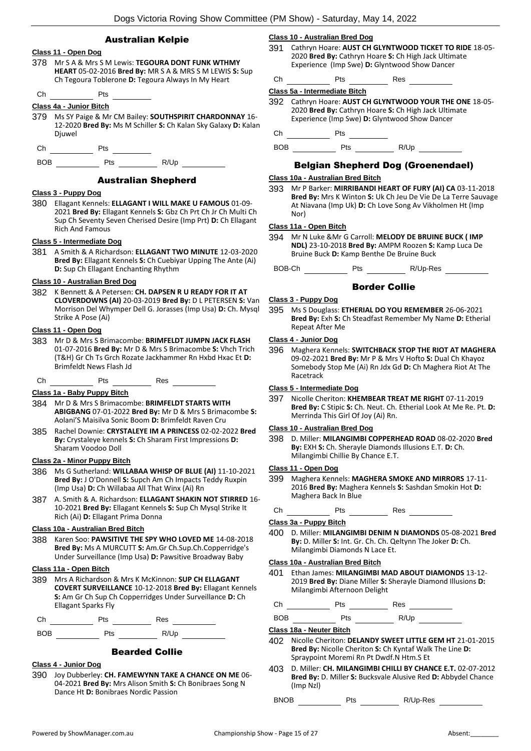## Australian Kelpie

### Class 11 - Open Dog

378 Mr S A & Mrs S M Lewis: **TEGOURA DONT FUNK WTHMY HEART** 05-02-2016 **Bred By:** MR S A & MRS S M LEWIS **S:** Sup Ch Tegoura Toblerone **D:** Tegoura Always In My Heart

Ch ________ Pts ________

### Class 4a - Junior Bitch

379 Ms SY Paige & Mr CM Bailey: **SOUTHSPIRIT CHARDONNAY** 16-12-2020 **Bred By:** Ms M Schiller **S:** Ch Kalan Sky Galaxy **D:** Kalan Djuwel

Ch ________ Pts ________

BOB ________ Pts ________ R/Up ________

## Australian Shepherd

### Class 3 - Puppy Dog

380 Ellagant Kennels: **ELLAGANT I WILL MAKE U FAMOUS** 01-09-2021 **Bred By:** Ellagant Kennels **S:** Gbz Ch Prt Ch Jr Ch Multi Ch Sup Ch Seventy Seven Cherised Desire (Imp Prt) **D:** Ch Ellagant Rich And Famous

### Class 5 - Intermediate Dog

381 A Smith & A Richardson: **ELLAGANT TWO MINUTE** 12-03-2020 **Bred By:** Ellagant Kennels **S:** Ch Cuebiyar Upping The Ante (Ai) **D:** Sup Ch Ellagant Enchanting Rhythm

### Class 10 - Australian Bred Dog

382 K Bennett & A Petersen: **CH. DAPSEN R U READY FOR IT AT CLOVERDOWNS (AI)** 20-03-2019 **Bred By:** D L PETERSEN **S:** Van Morrison Del Whymper Dell G. Jorasses (Imp Usa) **D:** Ch. Mysql Strike A Pose (Ai)

### Class 11 - Open Dog

383 Mr D & Mrs S Brimacombe: **BRIMFELDT JUMPN JACK FLASH** 01-07-2016 **Bred By:** Mr D & Mrs S Brimacombe **S:** Vhch Trich (T&H) Gr Ch Ts Grch Rozate Jackhammer Rn Hxbd Hxac Et **D:** Brimfeldt News Flash Jd

Ch ________ Pts ________ Res ________

### Class 1a - Baby Puppy Bitch

384 Mr D & Mrs S Brimacombe: **BRIMFELDT STARTS WITH ABIGBANG** 07-01-2022 **Bred By:** Mr D & Mrs S Brimacombe **S:** Aolani'S Maisilva Sonic Boom **D:** Brimfeldt Raven Cru

385 Rachel Downie: **CRYSTALEYE IM A PRINCESS** 02-02-2022 **Bred By:** Crystaleye kennels **S:** Ch Sharam First Impressions **D:** Sharam Voodoo Doll

### Class 2a - Minor Puppy Bitch

386 Ms G Sutherland: **WILLABAA WHISP OF BLUE (AI)** 11-10-2021 **Bred By:** J O'Donnell **S:** Supch Am Ch Impacts Teddy Ruxpin (Imp Usa) **D:** Ch Willabaa All That Winx (Ai) Rn

387 A. Smith & A. Richardson: **ELLAGANT SHAKIN NOT STIRRED** 16-10-2021 **Bred By:** Ellagant Kennels **S:** Sup Ch Mysql Strike It Rich (Ai) **D:** Ellagant Prima Donna

### Class 10a - Australian Bred Bitch

388 Karen Soo: **PAWSITIVE THE SPY WHO LOVED ME** 14-08-2018 **Bred By:** Ms A MURCUTT **S:** Am.Gr Ch.Sup.Ch.Copperridge's Under Surveillance (Imp Usa) **D:** Pawsitive Broadway Baby

### Class 11a - Open Bitch

389 Mrs A Richardson & Mrs K McKinnon: **SUP CH ELLAGANT COVERT SURVEILLANCE** 10-12-2018 **Bred By:** Ellagant Kennels **S:** Am Gr Ch Sup Ch Copperridges Under Surveillance **D:** Ch Ellagant Sparks Fly

Ch ________ Pts ________ Res ________

BOB ________ Pts ________ R/Up ________

## Bearded Collie

### Class 4 - Junior Dog

390 Joy Dubberley: **CH. FAMEWYNN TAKE A CHANCE ON ME** 06-04-2021 **Bred By:** Mrs Alison Smith **S:** Ch Bonibraes Song N Dance Ht **D:** Bonibraes Nordic Passion

### Class 10 - Australian Bred Dog

391 Cathryn Hoare: **AUST CH GLYNTWOOD TICKET TO RIDE** 18-05-2020 **Bred By:** Cathryn Hoare **S:** Ch High Jack Ultimate Experience (Imp Swe) **D:** Glyntwood Show Dancer

Ch ________ Pts ________ Res ________

### Class 5a - Intermediate Bitch

392 Cathryn Hoare: **AUST CH GLYNTWOOD YOUR THE ONE** 18-05-2020 **Bred By:** Cathryn Hoare **S:** Ch High Jack Ultimate Experience (Imp Swe) **D:** Glyntwood Show Dancer

Ch ________ Pts ________

BOB ________ Pts ________ R/Up ________

## Belgian Shepherd Dog (Groenendael)

### Class 10a - Australian Bred Bitch

393 Mr P Barker: **MIRRIBANDI HEART OF FURY (AI) CA** 03-11-2018 **Bred By:** Mrs K Winton **S:** Uk Ch Jeu De Vie De La Terre Sauvage At Niavana (Imp Uk) **D:** Ch Love Song Av Vikholmen Ht (Imp Nor)

### Class 11a - Open Bitch

394 Mr N Luke &Mr G Carroll: **MELODY DE BRUINE BUCK ( IMP NDL)** 23-10-2018 **Bred By:** AMPM Roozen **S:** Kamp Luca De Bruine Buck **D:** Kamp Benthe De Bruine Buck

BOB-Ch ________ Pts ________ R/Up-Res ________

## Border Collie

### Class 3 - Puppy Dog

395 Ms S Douglass: **ETHERIAL DO YOU REMEMBER** 26-06-2021 **Bred By:** Exh **S:** Ch Steadfast Remember My Name **D:** Etherial Repeat After Me

### Class 4 - Junior Dog

396 Maghera Kennels: **SWITCHBACK STOP THE RIOT AT MAGHERA** 09-02-2021 **Bred By:** Mr P & Mrs V Hofto **S:** Dual Ch Khayoz Somebody Stop Me (Ai) Rn Jdx Gd **D:** Ch Maghera Riot At The Racetrack

### Class 5 - Intermediate Dog

397 Nicolle Cheriton: **KHEMBEAR TREAT ME RIGHT** 07-11-2019 **Bred By:** C Stipic **S:** Ch. Neut. Ch. Etherial Look At Me Re. Pt. **D:** Merrinda This Girl Of Joy (Ai) Rn.

### Class 10 - Australian Bred Dog

398 D. Miller: **MILANGIMBI COPPERHEAD ROAD** 08-02-2020 **Bred By:** EXH **S:** Ch. Sherayle Diamonds Illusions E.T. **D:** Ch. Milangimbi Chillie By Chance E.T.

### Class 11 - Open Dog

399 Maghera Kennels: **MAGHERA SMOKE AND MIRRORS** 17-11-2016 **Bred By:** Maghera Kennels **S:** Sashdan Smokin Hot **D:** Maghera Back In Blue

Ch ________ Pts ________ Res ________

### Class 3a - Puppy Bitch

400 D. Miller: **MILANGIMBI DENIM N DIAMONDS** 05-08-2021 **Bred By:** D. Miller **S:** Int. Gr. Ch. Ch. Qeltynn The Joker **D:** Ch. Milangimbi Diamonds N Lace Et.

### Class 10a - Australian Bred Bitch

401 Ethan James: **MILANGIMBI MAD ABOUT DIAMONDS** 13-12-2019 **Bred By:** Diane Miller **S:** Sherayle Diamond Illusions **D:** Milangimbi Afternoon Delight

Ch ________ Pts ________ Res ________

BOB ________ Pts ________ R/Up ________

### Class 18a - Neuter Bitch

402 Nicolle Cheriton: **DELANDY SWEET LITTLE GEM HT** 21-01-2015 **Bred By:** Nicolle Cheriton **S:** Ch Kyntaf Walk The Line **D:** Spraypoint Moremi Rn Pt Dwdf.N Htm.S Et

403 D. Miller: **CH. MILANGIMBI CHILLI BY CHANCE E.T.** 02-07-2012 **Bred By:** D. Miller **S:** Bucksvale Alusive Red **D:** Abbydel Chance (Imp Nzl)

BNOB ________ Pts ________ R/Up-Res ________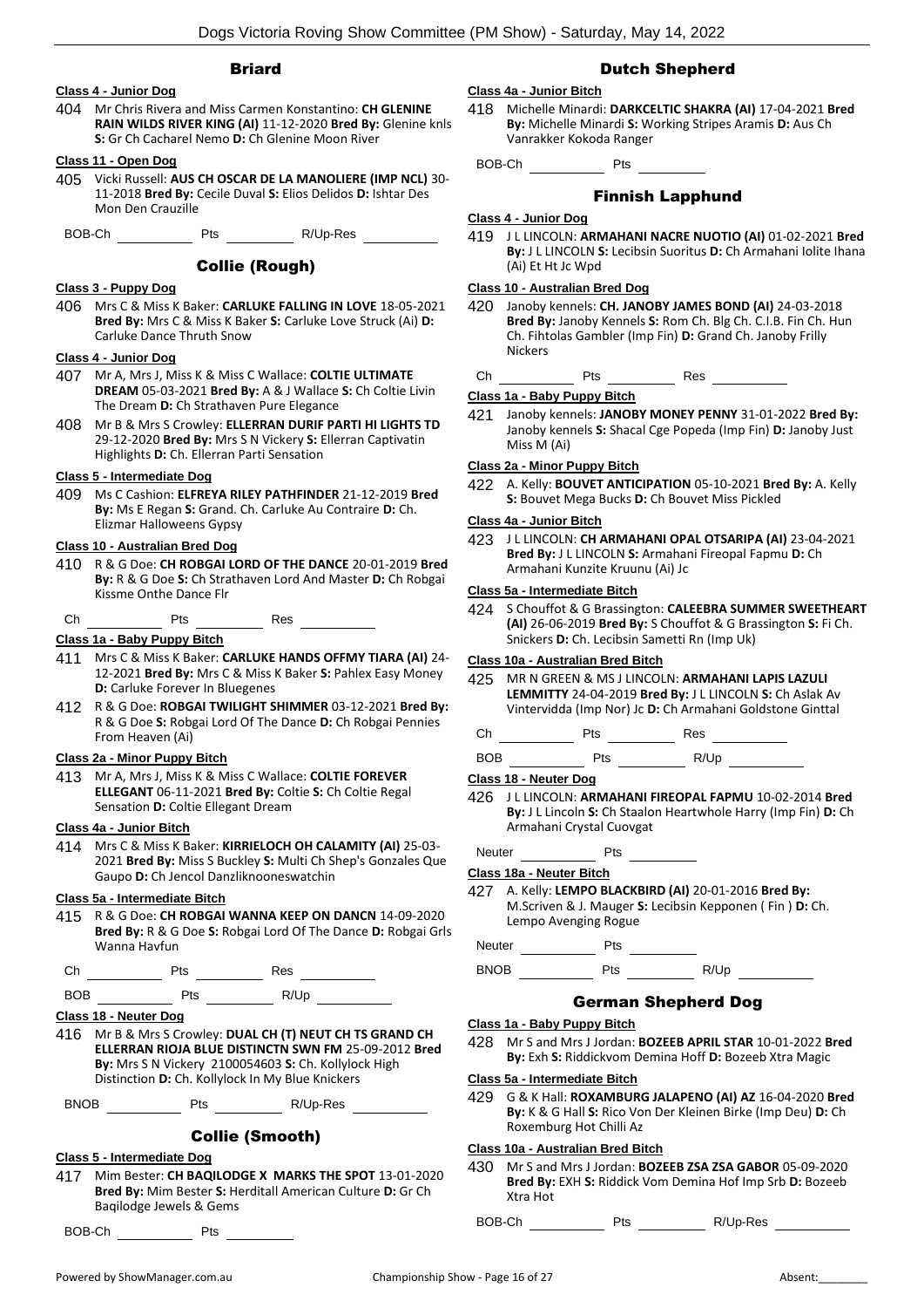## Briard

### Class 4 - Junior Dog

404 Mr Chris Rivera and Miss Carmen Konstantino: **CH GLENINE RAIN WILDS RIVER KING (AI)** 11-12-2020 **Bred By:** Glenine knls **S:** Gr Ch Cacharel Nemo **D:** Ch Glenine Moon River

### Class 11 - Open Dog

405 Vicki Russell: **AUS CH OSCAR DE LA MANOLIERE (IMP NCL)** 30-11-2018 **Bred By:** Cecile Duval **S:** Elios Delidos **D:** Ishtar Des Mon Den Crauzille

BOB-Ch ________ Pts ________ R/Up-Res ________

## Collie (Rough)

### Class 3 - Puppy Dog

406 Mrs C & Miss K Baker: **CARLUKE FALLING IN LOVE** 18-05-2021 **Bred By:** Mrs C & Miss K Baker **S:** Carluke Love Struck (Ai) **D:** Carluke Dance Thruth Snow

### Class 4 - Junior Dog

407 Mr A, Mrs J, Miss K & Miss C Wallace: **COLTIE ULTIMATE DREAM** 05-03-2021 **Bred By:** A & J Wallace **S:** Ch Coltie Livin The Dream **D:** Ch Strathaven Pure Elegance

408 Mr B & Mrs S Crowley: **ELLERRAN DURIF PARTI HI LIGHTS TD** 29-12-2020 **Bred By:** Mrs S N Vickery **S:** Ellerran Captivatin Highlights **D:** Ch. Ellerran Parti Sensation

### Class 5 - Intermediate Dog

409 Ms C Cashion: **ELFREYA RILEY PATHFINDER** 21-12-2019 **Bred By:** Ms E Regan **S:** Grand. Ch. Carluke Au Contraire **D:** Ch. Elizmar Halloweens Gypsy

### Class 10 - Australian Bred Dog

410 R & G Doe: **CH ROBGAI LORD OF THE DANCE** 20-01-2019 **Bred By:** R & G Doe **S:** Ch Strathaven Lord And Master **D:** Ch Robgai Kissme Onthe Dance Flr

Ch ________ Pts ________ Res ________

### Class 1a - Baby Puppy Bitch

411 Mrs C & Miss K Baker: **CARLUKE HANDS OFFMY TIARA (AI)** 24-12-2021 **Bred By:** Mrs C & Miss K Baker **S:** Pahlex Easy Money **D:** Carluke Forever In Bluegenes

412 R & G Doe: **ROBGAI TWILIGHT SHIMMER** 03-12-2021 **Bred By:** R & G Doe **S:** Robgai Lord Of The Dance **D:** Ch Robgai Pennies From Heaven (Ai)

### Class 2a - Minor Puppy Bitch

413 Mr A, Mrs J, Miss K & Miss C Wallace: **COLTIE FOREVER ELLEGANT** 06-11-2021 **Bred By:** Coltie **S:** Ch Coltie Regal Sensation **D:** Coltie Ellegant Dream

### Class 4a - Junior Bitch

414 Mrs C & Miss K Baker: **KIRRIELOCH OH CALAMITY (AI)** 25-03-2021 **Bred By:** Miss S Buckley **S:** Multi Ch Shep's Gonzales Que Gaupo **D:** Ch Jencol Danzliknooneswatchin

### Class 5a - Intermediate Bitch

415 R & G Doe: **CH ROBGAI WANNA KEEP ON DANCN** 14-09-2020 **Bred By:** R & G Doe **S:** Robgai Lord Of The Dance **D:** Robgai Grls Wanna Havfun

Ch ________ Pts ________ Res ________

BOB ________ Pts ________ R/Up ________

### Class 18 - Neuter Dog

416 Mr B & Mrs S Crowley: **DUAL CH (T) NEUT CH TS GRAND CH ELLERRAN RIOJA BLUE DISTINCTN SWN FM** 25-09-2012 **Bred By:** Mrs S N Vickery 2100054603 **S:** Ch. Kollylock High Distinction **D:** Ch. Kollylock In My Blue Knickers

BNOB ________ Pts ________ R/Up-Res ________

## Collie (Smooth)

### Class 5 - Intermediate Dog

417 Mim Bester: **CH BAQILODGE X MARKS THE SPOT** 13-01-2020 **Bred By:** Mim Bester **S:** Herditall American Culture **D:** Gr Ch Baqilodge Jewels & Gems

BOB-Ch ________ Pts ________

## Dutch Shepherd

### Class 4a - Junior Bitch

418 Michelle Minardi: **DARKCELTIC SHAKRA (AI)** 17-04-2021 **Bred By:** Michelle Minardi **S:** Working Stripes Aramis **D:** Aus Ch Vanrakker Kokoda Ranger

BOB-Ch ________ Pts ________

## Finnish Lapphund

### Class 4 - Junior Dog

419 J L LINCOLN: **ARMAHANI NACRE NUOTIO (AI)** 01-02-2021 **Bred By:** J L LINCOLN **S:** Lecibsin Suoritus **D:** Ch Armahani Iolite Ihana (Ai) Et Ht Jc Wpd

### Class 10 - Australian Bred Dog

420 Janoby kennels: **CH. JANOBY JAMES BOND (AI)** 24-03-2018 **Bred By:** Janoby Kennels **S:** Rom Ch. Blg Ch. C.I.B. Fin Ch. Hun Ch. Fihtolas Gambler (Imp Fin) **D:** Grand Ch. Janoby Frilly Nickers

Ch ________ Pts ________ Res ________

### Class 1a - Baby Puppy Bitch

421 Janoby kennels: **JANOBY MONEY PENNY** 31-01-2022 **Bred By:** Janoby kennels **S:** Shacal Cge Popeda (Imp Fin) **D:** Janoby Just Miss M (Ai)

### Class 2a - Minor Puppy Bitch

422 A. Kelly: **BOUVET ANTICIPATION** 05-10-2021 **Bred By:** A. Kelly **S:** Bouvet Mega Bucks **D:** Ch Bouvet Miss Pickled

### Class 4a - Junior Bitch

423 J L LINCOLN: **CH ARMAHANI OPAL OTSARIPA (AI)** 23-04-2021 **Bred By:** J L LINCOLN **S:** Armahani Fireopal Fapmu **D:** Ch Armahani Kunzite Kruunu (Ai) Jc

### Class 5a - Intermediate Bitch

424 S Chouffot & G Brassington: **CALEEBRA SUMMER SWEETHEART (AI)** 26-06-2019 **Bred By:** S Chouffot & G Brassington **S:** Fi Ch. Snickers **D:** Ch. Lecibsin Sametti Rn (Imp Uk)

### Class 10a - Australian Bred Bitch

425 MR N GREEN & MS J LINCOLN: **ARMAHANI LAPIS LAZULI LEMMITTY** 24-04-2019 **Bred By:** J L LINCOLN **S:** Ch Aslak Av Vintervidda (Imp Nor) Jc **D:** Ch Armahani Goldstone Ginttal

Ch ________ Pts ________ Res ________

BOB ________ Pts ________ R/Up ________

### Class 18 - Neuter Dog

426 J L LINCOLN: **ARMAHANI FIREOPAL FAPMU** 10-02-2014 **Bred By:** J L Lincoln **S:** Ch Staalon Heartwhole Harry (Imp Fin) **D:** Ch Armahani Crystal Cuovgat

Neuter ________ Pts ________

### Class 18a - Neuter Bitch

427 A. Kelly: **LEMPO BLACKBIRD (AI)** 20-01-2016 **Bred By:** M.Scriven & J. Mauger **S:** Lecibsin Kepponen ( Fin ) **D:** Ch. Lempo Avenging Rogue

Neuter ________ Pts ________

BNOB ________ Pts ________ R/Up ________

## German Shepherd Dog

### Class 1a - Baby Puppy Bitch

428 Mr S and Mrs J Jordan: **BOZEEB APRIL STAR** 10-01-2022 **Bred By:** Exh **S:** Riddickvom Demina Hoff **D:** Bozeeb Xtra Magic

### Class 5a - Intermediate Bitch

429 G & K Hall: **ROXAMBURG JALAPENO (AI) AZ** 16-04-2020 **Bred By:** K & G Hall **S:** Rico Von Der Kleinen Birke (Imp Deu) **D:** Ch Roxemburg Hot Chilli Az

### Class 10a - Australian Bred Bitch

430 Mr S and Mrs J Jordan: **BOZEEB ZSA ZSA GABOR** 05-09-2020 **Bred By:** EXH **S:** Riddick Vom Demina Hof Imp Srb **D:** Bozeeb Xtra Hot

BOB-Ch ________ Pts ________ R/Up-Res ________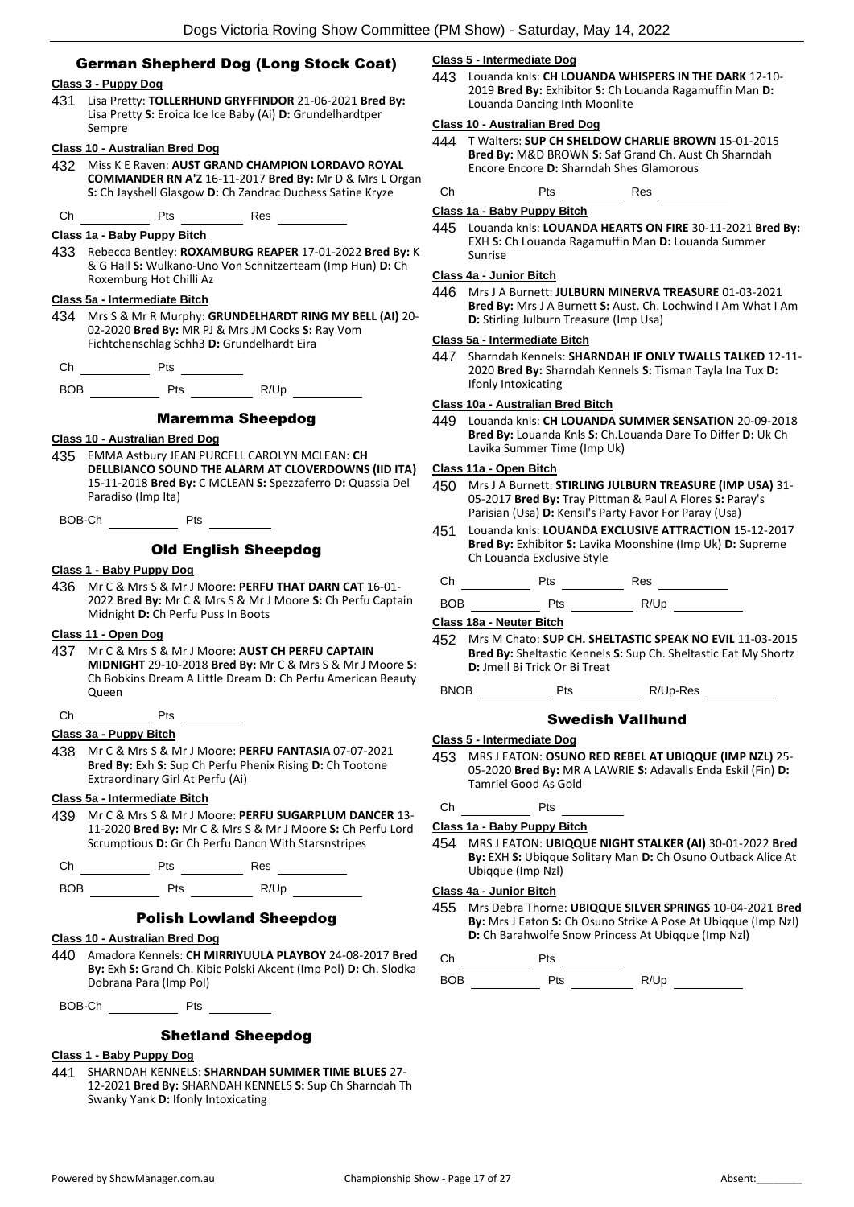## German Shepherd Dog (Long Stock Coat)

**Class 3 - Puppy Dog**

431 Lisa Pretty: **TOLLERHUND GRYFFINDOR** 21-06-2021 **Bred By:** Lisa Pretty **S:** Eroica Ice Ice Baby (Ai) **D:** Grundelhardtper Sempre

**Class 10 - Australian Bred Dog**

432 Miss K E Raven: **AUST GRAND CHAMPION LORDAVO ROYAL COMMANDER RN A'Z** 16-11-2017 **Bred By:** Mr D & Mrs L Organ **S:** Ch Jayshell Glasgow **D:** Ch Zandrac Duchess Satine Kryze

Ch ________ Pts ________ Res ________

**Class 1a - Baby Puppy Bitch**

433 Rebecca Bentley: **ROXAMBURG REAPER** 17-01-2022 **Bred By:** K & G Hall **S:** Wulkano-Uno Von Schnitzerteam (Imp Hun) **D:** Ch Roxemburg Hot Chilli Az

**Class 5a - Intermediate Bitch**

434 Mrs S & Mr R Murphy: **GRUNDELHARDT RING MY BELL (AI)** 20-02-2020 **Bred By:** MR PJ & Mrs JM Cocks **S:** Ray Vom Fichtchenschlag Schh3 **D:** Grundelhardt Eira

Ch ________ Pts ________

BOB ________ Pts ________ R/Up ________

## Maremma Sheepdog

**Class 10 - Australian Bred Dog**

435 EMMA Astbury JEAN PURCELL CAROLYN MCLEAN: **CH DELLBIANCO SOUND THE ALARM AT CLOVERDOWNS (IID ITA)** 15-11-2018 **Bred By:** C MCLEAN **S:** Spezzaferro **D:** Quassia Del Paradiso (Imp Ita)

BOB-Ch ________ Pts ________

## Old English Sheepdog

**Class 1 - Baby Puppy Dog**

436 Mr C & Mrs S & Mr J Moore: **PERFU THAT DARN CAT** 16-01-2022 **Bred By:** Mr C & Mrs S & Mr J Moore **S:** Ch Perfu Captain Midnight **D:** Ch Perfu Puss In Boots

**Class 11 - Open Dog**

437 Mr C & Mrs S & Mr J Moore: **AUST CH PERFU CAPTAIN MIDNIGHT** 29-10-2018 **Bred By:** Mr C & Mrs S & Mr J Moore **S:** Ch Bobkins Dream A Little Dream **D:** Ch Perfu American Beauty Queen

Ch ________ Pts ________

**Class 3a - Puppy Bitch**

438 Mr C & Mrs S & Mr J Moore: **PERFU FANTASIA** 07-07-2021 **Bred By:** Exh **S:** Sup Ch Perfu Phenix Rising **D:** Ch Tootone Extraordinary Girl At Perfu (Ai)

**Class 5a - Intermediate Bitch**

439 Mr C & Mrs S & Mr J Moore: **PERFU SUGARPLUM DANCER** 13-11-2020 **Bred By:** Mr C & Mrs S & Mr J Moore **S:** Ch Perfu Lord Scrumptious **D:** Gr Ch Perfu Dancn With Starsnstripes

Ch ________ Pts ________ Res ________

BOB ________ Pts ________ R/Up ________

## Polish Lowland Sheepdog

**Class 10 - Australian Bred Dog**

440 Amadora Kennels: **CH MIRRIYUULA PLAYBOY** 24-08-2017 **Bred By:** Exh **S:** Grand Ch. Kibic Polski Akcent (Imp Pol) **D:** Ch. Slodka Dobrana Para (Imp Pol)

BOB-Ch ________ Pts ________

## Shetland Sheepdog

**Class 1 - Baby Puppy Dog**

441 SHARNDAH KENNELS: **SHARNDAH SUMMER TIME BLUES** 27-12-2021 **Bred By:** SHARNDAH KENNELS **S:** Sup Ch Sharndah Th Swanky Yank **D:** Ifonly Intoxicating

**Class 5 - Intermediate Dog**

443 Louanda knls: **CH LOUANDA WHISPERS IN THE DARK** 12-10-2019 **Bred By:** Exhibitor **S:** Ch Louanda Ragamuffin Man **D:** Louanda Dancing Inth Moonlite

**Class 10 - Australian Bred Dog**

444 T Walters: **SUP CH SHELDOW CHARLIE BROWN** 15-01-2015 **Bred By:** M&D BROWN **S:** Saf Grand Ch. Aust Ch Sharndah Encore Encore **D:** Sharndah Shes Glamorous

Ch ________ Pts ________ Res ________

**Class 1a - Baby Puppy Bitch**

445 Louanda knls: **LOUANDA HEARTS ON FIRE** 30-11-2021 **Bred By:** EXH **S:** Ch Louanda Ragamuffin Man **D:** Louanda Summer Sunrise

**Class 4a - Junior Bitch**

446 Mrs J A Burnett: **JULBURN MINERVA TREASURE** 01-03-2021 **Bred By:** Mrs J A Burnett **S:** Aust. Ch. Lochwind I Am What I Am **D:** Stirling Julburn Treasure (Imp Usa)

**Class 5a - Intermediate Bitch**

447 Sharndah Kennels: **SHARNDAH IF ONLY TWALLS TALKED** 12-11-2020 **Bred By:** Sharndah Kennels **S:** Tisman Tayla Ina Tux **D:** Ifonly Intoxicating

**Class 10a - Australian Bred Bitch**

449 Louanda knls: **CH LOUANDA SUMMER SENSATION** 20-09-2018 **Bred By:** Louanda Knls **S:** Ch.Louanda Dare To Differ **D:** Uk Ch Lavika Summer Time (Imp Uk)

**Class 11a - Open Bitch**

450 Mrs J A Burnett: **STIRLING JULBURN TREASURE (IMP USA)** 31-05-2017 **Bred By:** Tray Pittman & Paul A Flores **S:** Paray's Parisian (Usa) **D:** Kensil's Party Favor For Paray (Usa)

451 Louanda knls: **LOUANDA EXCLUSIVE ATTRACTION** 15-12-2017 **Bred By:** Exhibitor **S:** Lavika Moonshine (Imp Uk) **D:** Supreme Ch Louanda Exclusive Style

Ch ________ Pts ________ Res ________

BOB ________ Pts ________ R/Up ________

**Class 18a - Neuter Bitch**

452 Mrs M Chato: **SUP CH. SHELTASTIC SPEAK NO EVIL** 11-03-2015 **Bred By:** Sheltastic Kennels **S:** Sup Ch. Sheltastic Eat My Shortz **D:** Jmell Bi Trick Or Bi Treat

BNOB ________ Pts ________ R/Up-Res ________

## Swedish Vallhund

**Class 5 - Intermediate Dog**

453 MRS J EATON: **OSUNO RED REBEL AT UBIQQUE (IMP NZL)** 25-05-2020 **Bred By:** MR A LAWRIE **S:** Adavalls Enda Eskil (Fin) **D:** Tamriel Good As Gold

Ch ________ Pts ________

**Class 1a - Baby Puppy Bitch**

454 MRS J EATON: **UBIQQUE NIGHT STALKER (AI)** 30-01-2022 **Bred By:** EXH **S:** Ubiqque Solitary Man **D:** Ch Osuno Outback Alice At Ubiqque (Imp Nzl)

**Class 4a - Junior Bitch**

455 Mrs Debra Thorne: **UBIQQUE SILVER SPRINGS** 10-04-2021 **Bred By:** Mrs J Eaton **S:** Ch Osuno Strike A Pose At Ubiqque (Imp Nzl) **D:** Ch Barahwolfe Snow Princess At Ubiqque (Imp Nzl)

Ch ________ Pts ________

BOB ________ Pts ________ R/Up ________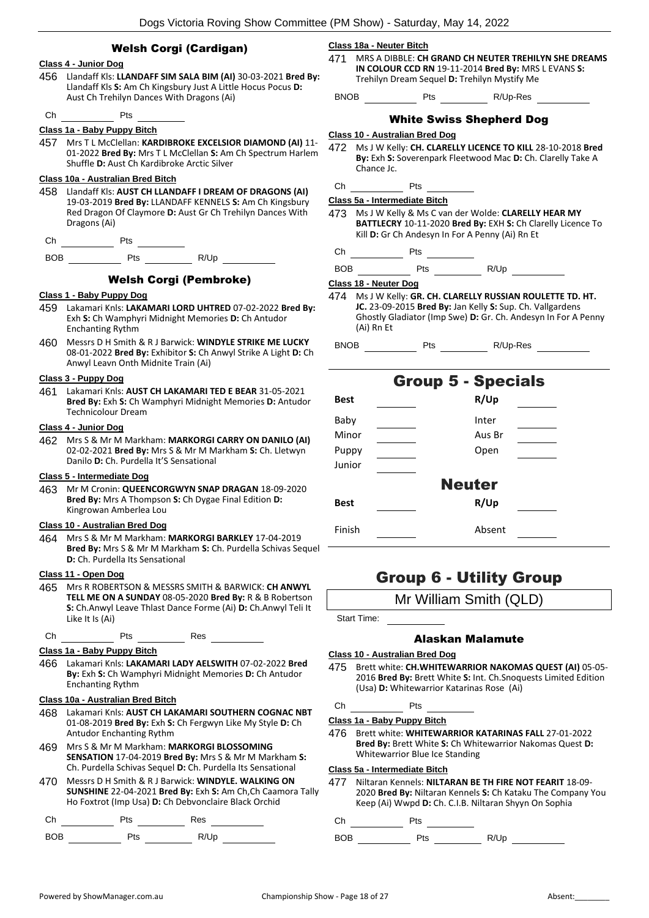## Welsh Corgi (Cardigan)

**Class 4 - Junior Dog**

456 Llandaff Kls: **LLANDAFF SIM SALA BIM (AI)** 30-03-2021 **Bred By:** Llandaff Kls **S:** Am Ch Kingsbury Just A Little Hocus Pocus **D:** Aust Ch Trehilyn Dances With Dragons (Ai)

Ch ______ Pts ______

**Class 1a - Baby Puppy Bitch**

457 Mrs T L McClellan: **KARDIBROKE EXCELSIOR DIAMOND (AI)** 11-01-2022 **Bred By:** Mrs T L McClellan **S:** Am Ch Spectrum Harlem Shuffle **D:** Aust Ch Kardibroke Arctic Silver

**Class 10a - Australian Bred Bitch**

458 Llandaff Kls: **AUST CH LLANDAFF I DREAM OF DRAGONS (AI)** 19-03-2019 **Bred By:** LLANDAFF KENNELS **S:** Am Ch Kingsbury Red Dragon Of Claymore **D:** Aust Gr Ch Trehilyn Dances With Dragons (Ai)

Ch ______ Pts ______

BOB ______ Pts ______ R/Up ______

## Welsh Corgi (Pembroke)

**Class 1 - Baby Puppy Dog**

459 Lakamari Knls: **LAKAMARI LORD UHTRED** 07-02-2022 **Bred By:** Exh **S:** Ch Wamphyri Midnight Memories **D:** Ch Antudor Enchanting Rythm

460 Messrs D H Smith & R J Barwick: **WINDYLE STRIKE ME LUCKY** 08-01-2022 **Bred By:** Exhibitor **S:** Ch Anwyl Strike A Light **D:** Ch Anwyl Leavn Onth Midnite Train (Ai)

**Class 3 - Puppy Dog**

461 Lakamari Knls: **AUST CH LAKAMARI TED E BEAR** 31-05-2021 **Bred By:** Exh **S:** Ch Wamphyri Midnight Memories **D:** Antudor Technicolour Dream

**Class 4 - Junior Dog**

462 Mrs S & Mr M Markham: **MARKORGI CARRY ON DANILO (AI)** 02-02-2021 **Bred By:** Mrs S & Mr M Markham **S:** Ch. Lletwyn Danilo **D:** Ch. Purdella It'S Sensational

**Class 5 - Intermediate Dog**

463 Mr M Cronin: **QUEENCORGWYN SNAP DRAGAN** 18-09-2020 **Bred By:** Mrs A Thompson **S:** Ch Dygae Final Edition **D:** Kingrowan Amberlea Lou

**Class 10 - Australian Bred Dog**

464 Mrs S & Mr M Markham: **MARKORGI BARKLEY** 17-04-2019 **Bred By:** Mrs S & Mr M Markham **S:** Ch. Purdella Schivas Sequel **D:** Ch. Purdella Its Sensational

**Class 11 - Open Dog**

465 Mrs R ROBERTSON & MESSRS SMITH & BARWICK: **CH ANWYL TELL ME ON A SUNDAY** 08-05-2020 **Bred By:** R & B Robertson **S:** Ch.Anwyl Leave Thlast Dance Forme (Ai) **D:** Ch.Anwyl Teli It Like It Is (Ai)

Ch ______ Pts ______ Res ______

**Class 1a - Baby Puppy Bitch**

466 Lakamari Knls: **LAKAMARI LADY AELSWITH** 07-02-2022 **Bred By:** Exh **S:** Ch Wamphyri Midnight Memories **D:** Ch Antudor Enchanting Rythm

**Class 10a - Australian Bred Bitch**

468 Lakamari Knls: **AUST CH LAKAMARI SOUTHERN COGNAC NBT** 01-08-2019 **Bred By:** Exh **S:** Ch Fergwyn Like My Style **D:** Ch Antudor Enchanting Rythm

469 Mrs S & Mr M Markham: **MARKORGI BLOSSOMING SENSATION** 17-04-2019 **Bred By:** Mrs S & Mr M Markham **S:** Ch. Purdella Schivas Sequel **D:** Ch. Purdella Its Sensational

470 Messrs D H Smith & R J Barwick: **WINDYLE. WALKING ON SUNSHINE** 22-04-2021 **Bred By:** Exh **S:** Am Ch,Ch Caamora Tally Ho Foxtrot (Imp Usa) **D:** Ch Debvonclaire Black Orchid

Ch ______ Pts ______ Res ______

BOB ______ Pts ______ R/Up ______

**Class 18a - Neuter Bitch**

471 MRS A DIBBLE: **CH GRAND CH NEUTER TREHILYN SHE DREAMS IN COLOUR CCD RN** 19-11-2014 **Bred By:** MRS L EVANS **S:** Trehilyn Dream Sequel **D:** Trehilyn Mystify Me

BNOB ______ Pts ______ R/Up-Res ______

## White Swiss Shepherd Dog

**Class 10 - Australian Bred Dog**

472 Ms J W Kelly: **CH. CLARELLY LICENCE TO KILL** 28-10-2018 **Bred By:** Exh **S:** Soverenpark Fleetwood Mac **D:** Ch. Clarelly Take A Chance Jc.

Ch ______ Pts ______

**Class 5a - Intermediate Bitch**

473 Ms J W Kelly & Ms C van der Wolde: **CLARELLY HEAR MY BATTLECRY** 10-11-2020 **Bred By:** EXH **S:** Ch Clarelly Licence To Kill **D:** Gr Ch Andesyn In For A Penny (Ai) Rn Et

Ch ______ Pts ______

BOB ______ Pts ______ R/Up ______

**Class 18 - Neuter Dog**

474 Ms J W Kelly: **GR. CH. CLARELLY RUSSIAN ROULETTE TD. HT. JC.** 23-09-2015 **Bred By:** Jan Kelly **S:** Sup. Ch. Vallgardens Ghostly Gladiator (Imp Swe) **D:** Gr. Ch. Andesyn In For A Penny (Ai) Rn Et

BNOB ______ Pts ______ R/Up-Res ______

# Group 5 - Specials

| | | | |
|---|---|---|---|
| **Best** | ______ | **R/Up** | ______ |
| Baby | ______ | Inter | ______ |
| Minor | ______ | Aus Br | ______ |
| Puppy | ______ | Open | ______ |
| Junior | ______ | | |

**Neuter**

| | | | |
|---|---|---|---|
| **Best** | ______ | **R/Up** | ______ |
| Finish | ______ | Absent | ______ |

# Group 6 - Utility Group

Mr William Smith (QLD)

Start Time: ______

## Alaskan Malamute

**Class 10 - Australian Bred Dog**

475 Brett white: **CH.WHITEWARRIOR NAKOMAS QUEST (AI)** 05-05-2016 **Bred By:** Brett White **S:** Int. Ch.Snoquests Limited Edition (Usa) **D:** Whitewarrior Katarinas Rose (Ai)

Ch ______ Pts ______

**Class 1a - Baby Puppy Bitch**

476 Brett white: **WHITEWARRIOR KATARINAS FALL** 27-01-2022 **Bred By:** Brett White **S:** Ch Whitewarrior Nakomas Quest **D:** Whitewarrior Blue Ice Standing

**Class 5a - Intermediate Bitch**

477 Niltaran Kennels: **NILTARAN BE TH FIRE NOT FEARIT** 18-09-2020 **Bred By:** Niltaran Kennels **S:** Ch Kataku The Company You Keep (Ai) Wwpd **D:** Ch. C.I.B. Niltaran Shyyn On Sophia

Ch ______ Pts ______

BOB ______ Pts ______ R/Up ______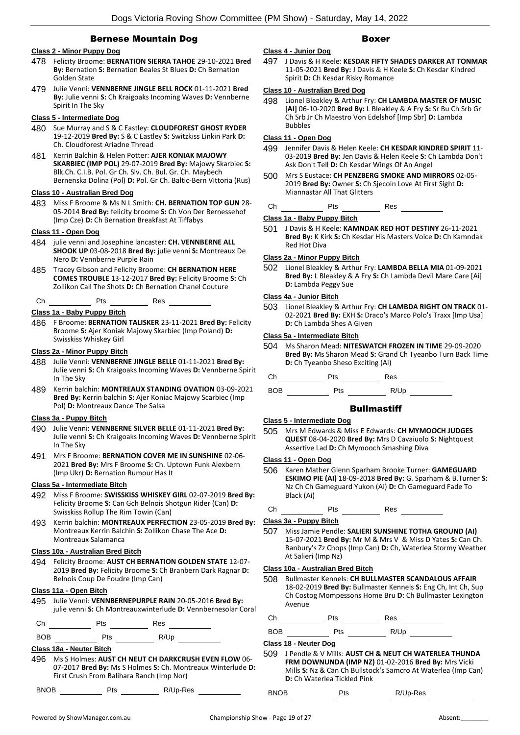## Bernese Mountain Dog

### Class 2 - Minor Puppy Dog

478 Felicity Broome: **BERNATION SIERRA TAHOE** 29-10-2021 **Bred By:** Bernation **S:** Bernation Beales St Blues **D:** Ch Bernation Golden State

479 Julie Venni: **VENNBERNE JINGLE BELL ROCK** 01-11-2021 **Bred By:** Julie venni **S:** Ch Kraigoaks Incoming Waves **D:** Vennberne Spirit In The Sky

### Class 5 - Intermediate Dog

480 Sue Murray and S & C Eastley: **CLOUDFOREST GHOST RYDER** 19-12-2019 **Bred By:** S & C Eastley **S:** Switzkiss Linkin Park **D:** Ch. Cloudforest Ariadne Thread

481 Kerrin Balchin & Helen Potter: **AJER KONIAK MAJOWY SKARBIEC (IMP POL)** 29-07-2019 **Bred By:** Majowy Skarbiec **S:** Blk.Ch. C.I.B. Pol. Gr Ch. Slv. Ch. Bul. Gr. Ch. Maybech Bernenska Dolina (Pol) **D:** Pol. Gr Ch. Baltic-Bern Vittoria (Rus)

### Class 10 - Australian Bred Dog

483 Miss F Broome & Ms N L Smith: **CH. BERNATION TOP GUN** 28-05-2014 **Bred By:** felicity broome **S:** Ch Von Der Bernessehof (Imp Cze) **D:** Ch Bernation Breakfast At Tiffabys

### Class 11 - Open Dog

484 julie venni and Josephine lancaster: **CH. VENNBERNE ALL SHOOK UP** 03-08-2018 **Bred By:** julie venni **S:** Montreaux De Nero **D:** Vennberne Purple Rain

485 Tracey Gibson and Felicity Broome: **CH BERNATION HERE COMES TROUBLE** 13-12-2017 **Bred By:** Felicity Broome **S:** Ch Zollikon Call The Shots **D:** Ch Bernation Chanel Couture

Ch ________ Pts ________ Res ________

### Class 1a - Baby Puppy Bitch

486 F Broome: **BERNATION TALISKER** 23-11-2021 **Bred By:** Felicity Broome **S:** Ajer Koniak Majowy Skarbiec (Imp Poland) **D:** Swisskiss Whiskey Girl

### Class 2a - Minor Puppy Bitch

488 Julie Venni: **VENNBERNE JINGLE BELLE** 01-11-2021 **Bred By:** Julie venni **S:** Ch Kraigoaks Incoming Waves **D:** Vennberne Spirit In The Sky

489 Kerrin balchin: **MONTREAUX STANDING OVATION** 03-09-2021 **Bred By:** Kerrin balchin **S:** Ajer Koniac Majowy Scarbiec (Imp Pol) **D:** Montreaux Dance The Salsa

### Class 3a - Puppy Bitch

490 Julie Venni: **VENNBERNE SILVER BELLE** 01-11-2021 **Bred By:** Julie venni **S:** Ch Kraigoaks Incoming Waves **D:** Vennberne Spirit In The Sky

491 Mrs F Broome: **BERNATION COVER ME IN SUNSHINE** 02-06-2021 **Bred By:** Mrs F Broome **S:** Ch. Uptown Funk Alexbern (Imp Ukr) **D:** Bernation Rumour Has It

### Class 5a - Intermediate Bitch

492 Miss F Broome: **SWISSKISS WHISKEY GIRL** 02-07-2019 **Bred By:** Felicity Broome **S:** Can Gch Belnois Shotgun Rider (Can) **D:** Swisskiss Rollup The Rim Towin (Can)

493 Kerrin balchin: **MONTREAUX PERFECTION** 23-05-2019 **Bred By:** Montreaux Kerrin Balchin **S:** Zollikon Chase The Ace **D:** Montreaux Salamanca

### Class 10a - Australian Bred Bitch

494 Felicity Broome: **AUST CH BERNATION GOLDEN STATE** 12-07-2019 **Bred By:** Felicity Broome **S:** Ch Branbern Dark Ragnar **D:** Belnois Coup De Foudre (Imp Can)

### Class 11a - Open Bitch

495 Julie Venni: **VENNBERNEPURPLE RAIN** 20-05-2016 **Bred By:** julie venni **S:** Ch Montreauxwinterlude **D:** Vennbernesolar Coral

Ch ________ Pts ________ Res ________

BOB ________ Pts ________ R/Up ________

### Class 18a - Neuter Bitch

496 Ms S Holmes: **AUST CH NEUT CH DARKCRUSH EVEN FLOW** 06-07-2017 **Bred By:** Ms S Holmes **S:** Ch. Montreaux Winterlude **D:** First Crush From Balihara Ranch (Imp Nor)

BNOB ________ Pts ________ R/Up-Res ________

## Boxer

### Class 4 - Junior Dog

497 J Davis & H Keele: **KESDAR FIFTY SHADES DARKER AT TONMAR** 11-05-2021 **Bred By:** J Davis & H Keele **S:** Ch Kesdar Kindred Spirit **D:** Ch Kesdar Risky Romance

### Class 10 - Australian Bred Dog

498 Lionel Bleakley & Arthur Fry: **CH LAMBDA MASTER OF MUSIC [AI]** 06-10-2020 **Bred By:** L Bleakley & A Fry **S:** Sr Bu Ch Srb Gr Ch Srb Jr Ch Maestro Von Edelshof [Imp Sbr] **D:** Lambda Bubbles

### Class 11 - Open Dog

499 Jennifer Davis & Helen Keele: **CH KESDAR KINDRED SPIRIT** 11-03-2019 **Bred By:** Jen Davis & Helen Keele **S:** Ch Lambda Don't Ask Don't Tell **D:** Ch Kesdar Wings Of An Angel

500 Mrs S Eustace: **CH PENZBERG SMOKE AND MIRRORS** 02-05-2019 **Bred By:** Owner **S:** Ch Sjecoin Love At First Sight **D:** Miannastar All That Glitters

Ch ________ Pts ________ Res ________

### Class 1a - Baby Puppy Bitch

501 J Davis & H Keele: **KAMNDAK RED HOT DESTINY** 26-11-2021 **Bred By:** K Kirk **S:** Ch Kesdar His Masters Voice **D:** Ch Kamndak Red Hot Diva

### Class 2a - Minor Puppy Bitch

502 Lionel Bleakley & Arthur Fry: **LAMBDA BELLA MIA** 01-09-2021 **Bred By:** L Bleakley & A Fry **S:** Ch Lambda Devil Mare Care [Ai] **D:** Lambda Peggy Sue

### Class 4a - Junior Bitch

503 Lionel Bleakley & Arthur Fry: **CH LAMBDA RIGHT ON TRACK** 01-02-2021 **Bred By:** EXH **S:** Draco's Marco Polo's Traxx [Imp Usa] **D:** Ch Lambda Shes A Given

### Class 5a - Intermediate Bitch

504 Ms Sharon Mead: **NITESWATCH FROZEN IN TIME** 29-09-2020 **Bred By:** Ms Sharon Mead **S:** Grand Ch Tyeanbo Turn Back Time **D:** Ch Tyeanbo Sheso Exciting (Ai)

Ch ________ Pts ________ Res ________

BOB ________ Pts ________ R/Up ________

## Bullmastiff

### Class 5 - Intermediate Dog

505 Mrs M Edwards & Miss E Edwards: **CH MYMOOCH JUDGES QUEST** 08-04-2020 **Bred By:** Mrs D Cavaiuolo **S:** Nightquest Assertive Lad **D:** Ch Mymooch Smashing Diva

### Class 11 - Open Dog

506 Karen Mather Glenn Sparham Brooke Turner: **GAMEGUARD ESKIMO PIE (AI)** 18-09-2018 **Bred By:** G. Sparham & B.Turner **S:** Nz Ch Ch Gameguard Yukon (Ai) **D:** Ch Gameguard Fade To Black (Ai)

Ch ________ Pts ________ Res ________

### Class 3a - Puppy Bitch

507 Miss Jamie Pendle: **SALIERI SUNSHINE TOTHA GROUND (AI)** 15-07-2021 **Bred By:** Mr M & Mrs V & Miss D Yates **S:** Can Ch. Banbury's Zz Chops (Imp Can) **D:** Ch, Waterlea Stormy Weather At Salieri (Imp Nz)

### Class 10a - Australian Bred Bitch

508 Bullmaster Kennels: **CH BULLMASTER SCANDALOUS AFFAIR** 18-02-2019 **Bred By:** Bullmaster Kennels **S:** Eng Ch, Int Ch, Sup Ch Costog Mompessons Home Bru **D:** Ch Bullmaster Lexington Avenue

Ch ________ Pts ________ Res ________

BOB ________ Pts ________ R/Up ________

### Class 18 - Neuter Dog

509 J Pendle & V Mills: **AUST CH & NEUT CH WATERLEA THUNDA FRM DOWNUNDA (IMP NZ)** 01-02-2016 **Bred By:** Mrs Vicki Mills **S:** Nz & Can Ch Bullstock's Samcro At Waterlea (Imp Can) **D:** Ch Waterlea Tickled Pink

BNOB ________ Pts ________ R/Up-Res ________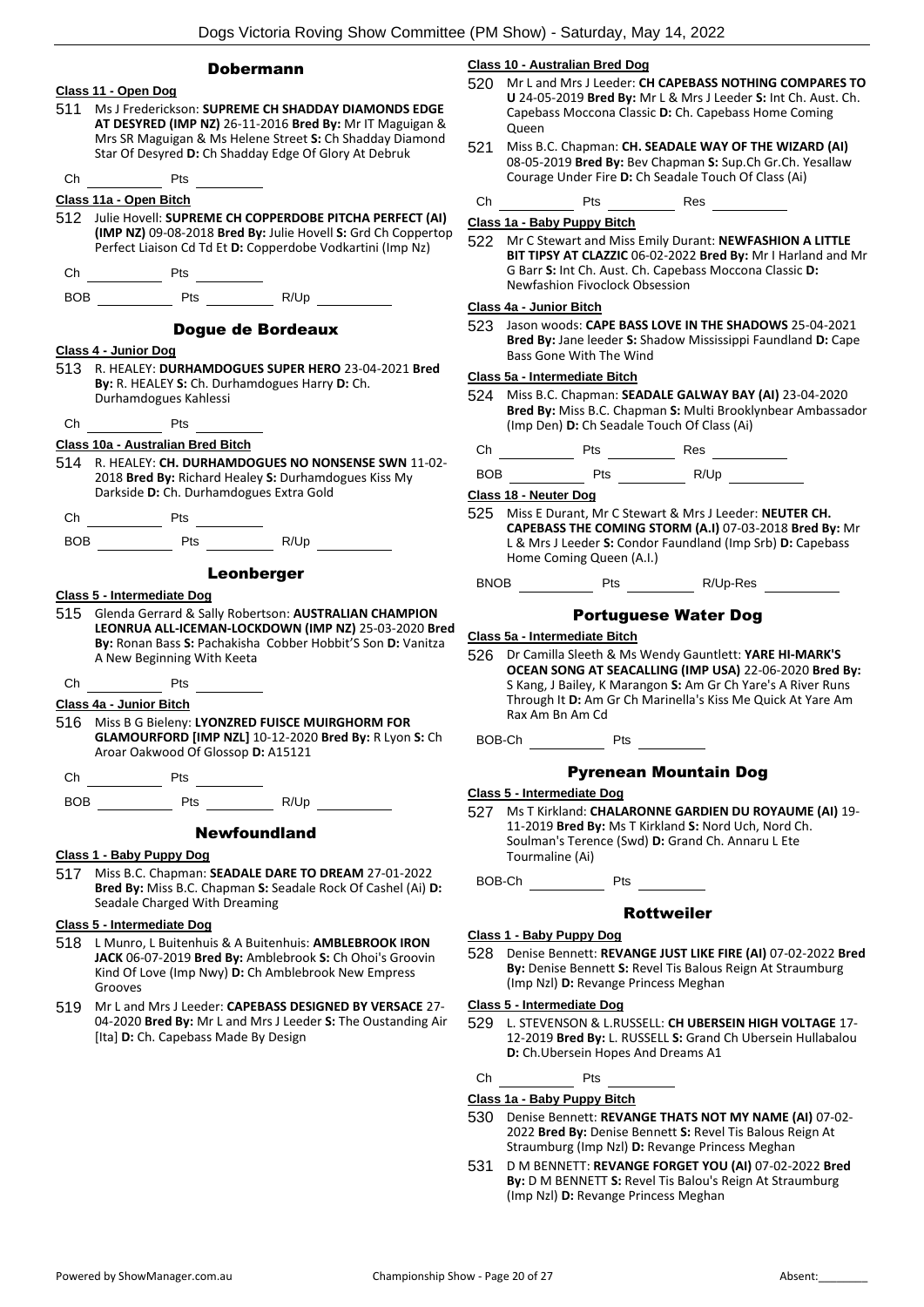## Dobermann

### Class 11 - Open Dog

511 Ms J Frederickson: **SUPREME CH SHADDAY DIAMONDS EDGE AT DESYRED (IMP NZ)** 26-11-2016 **Bred By:** Mr IT Maguigan & Mrs SR Maguigan & Ms Helene Street **S:** Ch Shadday Diamond Star Of Desyred **D:** Ch Shadday Edge Of Glory At Debruk

Ch ________ Pts ________

### Class 11a - Open Bitch

512 Julie Hovell: **SUPREME CH COPPERDOBE PITCHA PERFECT (AI) (IMP NZ)** 09-08-2018 **Bred By:** Julie Hovell **S:** Grd Ch Coppertop Perfect Liaison Cd Td Et **D:** Copperdobe Vodkartini (Imp Nz)

Ch ________ Pts ________

BOB ________ Pts ________ R/Up ________

## Dogue de Bordeaux

### Class 4 - Junior Dog

513 R. HEALEY: **DURHAMDOGUES SUPER HERO** 23-04-2021 **Bred By:** R. HEALEY **S:** Ch. Durhamdogues Harry **D:** Ch. Durhamdogues Kahlessi

Ch ________ Pts ________

### Class 10a - Australian Bred Bitch

514 R. HEALEY: **CH. DURHAMDOGUES NO NONSENSE SWN** 11-02-2018 **Bred By:** Richard Healey **S:** Durhamdogues Kiss My Darkside **D:** Ch. Durhamdogues Extra Gold

Ch ________ Pts ________

BOB ________ Pts ________ R/Up ________

## Leonberger

### Class 5 - Intermediate Dog

515 Glenda Gerrard & Sally Robertson: **AUSTRALIAN CHAMPION LEONRUA ALL-ICEMAN-LOCKDOWN (IMP NZ)** 25-03-2020 **Bred By:** Ronan Bass **S:** Pachakisha Cobber Hobbit'S Son **D:** Vanitza A New Beginning With Keeta

Ch ________ Pts ________

### Class 4a - Junior Bitch

516 Miss B G Bieleny: **LYONZRED FUISCE MUIRGHORM FOR GLAMOURFORD [IMP NZL]** 10-12-2020 **Bred By:** R Lyon **S:** Ch Aroar Oakwood Of Glossop **D:** A15121

Ch ________ Pts ________

BOB ________ Pts ________ R/Up ________

## Newfoundland

### Class 1 - Baby Puppy Dog

517 Miss B.C. Chapman: **SEADALE DARE TO DREAM** 27-01-2022 **Bred By:** Miss B.C. Chapman **S:** Seadale Rock Of Cashel (Ai) **D:** Seadale Charged With Dreaming

### Class 5 - Intermediate Dog

518 L Munro, L Buitenhuis & A Buitenhuis: **AMBLEBROOK IRON JACK** 06-07-2019 **Bred By:** Amblebrook **S:** Ch Ohoi's Groovin Kind Of Love (Imp Nwy) **D:** Ch Amblebrook New Empress Grooves

519 Mr L and Mrs J Leeder: **CAPEBASS DESIGNED BY VERSACE** 27-04-2020 **Bred By:** Mr L and Mrs J Leeder **S:** The Oustanding Air [Ita] **D:** Ch. Capebass Made By Design

### Class 10 - Australian Bred Dog

520 Mr L and Mrs J Leeder: **CH CAPEBASS NOTHING COMPARES TO U** 24-05-2019 **Bred By:** Mr L & Mrs J Leeder **S:** Int Ch. Aust. Ch. Capebass Moccona Classic **D:** Ch. Capebass Home Coming Queen

521 Miss B.C. Chapman: **CH. SEADALE WAY OF THE WIZARD (AI)** 08-05-2019 **Bred By:** Bev Chapman **S:** Sup.Ch Gr.Ch. Yesallaw Courage Under Fire **D:** Ch Seadale Touch Of Class (Ai)

Ch ________ Pts ________ Res ________

### Class 1a - Baby Puppy Bitch

522 Mr C Stewart and Miss Emily Durant: **NEWFASHION A LITTLE BIT TIPSY AT CLAZZIC** 06-02-2022 **Bred By:** Mr I Harland and Mr G Barr **S:** Int Ch. Aust. Ch. Capebass Moccona Classic **D:** Newfashion Fivoclock Obsession

### Class 4a - Junior Bitch

523 Jason woods: **CAPE BASS LOVE IN THE SHADOWS** 25-04-2021 **Bred By:** Jane leeder **S:** Shadow Mississippi Faundland **D:** Cape Bass Gone With The Wind

### Class 5a - Intermediate Bitch

524 Miss B.C. Chapman: **SEADALE GALWAY BAY (AI)** 23-04-2020 **Bred By:** Miss B.C. Chapman **S:** Multi Brooklynbear Ambassador (Imp Den) **D:** Ch Seadale Touch Of Class (Ai)

Ch ________ Pts ________ Res ________

BOB ________ Pts ________ R/Up ________

### Class 18 - Neuter Dog

525 Miss E Durant, Mr C Stewart & Mrs J Leeder: **NEUTER CH. CAPEBASS THE COMING STORM (A.I)** 07-03-2018 **Bred By:** Mr L & Mrs J Leeder **S:** Condor Faundland (Imp Srb) **D:** Capebass Home Coming Queen (A.I.)

BNOB ________ Pts ________ R/Up-Res ________

## Portuguese Water Dog

### Class 5a - Intermediate Bitch

526 Dr Camilla Sleeth & Ms Wendy Gauntlett: **YARE HI-MARK'S OCEAN SONG AT SEACALLING (IMP USA)** 22-06-2020 **Bred By:** S Kang, J Bailey, K Marangon **S:** Am Gr Ch Yare's A River Runs Through It **D:** Am Gr Ch Marinella's Kiss Me Quick At Yare Am Rax Am Bn Am Cd

BOB-Ch ________ Pts ________

## Pyrenean Mountain Dog

### Class 5 - Intermediate Dog

527 Ms T Kirkland: **CHALARONNE GARDIEN DU ROYAUME (AI)** 19-11-2019 **Bred By:** Ms T Kirkland **S:** Nord Uch, Nord Ch. Soulman's Terence (Swd) **D:** Grand Ch. Annaru L Ete Tourmaline (Ai)

BOB-Ch ________ Pts ________

## Rottweiler

### Class 1 - Baby Puppy Dog

528 Denise Bennett: **REVANGE JUST LIKE FIRE (AI)** 07-02-2022 **Bred By:** Denise Bennett **S:** Revel Tis Balous Reign At Straumburg (Imp Nzl) **D:** Revange Princess Meghan

### Class 5 - Intermediate Dog

529 L. STEVENSON & L.RUSSELL: **CH UBERSEIN HIGH VOLTAGE** 17-12-2019 **Bred By:** L. RUSSELL **S:** Grand Ch Ubersein Hullabalou **D:** Ch.Ubersein Hopes And Dreams A1

Ch ________ Pts ________

### Class 1a - Baby Puppy Bitch

530 Denise Bennett: **REVANGE THATS NOT MY NAME (AI)** 07-02-2022 **Bred By:** Denise Bennett **S:** Revel Tis Balous Reign At Straumburg (Imp Nzl) **D:** Revange Princess Meghan

531 D M BENNETT: **REVANGE FORGET YOU (AI)** 07-02-2022 **Bred By:** D M BENNETT **S:** Revel Tis Balou's Reign At Straumburg (Imp Nzl) **D:** Revange Princess Meghan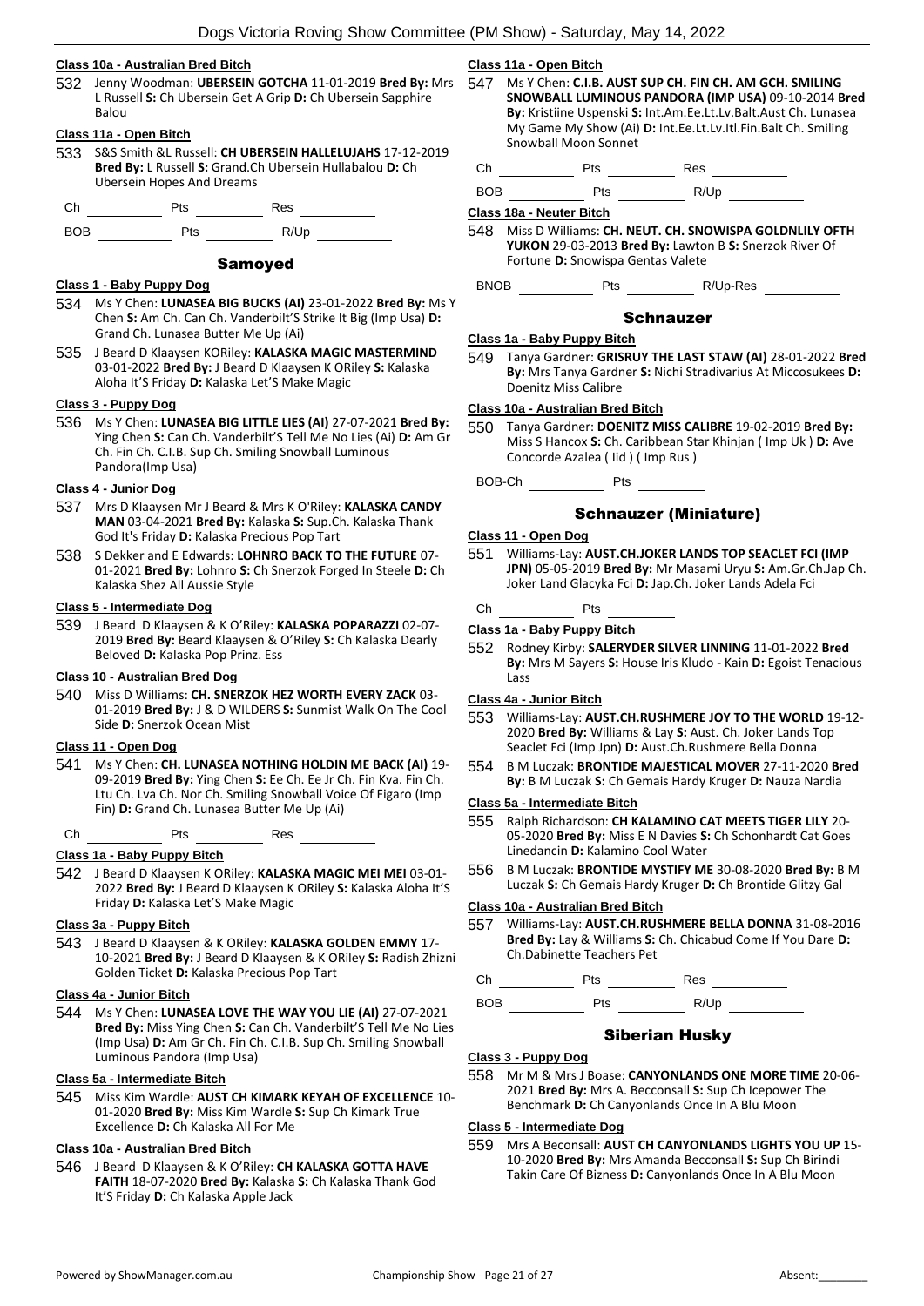#### Class 10a - Australian Bred Bitch

532 Jenny Woodman: **UBERSEIN GOTCHA** 11-01-2019 **Bred By:** Mrs L Russell **S:** Ch Ubersein Get A Grip **D:** Ch Ubersein Sapphire Balou

#### Class 11a - Open Bitch

533 S&S Smith &L Russell: **CH UBERSEIN HALLELUJAHS** 17-12-2019 **Bred By:** L Russell **S:** Grand.Ch Ubersein Hullabalou **D:** Ch Ubersein Hopes And Dreams

Ch ________ Pts ________ Res ________

BOB ________ Pts ________ R/Up ________

## Samoyed

#### Class 1 - Baby Puppy Dog

534 Ms Y Chen: **LUNASEA BIG BUCKS (AI)** 23-01-2022 **Bred By:** Ms Y Chen **S:** Am Ch. Can Ch. Vanderbilt'S Strike It Big (Imp Usa) **D:** Grand Ch. Lunasea Butter Me Up (Ai)

535 J Beard D Klaaysen KORiley: **KALASKA MAGIC MASTERMIND** 03-01-2022 **Bred By:** J Beard D Klaaysen K ORiley **S:** Kalaska Aloha It'S Friday **D:** Kalaska Let'S Make Magic

#### Class 3 - Puppy Dog

536 Ms Y Chen: **LUNASEA BIG LITTLE LIES (AI)** 27-07-2021 **Bred By:** Ying Chen **S:** Can Ch. Vanderbilt'S Tell Me No Lies (Ai) **D:** Am Gr Ch. Fin Ch. C.I.B. Sup Ch. Smiling Snowball Luminous Pandora(Imp Usa)

#### Class 4 - Junior Dog

537 Mrs D Klaaysen Mr J Beard & Mrs K O'Riley: **KALASKA CANDY MAN** 03-04-2021 **Bred By:** Kalaska **S:** Sup.Ch. Kalaska Thank God It's Friday **D:** Kalaska Precious Pop Tart

538 S Dekker and E Edwards: **LOHNRO BACK TO THE FUTURE** 07-01-2021 **Bred By:** Lohnro **S:** Ch Snerzok Forged In Steele **D:** Ch Kalaska Shez All Aussie Style

#### Class 5 - Intermediate Dog

539 J Beard D Klaaysen & K O'Riley: **KALASKA POPARAZZI** 02-07-2019 **Bred By:** Beard Klaaysen & O'Riley **S:** Ch Kalaska Dearly Beloved **D:** Kalaska Pop Prinz. Ess

#### Class 10 - Australian Bred Dog

540 Miss D Williams: **CH. SNERZOK HEZ WORTH EVERY ZACK** 03-01-2019 **Bred By:** J & D WILDERS **S:** Sunmist Walk On The Cool Side **D:** Snerzok Ocean Mist

#### Class 11 - Open Dog

541 Ms Y Chen: **CH. LUNASEA NOTHING HOLDIN ME BACK (AI)** 19-09-2019 **Bred By:** Ying Chen **S:** Ee Ch. Ee Jr Ch. Fin Kva. Fin Ch. Ltu Ch. Lva Ch. Nor Ch. Smiling Snowball Voice Of Figaro (Imp Fin) **D:** Grand Ch. Lunasea Butter Me Up (Ai)

Ch ________ Pts ________ Res ________

#### Class 1a - Baby Puppy Bitch

542 J Beard D Klaaysen K ORiley: **KALASKA MAGIC MEI MEI** 03-01-2022 **Bred By:** J Beard D Klaaysen K ORiley **S:** Kalaska Aloha It'S Friday **D:** Kalaska Let'S Make Magic

#### Class 3a - Puppy Bitch

543 J Beard D Klaaysen & K ORiley: **KALASKA GOLDEN EMMY** 17-10-2021 **Bred By:** J Beard D Klaaysen & K ORiley **S:** Radish Zhizni Golden Ticket **D:** Kalaska Precious Pop Tart

#### Class 4a - Junior Bitch

544 Ms Y Chen: **LUNASEA LOVE THE WAY YOU LIE (AI)** 27-07-2021 **Bred By:** Miss Ying Chen **S:** Can Ch. Vanderbilt'S Tell Me No Lies (Imp Usa) **D:** Am Gr Ch. Fin Ch. C.I.B. Sup Ch. Smiling Snowball Luminous Pandora (Imp Usa)

#### Class 5a - Intermediate Bitch

545 Miss Kim Wardle: **AUST CH KIMARK KEYAH OF EXCELLENCE** 10-01-2020 **Bred By:** Miss Kim Wardle **S:** Sup Ch Kimark True Excellence **D:** Ch Kalaska All For Me

#### Class 10a - Australian Bred Bitch

546 J Beard D Klaaysen & K O'Riley: **CH KALASKA GOTTA HAVE FAITH** 18-07-2020 **Bred By:** Kalaska **S:** Ch Kalaska Thank God It'S Friday **D:** Ch Kalaska Apple Jack

#### Class 11a - Open Bitch

547 Ms Y Chen: **C.I.B. AUST SUP CH. FIN CH. AM GCH. SMILING SNOWBALL LUMINOUS PANDORA (IMP USA)** 09-10-2014 **Bred By:** Kristiine Uspenski **S:** Int.Am.Ee.Lt.Lv.Balt.Aust Ch. Lunasea My Game My Show (Ai) **D:** Int.Ee.Lt.Lv.Itl.Fin.Balt Ch. Smiling Snowball Moon Sonnet

Ch ________ Pts ________ Res ________

BOB ________ Pts ________ R/Up ________

#### Class 18a - Neuter Bitch

548 Miss D Williams: **CH. NEUT. CH. SNOWISPA GOLDNLILY OFTH YUKON** 29-03-2013 **Bred By:** Lawton B **S:** Snerzok River Of Fortune **D:** Snowispa Gentas Valete

BNOB ________ Pts ________ R/Up-Res ________

## Schnauzer

#### Class 1a - Baby Puppy Bitch

549 Tanya Gardner: **GRISRUY THE LAST STAW (AI)** 28-01-2022 **Bred By:** Mrs Tanya Gardner **S:** Nichi Stradivarius At Miccosukees **D:** Doenitz Miss Calibre

#### Class 10a - Australian Bred Bitch

550 Tanya Gardner: **DOENITZ MISS CALIBRE** 19-02-2019 **Bred By:** Miss S Hancox **S:** Ch. Caribbean Star Khinjan ( Imp Uk ) **D:** Ave Concorde Azalea ( Iid ) ( Imp Rus )

BOB-Ch ________ Pts ________

## Schnauzer (Miniature)

#### Class 11 - Open Dog

551 Williams-Lay: **AUST.CH.JOKER LANDS TOP SEACLET FCI (IMP JPN)** 05-05-2019 **Bred By:** Mr Masami Uryu **S:** Am.Gr.Ch.Jap Ch. Joker Land Glacyka Fci **D:** Jap.Ch. Joker Lands Adela Fci

Ch ________ Pts ________

#### Class 1a - Baby Puppy Bitch

552 Rodney Kirby: **SALERYDER SILVER LINNING** 11-01-2022 **Bred By:** Mrs M Sayers **S:** House Iris Kludo - Kain **D:** Egoist Tenacious Lass

#### Class 4a - Junior Bitch

553 Williams-Lay: **AUST.CH.RUSHMERE JOY TO THE WORLD** 19-12-2020 **Bred By:** Williams & Lay **S:** Aust. Ch. Joker Lands Top Seaclet Fci (Imp Jpn) **D:** Aust.Ch.Rushmere Bella Donna

554 B M Luczak: **BRONTIDE MAJESTICAL MOVER** 27-11-2020 **Bred By:** B M Luczak **S:** Ch Gemais Hardy Kruger **D:** Nauza Nardia

#### Class 5a - Intermediate Bitch

555 Ralph Richardson: **CH KALAMINO CAT MEETS TIGER LILY** 20-05-2020 **Bred By:** Miss E N Davies **S:** Ch Schonhardt Cat Goes Linedancin **D:** Kalamino Cool Water

556 B M Luczak: **BRONTIDE MYSTIFY ME** 30-08-2020 **Bred By:** B M Luczak **S:** Ch Gemais Hardy Kruger **D:** Ch Brontide Glitzy Gal

#### Class 10a - Australian Bred Bitch

557 Williams-Lay: **AUST.CH.RUSHMERE BELLA DONNA** 31-08-2016 **Bred By:** Lay & Williams **S:** Ch. Chicabud Come If You Dare **D:** Ch.Dabinette Teachers Pet

Ch ________ Pts ________ Res ________

BOB ________ Pts ________ R/Up ________

## Siberian Husky

#### Class 3 - Puppy Dog

558 Mr M & Mrs J Boase: **CANYONLANDS ONE MORE TIME** 20-06-2021 **Bred By:** Mrs A. Becconsall **S:** Sup Ch Icepower The Benchmark **D:** Ch Canyonlands Once In A Blu Moon

#### Class 5 - Intermediate Dog

559 Mrs A Beconsall: **AUST CH CANYONLANDS LIGHTS YOU UP** 15-10-2020 **Bred By:** Mrs Amanda Becconsall **S:** Sup Ch Birindi Takin Care Of Bizness **D:** Canyonlands Once In A Blu Moon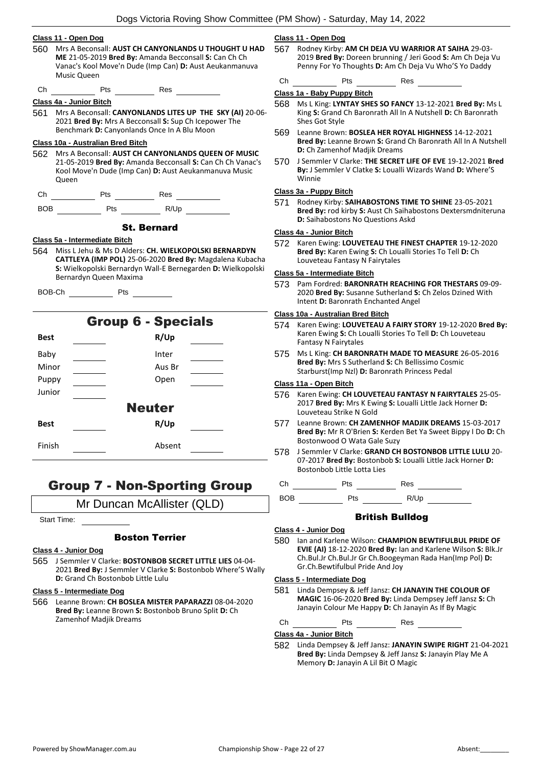### Class 11 - Open Dog

560 Mrs A Beconsall: **AUST CH CANYONLANDS U THOUGHT U HAD ME** 21-05-2019 **Bred By:** Amanda Becconsall **S:** Can Ch Ch Vanac's Kool Move'n Dude (Imp Can) **D:** Aust Aeukanmanuva Music Queen

Ch ______ Pts ______ Res ______

### Class 4a - Junior Bitch

561 Mrs A Beconsall: **CANYONLANDS LITES UP THE SKY (AI)** 20-06-2021 **Bred By:** Mrs A Becconsall **S:** Sup Ch Icepower The Benchmark **D:** Canyonlands Once In A Blu Moon

### Class 10a - Australian Bred Bitch

562 Mrs A Beconsall: **AUST CH CANYONLANDS QUEEN OF MUSIC** 21-05-2019 **Bred By:** Amanda Becconsall **S:** Can Ch Ch Vanac's Kool Move'n Dude (Imp Can) **D:** Aust Aeukanmanuva Music Queen

Ch ______ Pts ______ Res ______

BOB ______ Pts ______ R/Up ______

## St. Bernard

### Class 5a - Intermediate Bitch

564 Miss L Jehu & Ms D Alders: **CH. WIELKOPOLSKI BERNARDYN CATTLEYA (IMP POL)** 25-06-2020 **Bred By:** Magdalena Kubacha **S:** Wielkopolski Bernardyn Wall-E Bernegarden **D:** Wielkopolski Bernardyn Queen Maxima

BOB-Ch ______ Pts ______

# Group 6 - Specials

| Best | | R/Up | |
|---|---|---|---|
| Baby | | Inter | |
| Minor | | Aus Br | |
| Puppy | | Open | |
| Junior | | | |

## Neuter

| Best | | R/Up | |
|---|---|---|---|
| Finish | | Absent | |

# Group 7 - Non-Sporting Group

Mr Duncan McAllister (QLD)

Start Time: ______

## Boston Terrier

### Class 4 - Junior Dog

565 J Semmler V Clarke: **BOSTONBOB SECRET LITTLE LIES** 04-04-2021 **Bred By:** J Semmler V Clarke **S:** Bostonbob Where'S Wally **D:** Grand Ch Bostonbob Little Lulu

### Class 5 - Intermediate Dog

566 Leanne Brown: **CH BOSLEA MISTER PAPARAZZI** 08-04-2020 **Bred By:** Leanne Brown **S:** Bostonbob Bruno Split **D:** Ch Zamenhof Madjik Dreams

### Class 11 - Open Dog

567 Rodney Kirby: **AM CH DEJA VU WARRIOR AT SAIHA** 29-03-2019 **Bred By:** Doreen brunning / Jeri Good **S:** Am Ch Deja Vu Penny For Yo Thoughts **D:** Am Ch Deja Vu Who'S Yo Daddy

Ch ______ Pts ______ Res ______

### Class 1a - Baby Puppy Bitch

568 Ms L King: **LYNTAY SHES SO FANCY** 13-12-2021 **Bred By:** Ms L King **S:** Grand Ch Baronrath All In A Nutshell **D:** Ch Baronrath Shes Got Style

569 Leanne Brown: **BOSLEA HER ROYAL HIGHNESS** 14-12-2021 **Bred By:** Leanne Brown **S:** Grand Ch Baronrath All In A Nutshell **D:** Ch Zamenhof Madjik Dreams

570 J Semmler V Clarke: **THE SECRET LIFE OF EVE** 19-12-2021 **Bred By:** J Semmler V Clatke **S:** Loualli Wizards Wand **D:** Where'S Winnie

### Class 3a - Puppy Bitch

571 Rodney Kirby: **SAIHABOSTONS TIME TO SHINE** 23-05-2021 **Bred By:** rod kirby **S:** Aust Ch Saihabostons Dextersmdniteruna **D:** Saihabostons No Questions Askd

### Class 4a - Junior Bitch

572 Karen Ewing: **LOUVETEAU THE FINEST CHAPTER** 19-12-2020 **Bred By:** Karen Ewing **S:** Ch Loualli Stories To Tell **D:** Ch Louveteau Fantasy N Fairytales

### Class 5a - Intermediate Bitch

573 Pam Fordred: **BARONRATH REACHING FOR THESTARS** 09-09-2020 **Bred By:** Susanne Sutherland **S:** Ch Zelos Dzined With Intent **D:** Baronrath Enchanted Angel

### Class 10a - Australian Bred Bitch

574 Karen Ewing: **LOUVETEAU A FAIRY STORY** 19-12-2020 **Bred By:** Karen Ewing **S:** Ch Loualli Stories To Tell **D:** Ch Louveteau Fantasy N Fairytales

575 Ms L King: **CH BARONRATH MADE TO MEASURE** 26-05-2016 **Bred By:** Mrs S Sutherland **S:** Ch Bellissimo Cosmic Starburst(Imp Nzl) **D:** Baronrath Princess Pedal

### Class 11a - Open Bitch

576 Karen Ewing: **CH LOUVETEAU FANTASY N FAIRYTALES** 25-05-2017 **Bred By:** Mrs K Ewing **S:** Loualli Little Jack Horner **D:** Louveteau Strike N Gold

577 Leanne Brown: **CH ZAMENHOF MADJIK DREAMS** 15-03-2017 **Bred By:** Mr R O'Brien **S:** Kerden Bet Ya Sweet Bippy I Do **D:** Ch Bostonwood O Wata Gale Suzy

578 J Semmler V Clarke: **GRAND CH BOSTONBOB LITTLE LULU** 20-07-2017 **Bred By:** Bostonbob **S:** Loualli Little Jack Horner **D:** Bostonbob Little Lotta Lies

Ch ______ Pts ______ Res ______

BOB ______ Pts ______ R/Up ______

## British Bulldog

### Class 4 - Junior Dog

580 Ian and Karlene Wilson: **CHAMPION BEWTIFULBUL PRIDE OF EVIE (AI)** 18-12-2020 **Bred By:** Ian and Karlene Wilson **S:** Blk.Jr Ch.Bul.Jr Ch.Bul.Jr Gr Ch.Boogeyman Rada Han(Imp Pol) **D:** Gr.Ch.Bewtifulbul Pride And Joy

### Class 5 - Intermediate Dog

581 Linda Dempsey & Jeff Jansz: **CH JANAYIN THE COLOUR OF MAGIC** 16-06-2020 **Bred By:** Linda Dempsey Jeff Jansz **S:** Ch Janayin Colour Me Happy **D:** Ch Janayin As If By Magic

Ch ______ Pts ______ Res ______

### Class 4a - Junior Bitch

582 Linda Dempsey & Jeff Jansz: **JANAYIN SWIPE RIGHT** 21-04-2021 **Bred By:** Linda Dempsey & Jeff Jansz **S:** Janayin Play Me A Memory **D:** Janayin A Lil Bit O Magic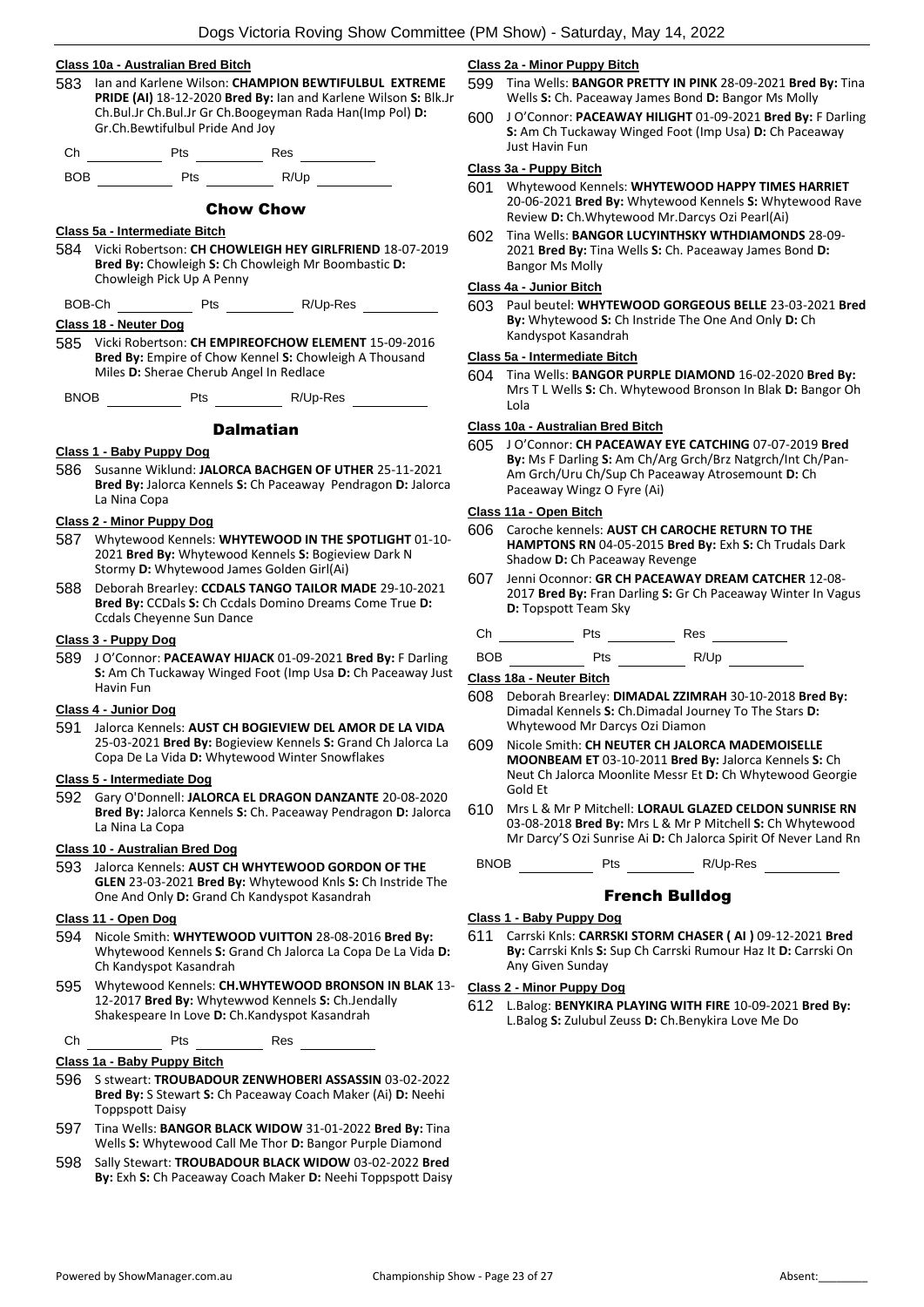#### Class 10a - Australian Bred Bitch

583 Ian and Karlene Wilson: **CHAMPION BEWTIFULBUL EXTREME PRIDE (AI)** 18-12-2020 **Bred By:** Ian and Karlene Wilson **S:** Blk.Jr Ch.Bul.Jr Ch.Bul.Jr Gr Ch.Boogeyman Rada Han(Imp Pol) **D:** Gr.Ch.Bewtifulbul Pride And Joy

Ch __________ Pts __________ Res __________

BOB __________ Pts __________ R/Up __________

## Chow Chow

#### Class 5a - Intermediate Bitch

584 Vicki Robertson: **CH CHOWLEIGH HEY GIRLFRIEND** 18-07-2019 **Bred By:** Chowleigh **S:** Ch Chowleigh Mr Boombastic **D:** Chowleigh Pick Up A Penny

BOB-Ch __________ Pts __________ R/Up-Res __________

#### Class 18 - Neuter Dog

585 Vicki Robertson: **CH EMPIREOFCHOW ELEMENT** 15-09-2016 **Bred By:** Empire of Chow Kennel **S:** Chowleigh A Thousand Miles **D:** Sherae Cherub Angel In Redlace

BNOB __________ Pts __________ R/Up-Res __________

## Dalmatian

#### Class 1 - Baby Puppy Dog

586 Susanne Wiklund: **JALORCA BACHGEN OF UTHER** 25-11-2021 **Bred By:** Jalorca Kennels **S:** Ch Paceaway Pendragon **D:** Jalorca La Nina Copa

#### Class 2 - Minor Puppy Dog

587 Whytewood Kennels: **WHYTEWOOD IN THE SPOTLIGHT** 01-10-2021 **Bred By:** Whytewood Kennels **S:** Bogieview Dark N Stormy **D:** Whytewood James Golden Girl(Ai)

588 Deborah Brearley: **CCDALS TANGO TAILOR MADE** 29-10-2021 **Bred By:** CCDals **S:** Ch Ccdals Domino Dreams Come True **D:** Ccdals Cheyenne Sun Dance

#### Class 3 - Puppy Dog

589 J O'Connor: **PACEAWAY HIJACK** 01-09-2021 **Bred By:** F Darling **S:** Am Ch Tuckaway Winged Foot (Imp Usa **D:** Ch Paceaway Just Havin Fun

#### Class 4 - Junior Dog

591 Jalorca Kennels: **AUST CH BOGIEVIEW DEL AMOR DE LA VIDA** 25-03-2021 **Bred By:** Bogieview Kennels **S:** Grand Ch Jalorca La Copa De La Vida **D:** Whytewood Winter Snowflakes

#### Class 5 - Intermediate Dog

592 Gary O'Donnell: **JALORCA EL DRAGON DANZANTE** 20-08-2020 **Bred By:** Jalorca Kennels **S:** Ch. Paceaway Pendragon **D:** Jalorca La Nina La Copa

#### Class 10 - Australian Bred Dog

593 Jalorca Kennels: **AUST CH WHYTEWOOD GORDON OF THE GLEN** 23-03-2021 **Bred By:** Whytewood Knls **S:** Ch Instride The One And Only **D:** Grand Ch Kandyspot Kasandrah

#### Class 11 - Open Dog

594 Nicole Smith: **WHYTEWOOD VUITTON** 28-08-2016 **Bred By:** Whytewood Kennels **S:** Grand Ch Jalorca La Copa De La Vida **D:** Ch Kandyspot Kasandrah

595 Whytewood Kennels: **CH.WHYTEWOOD BRONSON IN BLAK** 13-12-2017 **Bred By:** Whytewwod Kennels **S:** Ch.Jendally Shakespeare In Love **D:** Ch.Kandyspot Kasandrah

Ch __________ Pts __________ Res __________

#### Class 1a - Baby Puppy Bitch

596 S stweart: **TROUBADOUR ZENWHOBERI ASSASSIN** 03-02-2022 **Bred By:** S Stewart **S:** Ch Paceaway Coach Maker (Ai) **D:** Neehi Toppspott Daisy

597 Tina Wells: **BANGOR BLACK WIDOW** 31-01-2022 **Bred By:** Tina Wells **S:** Whytewood Call Me Thor **D:** Bangor Purple Diamond

598 Sally Stewart: **TROUBADOUR BLACK WIDOW** 03-02-2022 **Bred By:** Exh **S:** Ch Paceaway Coach Maker **D:** Neehi Toppspott Daisy

#### Class 2a - Minor Puppy Bitch

599 Tina Wells: **BANGOR PRETTY IN PINK** 28-09-2021 **Bred By:** Tina Wells **S:** Ch. Paceaway James Bond **D:** Bangor Ms Molly

600 J O'Connor: **PACEAWAY HILIGHT** 01-09-2021 **Bred By:** F Darling **S:** Am Ch Tuckaway Winged Foot (Imp Usa) **D:** Ch Paceaway Just Havin Fun

#### Class 3a - Puppy Bitch

601 Whytewood Kennels: **WHYTEWOOD HAPPY TIMES HARRIET** 20-06-2021 **Bred By:** Whytewood Kennels **S:** Whytewood Rave Review **D:** Ch.Whytewood Mr.Darcys Ozi Pearl(Ai)

602 Tina Wells: **BANGOR LUCYINTHSKY WTHDIAMONDS** 28-09-2021 **Bred By:** Tina Wells **S:** Ch. Paceaway James Bond **D:** Bangor Ms Molly

#### Class 4a - Junior Bitch

603 Paul beutel: **WHYTEWOOD GORGEOUS BELLE** 23-03-2021 **Bred By:** Whytewood **S:** Ch Instride The One And Only **D:** Ch Kandyspot Kasandrah

#### Class 5a - Intermediate Bitch

604 Tina Wells: **BANGOR PURPLE DIAMOND** 16-02-2020 **Bred By:** Mrs T L Wells **S:** Ch. Whytewood Bronson In Blak **D:** Bangor Oh Lola

#### Class 10a - Australian Bred Bitch

605 J O'Connor: **CH PACEAWAY EYE CATCHING** 07-07-2019 **Bred By:** Ms F Darling **S:** Am Ch/Arg Grch/Brz Natgrch/Int Ch/Pan-Am Grch/Uru Ch/Sup Ch Paceaway Atrosemount **D:** Ch Paceaway Wingz O Fyre (Ai)

#### Class 11a - Open Bitch

606 Caroche kennels: **AUST CH CAROCHE RETURN TO THE HAMPTONS RN** 04-05-2015 **Bred By:** Exh **S:** Ch Trudals Dark Shadow **D:** Ch Paceaway Revenge

607 Jenni Oconnor: **GR CH PACEAWAY DREAM CATCHER** 12-08-2017 **Bred By:** Fran Darling **S:** Gr Ch Paceaway Winter In Vagus **D:** Topspott Team Sky

Ch __________ Pts __________ Res __________

BOB __________ Pts __________ R/Up __________

#### Class 18a - Neuter Bitch

608 Deborah Brearley: **DIMADAL ZZIMRAH** 30-10-2018 **Bred By:** Dimadal Kennels **S:** Ch.Dimadal Journey To The Stars **D:** Whytewood Mr Darcys Ozi Diamon

609 Nicole Smith: **CH NEUTER CH JALORCA MADEMOISELLE MOONBEAM ET** 03-10-2011 **Bred By:** Jalorca Kennels **S:** Ch Neut Ch Jalorca Moonlite Messr Et **D:** Ch Whytewood Georgie Gold Et

610 Mrs L & Mr P Mitchell: **LORAUL GLAZED CELDON SUNRISE RN** 03-08-2018 **Bred By:** Mrs L & Mr P Mitchell **S:** Ch Whytewood Mr Darcy'S Ozi Sunrise Ai **D:** Ch Jalorca Spirit Of Never Land Rn

BNOB __________ Pts __________ R/Up-Res __________

## French Bulldog

#### Class 1 - Baby Puppy Dog

611 Carrski Knls: **CARRSKI STORM CHASER ( AI )** 09-12-2021 **Bred By:** Carrski Knls **S:** Sup Ch Carrski Rumour Haz It **D:** Carrski On Any Given Sunday

#### Class 2 - Minor Puppy Dog

612 L.Balog: **BENYKIRA PLAYING WITH FIRE** 10-09-2021 **Bred By:** L.Balog **S:** Zulubul Zeuss **D:** Ch.Benykira Love Me Do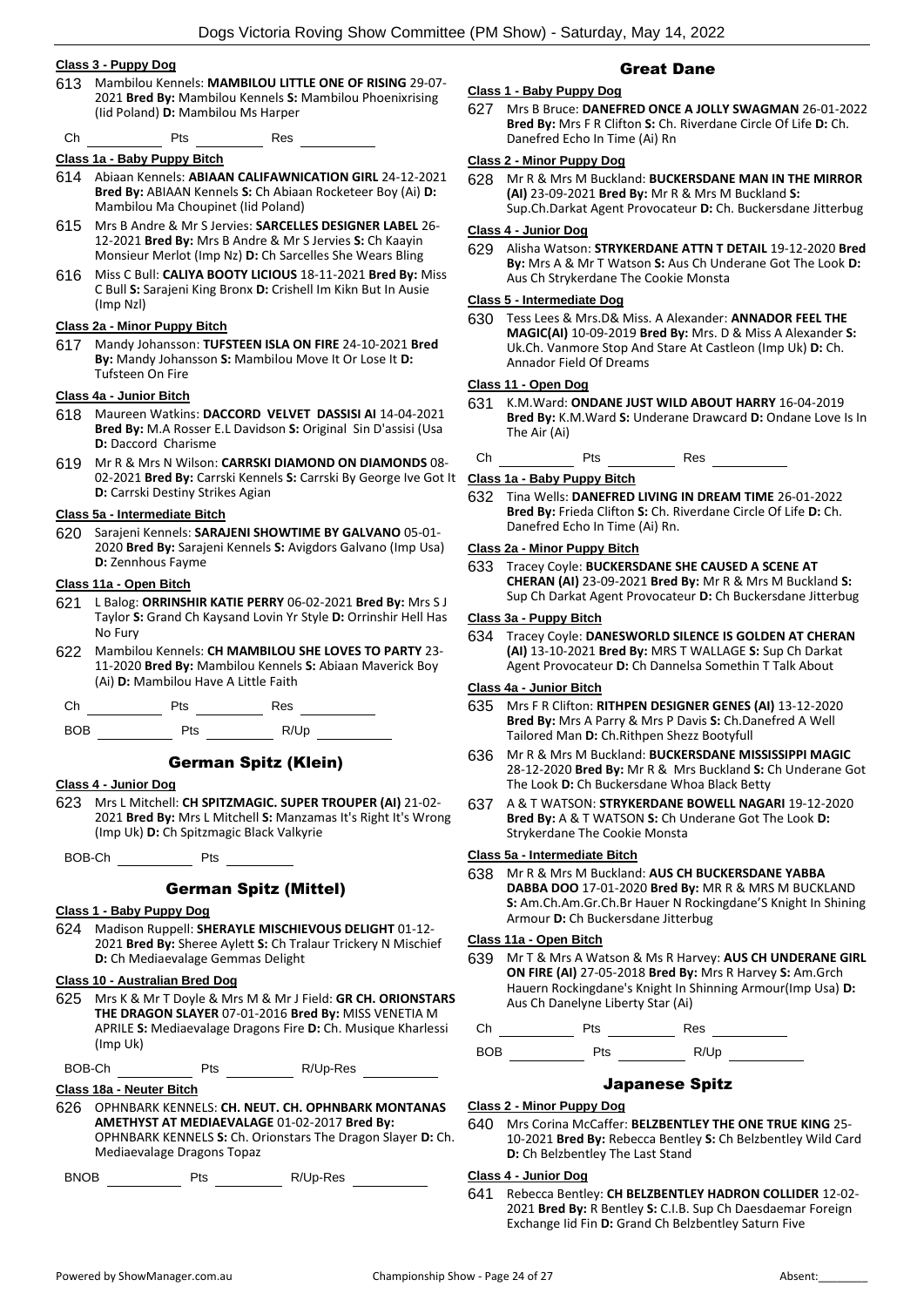**Class 3 - Puppy Dog**

613 Mambilou Kennels: **MAMBILOU LITTLE ONE OF RISING** 29-07-2021 **Bred By:** Mambilou Kennels **S:** Mambilou Phoenixrising (Iid Poland) **D:** Mambilou Ms Harper

Ch __________ Pts __________ Res __________

**Class 1a - Baby Puppy Bitch**

614 Abiaan Kennels: **ABIAAN CALIFAWNICATION GIRL** 24-12-2021 **Bred By:** ABIAAN Kennels **S:** Ch Abiaan Rocketeer Boy (Ai) **D:** Mambilou Ma Choupinet (Iid Poland)

615 Mrs B Andre & Mr S Jervies: **SARCELLES DESIGNER LABEL** 26-12-2021 **Bred By:** Mrs B Andre & Mr S Jervies **S:** Ch Kaayin Monsieur Merlot (Imp Nz) **D:** Ch Sarcelles She Wears Bling

616 Miss C Bull: **CALIYA BOOTY LICIOUS** 18-11-2021 **Bred By:** Miss C Bull **S:** Sarajeni King Bronx **D:** Crishell Im Kikn But In Ausie (Imp Nzl)

**Class 2a - Minor Puppy Bitch**

617 Mandy Johansson: **TUFSTEEN ISLA ON FIRE** 24-10-2021 **Bred By:** Mandy Johansson **S:** Mambilou Move It Or Lose It **D:** Tufsteen On Fire

**Class 4a - Junior Bitch**

618 Maureen Watkins: **DACCORD VELVET DASSISI AI** 14-04-2021 **Bred By:** M.A Rosser E.L Davidson **S:** Original Sin D'assisi (Usa **D:** Daccord Charisme

619 Mr R & Mrs N Wilson: **CARRSKI DIAMOND ON DIAMONDS** 08-02-2021 **Bred By:** Carrski Kennels **S:** Carrski By George Ive Got It **D:** Carrski Destiny Strikes Agian

**Class 5a - Intermediate Bitch**

620 Sarajeni Kennels: **SARAJENI SHOWTIME BY GALVANO** 05-01-2020 **Bred By:** Sarajeni Kennels **S:** Avigdors Galvano (Imp Usa) **D:** Zennhous Fayme

**Class 11a - Open Bitch**

621 L Balog: **ORRINSHIR KATIE PERRY** 06-02-2021 **Bred By:** Mrs S J Taylor **S:** Grand Ch Kaysand Lovin Yr Style **D:** Orrinshir Hell Has No Fury

622 Mambilou Kennels: **CH MAMBILOU SHE LOVES TO PARTY** 23-11-2020 **Bred By:** Mambilou Kennels **S:** Abiaan Maverick Boy (Ai) **D:** Mambilou Have A Little Faith

Ch __________ Pts __________ Res __________

BOB __________ Pts __________ R/Up __________

## German Spitz (Klein)

**Class 4 - Junior Dog**

623 Mrs L Mitchell: **CH SPITZMAGIC. SUPER TROUPER (AI)** 21-02-2021 **Bred By:** Mrs L Mitchell **S:** Manzamas It's Right It's Wrong (Imp Uk) **D:** Ch Spitzmagic Black Valkyrie

BOB-Ch __________ Pts __________

## German Spitz (Mittel)

**Class 1 - Baby Puppy Dog**

624 Madison Ruppell: **SHERAYLE MISCHIEVOUS DELIGHT** 01-12-2021 **Bred By:** Sheree Aylett **S:** Ch Tralaur Trickery N Mischief **D:** Ch Mediaevalage Gemmas Delight

**Class 10 - Australian Bred Dog**

625 Mrs K & Mr T Doyle & Mrs M & Mr J Field: **GR CH. ORIONSTARS THE DRAGON SLAYER** 07-01-2016 **Bred By:** MISS VENETIA M APRILE **S:** Mediaevalage Dragons Fire **D:** Ch. Musique Kharlessi (Imp Uk)

BOB-Ch __________ Pts __________ R/Up-Res __________

**Class 18a - Neuter Bitch**

626 OPHNBARK KENNELS: **CH. NEUT. CH. OPHNBARK MONTANAS AMETHYST AT MEDIAEVALAGE** 01-02-2017 **Bred By:** OPHNBARK KENNELS **S:** Ch. Orionstars The Dragon Slayer **D:** Ch. Mediaevalage Dragons Topaz

BNOB __________ Pts __________ R/Up-Res __________

## Great Dane

**Class 1 - Baby Puppy Dog**

627 Mrs B Bruce: **DANEFRED ONCE A JOLLY SWAGMAN** 26-01-2022 **Bred By:** Mrs F R Clifton **S:** Ch. Riverdane Circle Of Life **D:** Ch. Danefred Echo In Time (Ai) Rn

**Class 2 - Minor Puppy Dog**

628 Mr R & Mrs M Buckland: **BUCKERSDANE MAN IN THE MIRROR (AI)** 23-09-2021 **Bred By:** Mr R & Mrs M Buckland **S:** Sup.Ch.Darkat Agent Provocateur **D:** Ch. Buckersdane Jitterbug

**Class 4 - Junior Dog**

629 Alisha Watson: **STRYKERDANE ATTN T DETAIL** 19-12-2020 **Bred By:** Mrs A & Mr T Watson **S:** Aus Ch Underane Got The Look **D:** Aus Ch Strykerdane The Cookie Monsta

**Class 5 - Intermediate Dog**

630 Tess Lees & Mrs.D& Miss. A Alexander: **ANNADOR FEEL THE MAGIC(AI)** 10-09-2019 **Bred By:** Mrs. D & Miss A Alexander **S:** Uk.Ch. Vanmore Stop And Stare At Castleon (Imp Uk) **D:** Ch. Annador Field Of Dreams

**Class 11 - Open Dog**

631 K.M.Ward: **ONDANE JUST WILD ABOUT HARRY** 16-04-2019 **Bred By:** K.M.Ward **S:** Underane Drawcard **D:** Ondane Love Is In The Air (Ai)

Ch __________ Pts __________ Res __________

**Class 1a - Baby Puppy Bitch**

632 Tina Wells: **DANEFRED LIVING IN DREAM TIME** 26-01-2022 **Bred By:** Frieda Clifton **S:** Ch. Riverdane Circle Of Life **D:** Ch. Danefred Echo In Time (Ai) Rn.

**Class 2a - Minor Puppy Bitch**

633 Tracey Coyle: **BUCKERSDANE SHE CAUSED A SCENE AT CHERAN (AI)** 23-09-2021 **Bred By:** Mr R & Mrs M Buckland **S:** Sup Ch Darkat Agent Provocateur **D:** Ch Buckersdane Jitterbug

**Class 3a - Puppy Bitch**

634 Tracey Coyle: **DANESWORLD SILENCE IS GOLDEN AT CHERAN (AI)** 13-10-2021 **Bred By:** MRS T WALLAGE **S:** Sup Ch Darkat Agent Provocateur **D:** Ch Dannelsa Somethin T Talk About

**Class 4a - Junior Bitch**

635 Mrs F R Clifton: **RITHPEN DESIGNER GENES (AI)** 13-12-2020 **Bred By:** Mrs A Parry & Mrs P Davis **S:** Ch.Danefred A Well Tailored Man **D:** Ch.Rithpen Shezz Bootyfull

636 Mr R & Mrs M Buckland: **BUCKERSDANE MISSISSIPPI MAGIC** 28-12-2020 **Bred By:** Mr R & Mrs Buckland **S:** Ch Underane Got The Look **D:** Ch Buckersdane Whoa Black Betty

637 A & T WATSON: **STRYKERDANE BOWELL NAGARI** 19-12-2020 **Bred By:** A & T WATSON **S:** Ch Underane Got The Look **D:** Strykerdane The Cookie Monsta

**Class 5a - Intermediate Bitch**

638 Mr R & Mrs M Buckland: **AUS CH BUCKERSDANE YABBA DABBA DOO** 17-01-2020 **Bred By:** MR R & MRS M BUCKLAND **S:** Am.Ch.Am.Gr.Ch.Br Hauer N Rockingdane'S Knight In Shining Armour **D:** Ch Buckersdane Jitterbug

**Class 11a - Open Bitch**

639 Mr T & Mrs A Watson & Ms R Harvey: **AUS CH UNDERANE GIRL ON FIRE (AI)** 27-05-2018 **Bred By:** Mrs R Harvey **S:** Am.Grch Hauern Rockingdane's Knight In Shinning Armour(Imp Usa) **D:** Aus Ch Danelyne Liberty Star (Ai)

Ch __________ Pts __________ Res __________

BOB __________ Pts __________ R/Up __________

## Japanese Spitz

**Class 2 - Minor Puppy Dog**

640 Mrs Corina McCaffer: **BELZBENTLEY THE ONE TRUE KING** 25-10-2021 **Bred By:** Rebecca Bentley **S:** Ch Belzbentley Wild Card **D:** Ch Belzbentley The Last Stand

**Class 4 - Junior Dog**

641 Rebecca Bentley: **CH BELZBENTLEY HADRON COLLIDER** 12-02-2021 **Bred By:** R Bentley **S:** C.I.B. Sup Ch Daesdaemar Foreign Exchange Iid Fin **D:** Grand Ch Belzbentley Saturn Five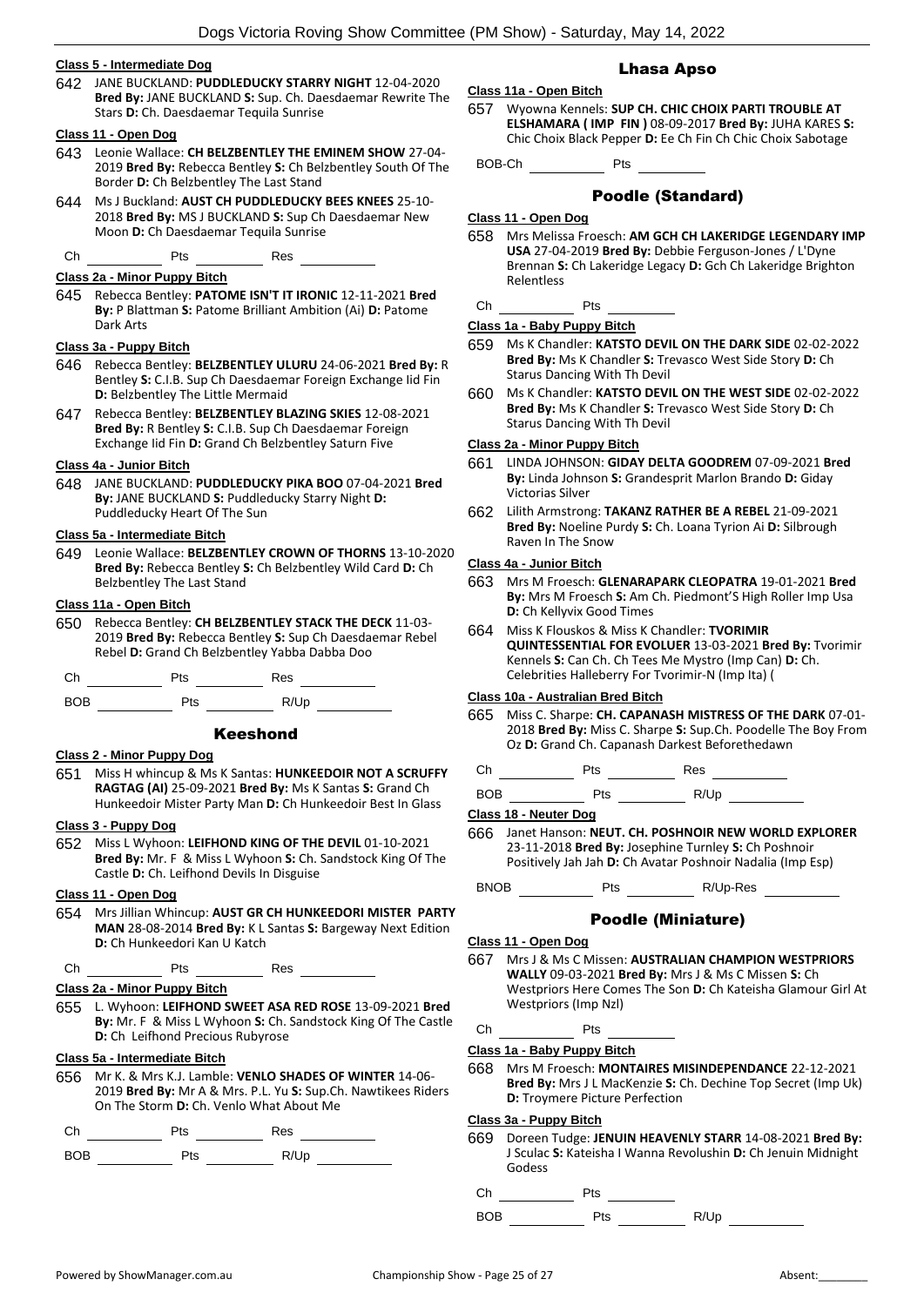#### Class 5 - Intermediate Dog

642 JANE BUCKLAND: **PUDDLEDUCKY STARRY NIGHT** 12-04-2020 **Bred By:** JANE BUCKLAND **S:** Sup. Ch. Daesdaemar Rewrite The Stars **D:** Ch. Daesdaemar Tequila Sunrise

#### Class 11 - Open Dog

643 Leonie Wallace: **CH BELZBENTLEY THE EMINEM SHOW** 27-04-2019 **Bred By:** Rebecca Bentley **S:** Ch Belzbentley South Of The Border **D:** Ch Belzbentley The Last Stand

644 Ms J Buckland: **AUST CH PUDDLEDUCKY BEES KNEES** 25-10-2018 **Bred By:** MS J BUCKLAND **S:** Sup Ch Daesdaemar New Moon **D:** Ch Daesdaemar Tequila Sunrise

Ch ________ Pts ________ Res ________

#### Class 2a - Minor Puppy Bitch

645 Rebecca Bentley: **PATOME ISN'T IT IRONIC** 12-11-2021 **Bred By:** P Blattman **S:** Patome Brilliant Ambition (Ai) **D:** Patome Dark Arts

#### Class 3a - Puppy Bitch

646 Rebecca Bentley: **BELZBENTLEY ULURU** 24-06-2021 **Bred By:** R Bentley **S:** C.I.B. Sup Ch Daesdaemar Foreign Exchange Iid Fin **D:** Belzbentley The Little Mermaid

647 Rebecca Bentley: **BELZBENTLEY BLAZING SKIES** 12-08-2021 **Bred By:** R Bentley **S:** C.I.B. Sup Ch Daesdaemar Foreign Exchange Iid Fin **D:** Grand Ch Belzbentley Saturn Five

#### Class 4a - Junior Bitch

648 JANE BUCKLAND: **PUDDLEDUCKY PIKA BOO** 07-04-2021 **Bred By:** JANE BUCKLAND **S:** Puddleducky Starry Night **D:** Puddleducky Heart Of The Sun

#### Class 5a - Intermediate Bitch

649 Leonie Wallace: **BELZBENTLEY CROWN OF THORNS** 13-10-2020 **Bred By:** Rebecca Bentley **S:** Ch Belzbentley Wild Card **D:** Ch Belzbentley The Last Stand

#### Class 11a - Open Bitch

650 Rebecca Bentley: **CH BELZBENTLEY STACK THE DECK** 11-03-2019 **Bred By:** Rebecca Bentley **S:** Sup Ch Daesdaemar Rebel Rebel **D:** Grand Ch Belzbentley Yabba Dabba Doo

Ch ________ Pts ________ Res ________

BOB ________ Pts ________ R/Up ________

## Keeshond

#### Class 2 - Minor Puppy Dog

651 Miss H whincup & Ms K Santas: **HUNKEEDOIR NOT A SCRUFFY RAGTAG (AI)** 25-09-2021 **Bred By:** Ms K Santas **S:** Grand Ch Hunkeedoir Mister Party Man **D:** Ch Hunkeedoir Best In Glass

#### Class 3 - Puppy Dog

652 Miss L Wyhoon: **LEIFHOND KING OF THE DEVIL** 01-10-2021 **Bred By:** Mr. F & Miss L Wyhoon **S:** Ch. Sandstock King Of The Castle **D:** Ch. Leifhond Devils In Disguise

#### Class 11 - Open Dog

654 Mrs Jillian Whincup: **AUST GR CH HUNKEEDORI MISTER PARTY MAN** 28-08-2014 **Bred By:** K L Santas **S:** Bargeway Next Edition **D:** Ch Hunkeedori Kan U Katch

Ch ________ Pts ________ Res ________

#### Class 2a - Minor Puppy Bitch

655 L. Wyhoon: **LEIFHOND SWEET ASA RED ROSE** 13-09-2021 **Bred By:** Mr. F & Miss L Wyhoon **S:** Ch. Sandstock King Of The Castle **D:** Ch Leifhond Precious Rubyrose

#### Class 5a - Intermediate Bitch

656 Mr K. & Mrs K.J. Lamble: **VENLO SHADES OF WINTER** 14-06-2019 **Bred By:** Mr A & Mrs. P.L. Yu **S:** Sup.Ch. Nawtikees Riders On The Storm **D:** Ch. Venlo What About Me

Ch ________ Pts ________ Res ________

BOB ________ Pts ________ R/Up ________

## Lhasa Apso

#### Class 11a - Open Bitch

657 Wyowna Kennels: **SUP CH. CHIC CHOIX PARTI TROUBLE AT ELSHAMARA ( IMP FIN )** 08-09-2017 **Bred By:** JUHA KARES **S:** Chic Choix Black Pepper **D:** Ee Ch Fin Ch Chic Choix Sabotage

BOB-Ch ________ Pts ________

## Poodle (Standard)

#### Class 11 - Open Dog

658 Mrs Melissa Froesch: **AM GCH CH LAKERIDGE LEGENDARY IMP USA** 27-04-2019 **Bred By:** Debbie Ferguson-Jones / L'Dyne Brennan **S:** Ch Lakeridge Legacy **D:** Gch Ch Lakeridge Brighton Relentless

Ch ________ Pts ________

#### Class 1a - Baby Puppy Bitch

659 Ms K Chandler: **KATSTO DEVIL ON THE DARK SIDE** 02-02-2022 **Bred By:** Ms K Chandler **S:** Trevasco West Side Story **D:** Ch Starus Dancing With Th Devil

660 Ms K Chandler: **KATSTO DEVIL ON THE WEST SIDE** 02-02-2022 **Bred By:** Ms K Chandler **S:** Trevasco West Side Story **D:** Ch Starus Dancing With Th Devil

#### Class 2a - Minor Puppy Bitch

661 LINDA JOHNSON: **GIDAY DELTA GOODREM** 07-09-2021 **Bred By:** Linda Johnson **S:** Grandesprit Marlon Brando **D:** Giday Victorias Silver

662 Lilith Armstrong: **TAKANZ RATHER BE A REBEL** 21-09-2021 **Bred By:** Noeline Purdy **S:** Ch. Loana Tyrion Ai **D:** Silbrough Raven In The Snow

#### Class 4a - Junior Bitch

663 Mrs M Froesch: **GLENARAPARK CLEOPATRA** 19-01-2021 **Bred By:** Mrs M Froesch **S:** Am Ch. Piedmont'S High Roller Imp Usa **D:** Ch Kellyvix Good Times

664 Miss K Flouskos & Miss K Chandler: **TVORIMIR QUINTESSENTIAL FOR EVOLUER** 13-03-2021 **Bred By:** Tvorimir Kennels **S:** Can Ch. Ch Tees Me Mystro (Imp Can) **D:** Ch. Celebrities Halleberry For Tvorimir-N (Imp Ita) (

#### Class 10a - Australian Bred Bitch

665 Miss C. Sharpe: **CH. CAPANASH MISTRESS OF THE DARK** 07-01-2018 **Bred By:** Miss C. Sharpe **S:** Sup.Ch. Poodelle The Boy From Oz **D:** Grand Ch. Capanash Darkest Beforethedawn

Ch ________ Pts ________ Res ________

BOB ________ Pts ________ R/Up ________

#### Class 18 - Neuter Dog

666 Janet Hanson: **NEUT. CH. POSHNOIR NEW WORLD EXPLORER** 23-11-2018 **Bred By:** Josephine Turnley **S:** Ch Poshnoir Positively Jah Jah **D:** Ch Avatar Poshnoir Nadalia (Imp Esp)

BNOB ________ Pts ________ R/Up-Res ________

## Poodle (Miniature)

#### Class 11 - Open Dog

667 Mrs J & Ms C Missen: **AUSTRALIAN CHAMPION WESTPRIORS WALLY** 09-03-2021 **Bred By:** Mrs J & Ms C Missen **S:** Ch Westpriors Here Comes The Son **D:** Ch Kateisha Glamour Girl At Westpriors (Imp Nzl)

Ch ________ Pts ________

#### Class 1a - Baby Puppy Bitch

668 Mrs M Froesch: **MONTAIRES MISINDEPENDANCE** 22-12-2021 **Bred By:** Mrs J L MacKenzie **S:** Ch. Dechine Top Secret (Imp Uk) **D:** Troymere Picture Perfection

#### Class 3a - Puppy Bitch

669 Doreen Tudge: **JENUIN HEAVENLY STARR** 14-08-2021 **Bred By:** J Sculac **S:** Kateisha I Wanna Revolushin **D:** Ch Jenuin Midnight Godess

Ch ________ Pts ________

BOB ________ Pts ________ R/Up ________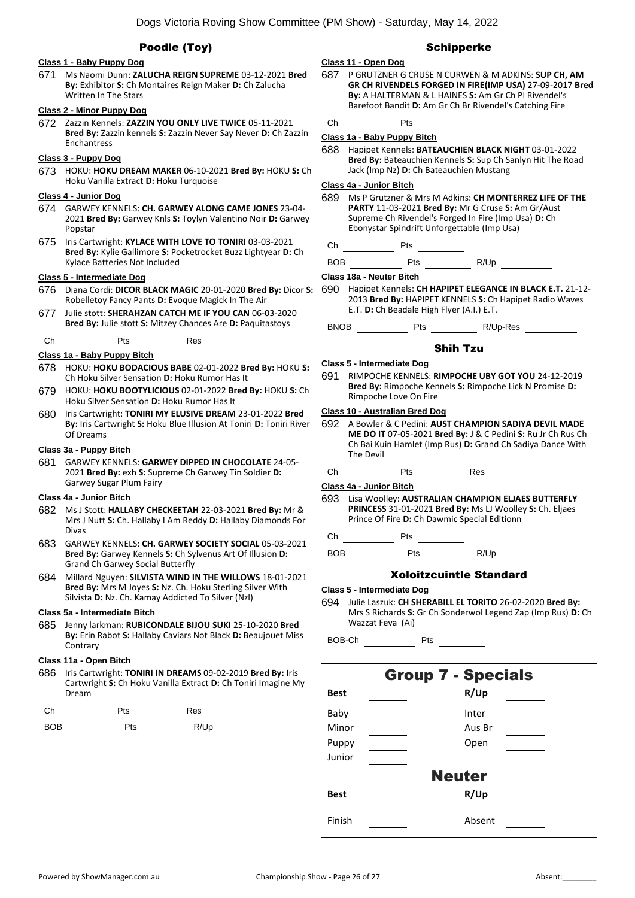## Poodle (Toy)

**Class 1 - Baby Puppy Dog**

671 Ms Naomi Dunn: **ZALUCHA REIGN SUPREME** 03-12-2021 **Bred By:** Exhibitor **S:** Ch Montaires Reign Maker **D:** Ch Zalucha Written In The Stars

**Class 2 - Minor Puppy Dog**

672 Zazzin Kennels: **ZAZZIN YOU ONLY LIVE TWICE** 05-11-2021 **Bred By:** Zazzin kennels **S:** Zazzin Never Say Never **D:** Ch Zazzin Enchantress

**Class 3 - Puppy Dog**

673 HOKU: **HOKU DREAM MAKER** 06-10-2021 **Bred By:** HOKU **S:** Ch Hoku Vanilla Extract **D:** Hoku Turquoise

**Class 4 - Junior Dog**

674 GARWEY KENNELS: **CH. GARWEY ALONG CAME JONES** 23-04-2021 **Bred By:** Garwey Knls **S:** Toylyn Valentino Noir **D:** Garwey Popstar

675 Iris Cartwright: **KYLACE WITH LOVE TO TONIRI** 03-03-2021 **Bred By:** Kylie Gallimore **S:** Pocketrocket Buzz Lightyear **D:** Ch Kylace Batteries Not Included

**Class 5 - Intermediate Dog**

676 Diana Cordi: **DICOR BLACK MAGIC** 20-01-2020 **Bred By:** Dicor **S:** Robelletoy Fancy Pants **D:** Evoque Magick In The Air

677 Julie stott: **SHERAHZAN CATCH ME IF YOU CAN** 06-03-2020 **Bred By:** Julie stott **S:** Mitzey Chances Are **D:** Paquitastoys

Ch ________ Pts ________ Res ________

**Class 1a - Baby Puppy Bitch**

678 HOKU: **HOKU BODACIOUS BABE** 02-01-2022 **Bred By:** HOKU **S:** Ch Hoku Silver Sensation **D:** Hoku Rumor Has It

679 HOKU: **HOKU BOOTYLICIOUS** 02-01-2022 **Bred By:** HOKU **S:** Ch Hoku Silver Sensation **D:** Hoku Rumor Has It

680 Iris Cartwright: **TONIRI MY ELUSIVE DREAM** 23-01-2022 **Bred By:** Iris Cartwright **S:** Hoku Blue Illusion At Toniri **D:** Toniri River Of Dreams

**Class 3a - Puppy Bitch**

681 GARWEY KENNELS: **GARWEY DIPPED IN CHOCOLATE** 24-05-2021 **Bred By:** exh **S:** Supreme Ch Garwey Tin Soldier **D:** Garwey Sugar Plum Fairy

**Class 4a - Junior Bitch**

682 Ms J Stott: **HALLABY CHECKEETAH** 22-03-2021 **Bred By:** Mr & Mrs J Nutt **S:** Ch. Hallaby I Am Reddy **D:** Hallaby Diamonds For Divas

683 GARWEY KENNELS: **CH. GARWEY SOCIETY SOCIAL** 05-03-2021 **Bred By:** Garwey Kennels **S:** Ch Sylvenus Art Of Illusion **D:** Grand Ch Garwey Social Butterfly

684 Millard Nguyen: **SILVISTA WIND IN THE WILLOWS** 18-01-2021 **Bred By:** Mrs M Joyes **S:** Nz. Ch. Hoku Sterling Silver With Silvista **D:** Nz. Ch. Kamay Addicted To Silver (Nzl)

**Class 5a - Intermediate Bitch**

685 Jenny larkman: **RUBICONDALE BIJOU SUKI** 25-10-2020 **Bred By:** Erin Rabot **S:** Hallaby Caviars Not Black **D:** Beaujouet Miss Contrary

**Class 11a - Open Bitch**

686 Iris Cartwright: **TONIRI IN DREAMS** 09-02-2019 **Bred By:** Iris Cartwright **S:** Ch Hoku Vanilla Extract **D:** Ch Toniri Imagine My Dream

Ch ________ Pts ________ Res ________

BOB ________ Pts ________ R/Up ________

## Schipperke

**Class 11 - Open Dog**

687 P GRUTZNER G CRUSE N CURWEN & M ADKINS: **SUP CH, AM GR CH RIVENDELS FORGED IN FIRE(IMP USA)** 27-09-2017 **Bred By:** A HALTERMAN & L HAINES **S:** Am Gr Ch Pl Rivendel's Barefoot Bandit **D:** Am Gr Ch Br Rivendel's Catching Fire

Ch ________ Pts ________

**Class 1a - Baby Puppy Bitch**

688 Hapipet Kennels: **BATEAUCHIEN BLACK NIGHT** 03-01-2022 **Bred By:** Bateauchien Kennels **S:** Sup Ch Sanlyn Hit The Road Jack (Imp Nz) **D:** Ch Bateauchien Mustang

**Class 4a - Junior Bitch**

689 Ms P Grutzner & Mrs M Adkins: **CH MONTERREZ LIFE OF THE PARTY** 11-03-2021 **Bred By:** Mr G Cruse **S:** Am Gr/Aust Supreme Ch Rivendel's Forged In Fire (Imp Usa) **D:** Ch Ebonystar Spindrift Unforgettable (Imp Usa)

Ch ________ Pts ________

BOB ________ Pts ________ R/Up ________

**Class 18a - Neuter Bitch**

690 Hapipet Kennels: **CH HAPIPET ELEGANCE IN BLACK E.T.** 21-12-2013 **Bred By:** HAPIPET KENNELS **S:** Ch Hapipet Radio Waves E.T. **D:** Ch Beadale High Flyer (A.I.) E.T.

BNOB ________ Pts ________ R/Up-Res ________

## Shih Tzu

**Class 5 - Intermediate Dog**

691 RIMPOCHE KENNELS: **RIMPOCHE UBY GOT YOU** 24-12-2019 **Bred By:** Rimpoche Kennels **S:** Rimpoche Lick N Promise **D:** Rimpoche Love On Fire

**Class 10 - Australian Bred Dog**

692 A Bowler & C Pedini: **AUST CHAMPION SADIYA DEVIL MADE ME DO IT** 07-05-2021 **Bred By:** J & C Pedini **S:** Ru Jr Ch Rus Ch Ch Bai Kuin Hamlet (Imp Rus) **D:** Grand Ch Sadiya Dance With The Devil

Ch ________ Pts ________ Res ________

**Class 4a - Junior Bitch**

693 Lisa Woolley: **AUSTRALIAN CHAMPION ELJAES BUTTERFLY PRINCESS** 31-01-2021 **Bred By:** Ms LJ Woolley **S:** Ch. Eljaes Prince Of Fire **D:** Ch Dawmic Special Editionn

Ch ________ Pts ________

BOB ________ Pts ________ R/Up ________

## Xoloitzcuintle Standard

**Class 5 - Intermediate Dog**

694 Julie Laszuk: **CH SHERABILL EL TORITO** 26-02-2020 **Bred By:** Mrs S Richards **S:** Gr Ch Sonderwol Legend Zap (Imp Rus) **D:** Ch Wazzat Feva (Ai)

BOB-Ch ________ Pts ________

# Group 7 - Specials

| Best | | R/Up | |
|---|---|---|---|
| Baby | | Inter | |
| Minor | | Aus Br | |
| Puppy | | Open | |
| Junior | | | |

## Neuter

| Best | | R/Up | |
|---|---|---|---|
| Finish | | Absent | |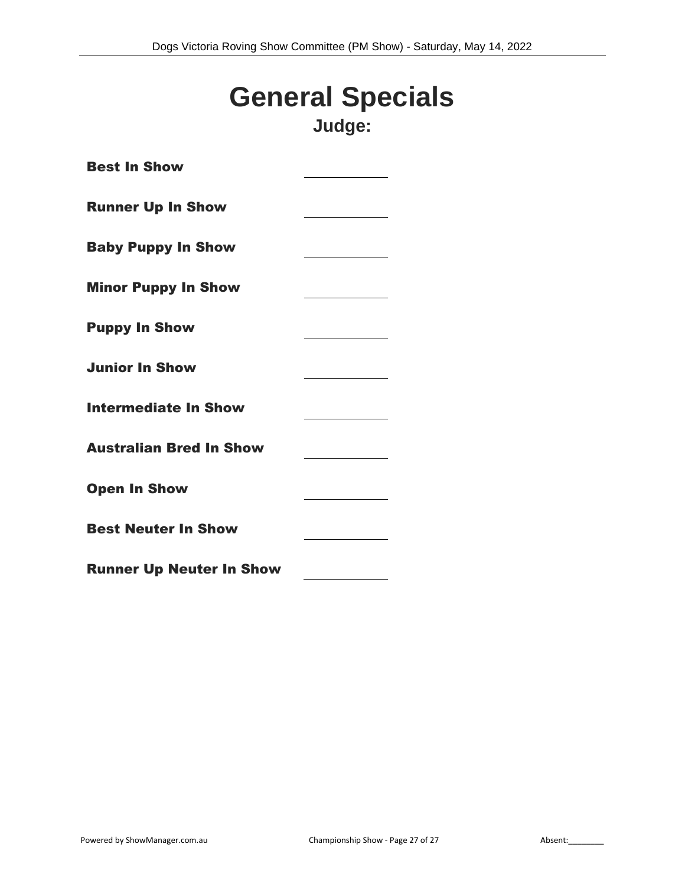# General Specials

## Judge:

**Best In Show** ____________

**Runner Up In Show** ____________

**Baby Puppy In Show** ____________

**Minor Puppy In Show** ____________

**Puppy In Show** ____________

**Junior In Show** ____________

**Intermediate In Show** ____________

**Australian Bred In Show** ____________

**Open In Show** ____________

**Best Neuter In Show** ____________

**Runner Up Neuter In Show** ____________

Absent:________